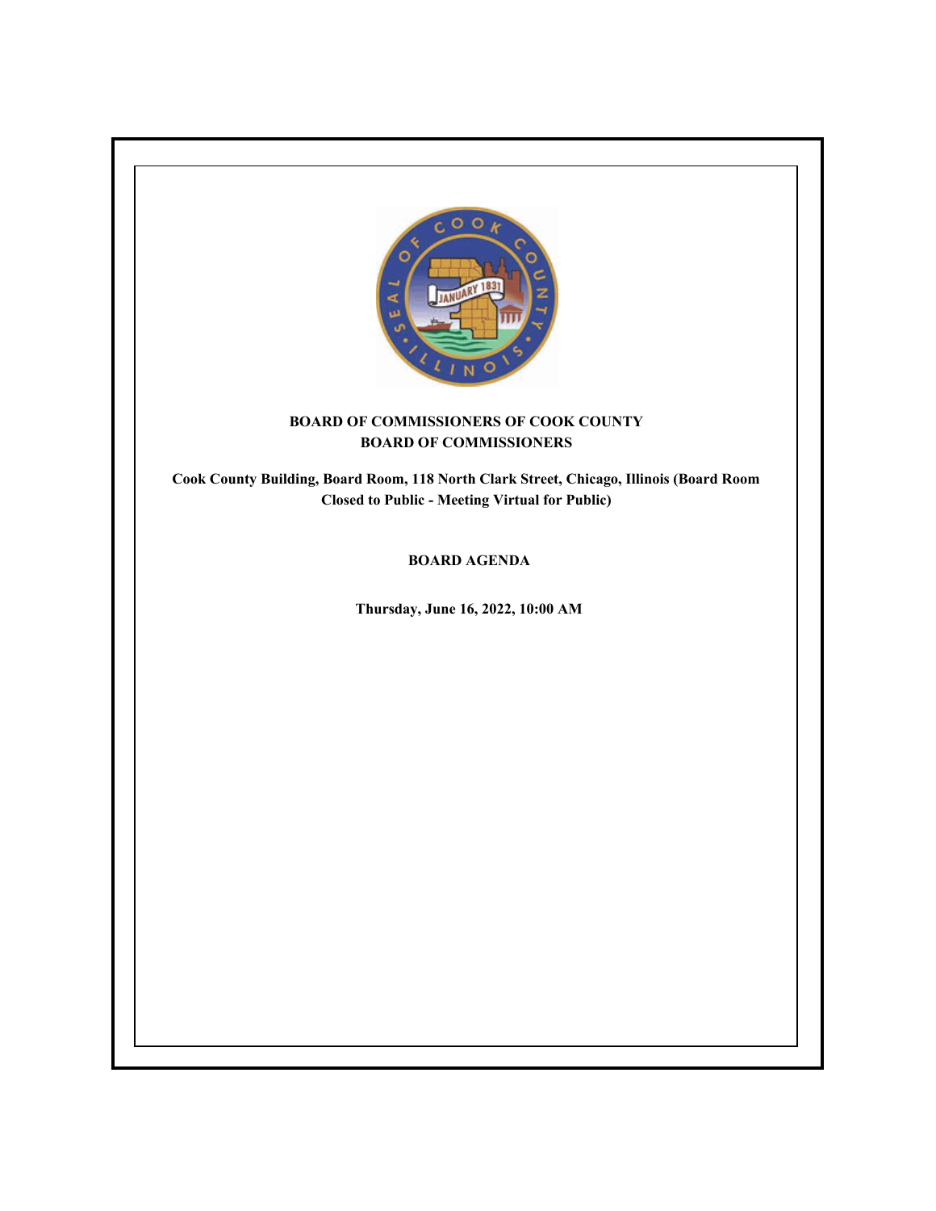**BOARD OF COMMISSIONERS OF COOK COUNTY**
**BOARD OF COMMISSIONERS**

**Cook County Building, Board Room, 118 North Clark Street, Chicago, Illinois (Board Room Closed to Public - Meeting Virtual for Public)**

# BOARD AGENDA

**Thursday, June 16, 2022, 10:00 AM**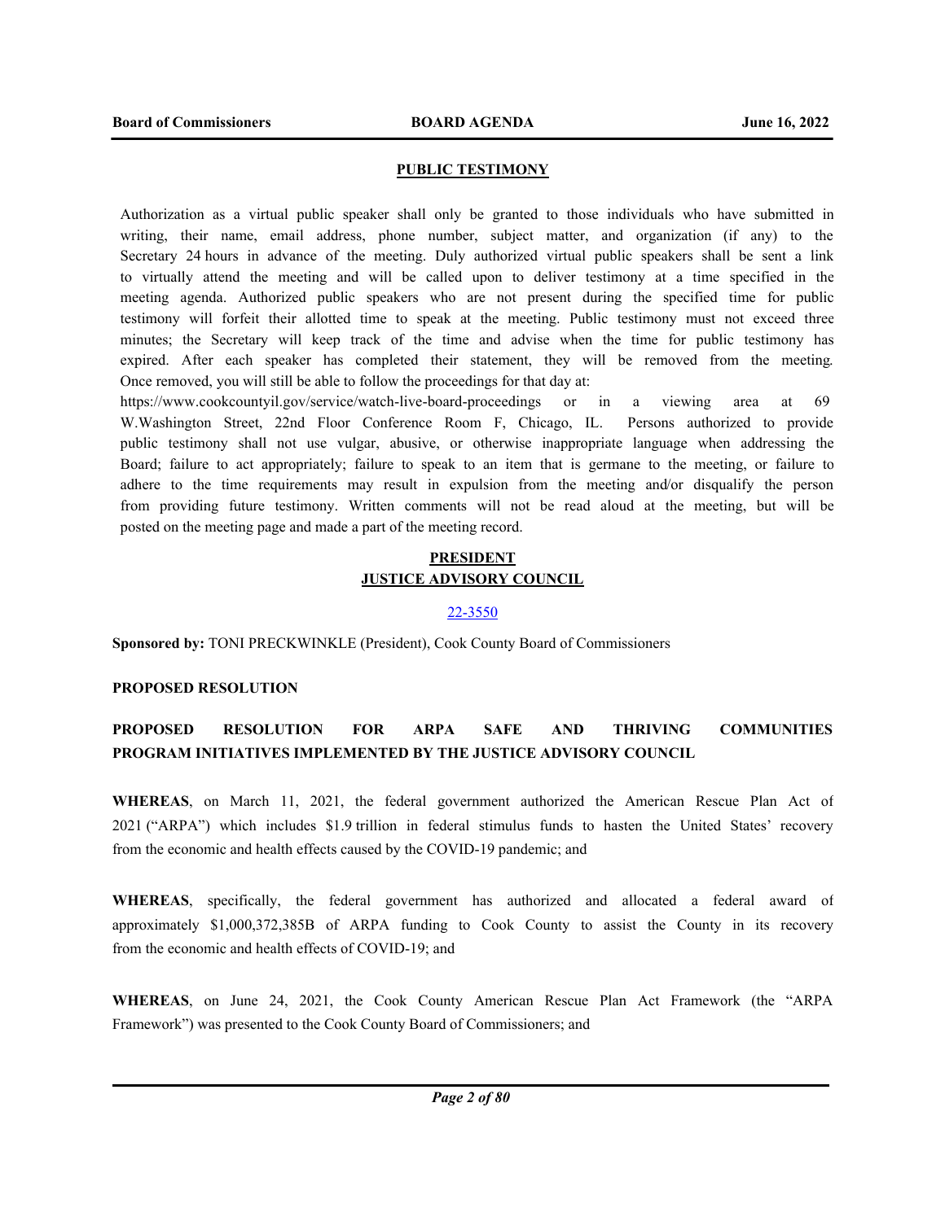## PUBLIC TESTIMONY

Authorization as a virtual public speaker shall only be granted to those individuals who have submitted in writing, their name, email address, phone number, subject matter, and organization (if any) to the Secretary 24 hours in advance of the meeting. Duly authorized virtual public speakers shall be sent a link to virtually attend the meeting and will be called upon to deliver testimony at a time specified in the meeting agenda. Authorized public speakers who are not present during the specified time for public testimony will forfeit their allotted time to speak at the meeting. Public testimony must not exceed three minutes; the Secretary will keep track of the time and advise when the time for public testimony has expired. After each speaker has completed their statement, they will be removed from the meeting. Once removed, you will still be able to follow the proceedings for that day at: https://www.cookcountyil.gov/service/watch-live-board-proceedings or in a viewing area at 69 W.Washington Street, 22nd Floor Conference Room F, Chicago, IL. Persons authorized to provide public testimony shall not use vulgar, abusive, or otherwise inappropriate language when addressing the Board; failure to act appropriately; failure to speak to an item that is germane to the meeting, or failure to adhere to the time requirements may result in expulsion from the meeting and/or disqualify the person from providing future testimony. Written comments will not be read aloud at the meeting, but will be posted on the meeting page and made a part of the meeting record.

## PRESIDENT
## JUSTICE ADVISORY COUNCIL

22-3550

**Sponsored by:** TONI PRECKWINKLE (President), Cook County Board of Commissioners

**PROPOSED RESOLUTION**

**PROPOSED RESOLUTION FOR ARPA SAFE AND THRIVING COMMUNITIES PROGRAM INITIATIVES IMPLEMENTED BY THE JUSTICE ADVISORY COUNCIL**

**WHEREAS**, on March 11, 2021, the federal government authorized the American Rescue Plan Act of 2021 ("ARPA") which includes $1.9 trillion in federal stimulus funds to hasten the United States' recovery from the economic and health effects caused by the COVID-19 pandemic; and

**WHEREAS**, specifically, the federal government has authorized and allocated a federal award of approximately $1,000,372,385B of ARPA funding to Cook County to assist the County in its recovery from the economic and health effects of COVID-19; and

**WHEREAS**, on June 24, 2021, the Cook County American Rescue Plan Act Framework (the "ARPA Framework") was presented to the Cook County Board of Commissioners; and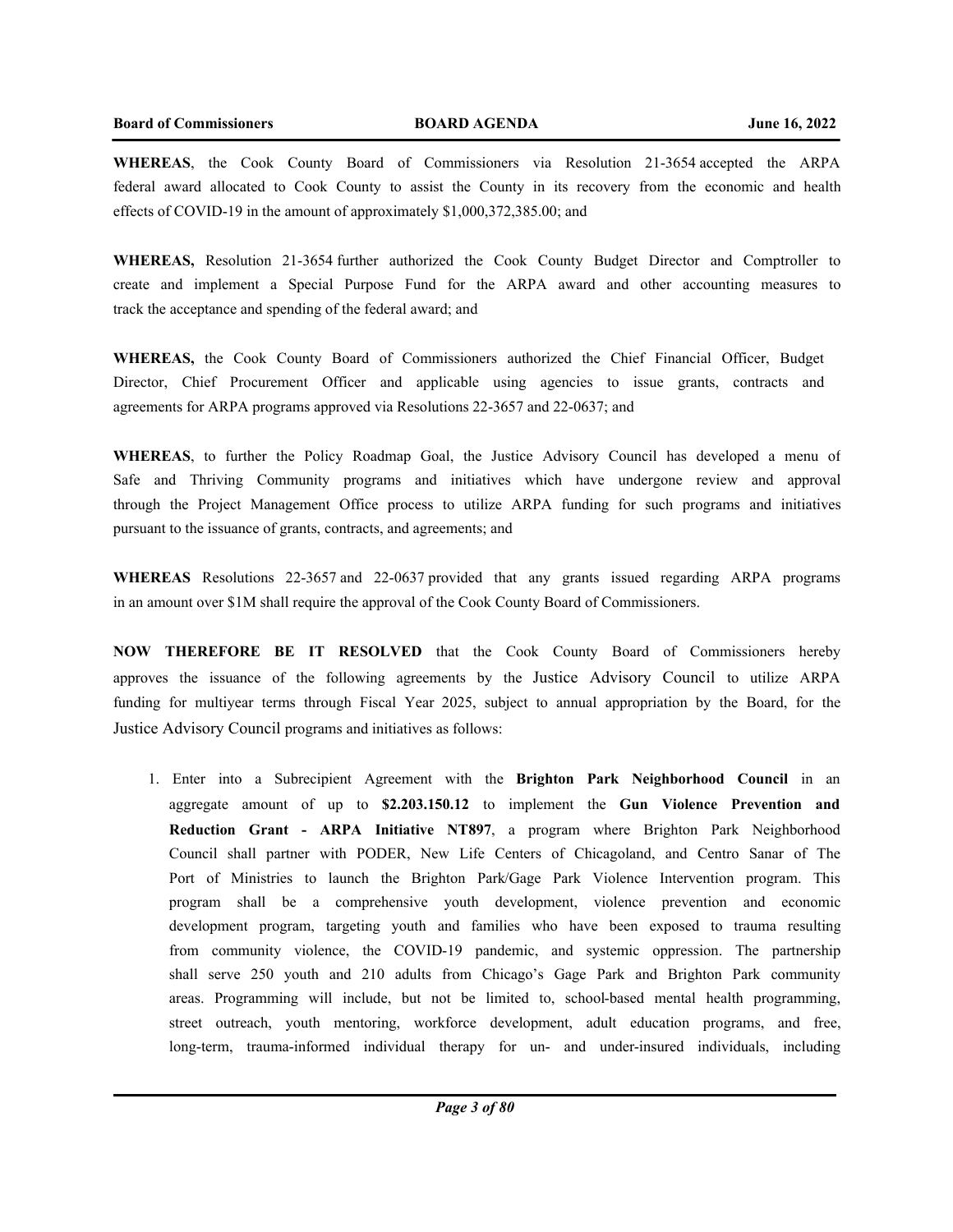**WHEREAS**, the Cook County Board of Commissioners via Resolution 21-3654 accepted the ARPA federal award allocated to Cook County to assist the County in its recovery from the economic and health effects of COVID-19 in the amount of approximately $1,000,372,385.00; and

**WHEREAS,** Resolution 21-3654 further authorized the Cook County Budget Director and Comptroller to create and implement a Special Purpose Fund for the ARPA award and other accounting measures to track the acceptance and spending of the federal award; and

**WHEREAS,** the Cook County Board of Commissioners authorized the Chief Financial Officer, Budget Director, Chief Procurement Officer and applicable using agencies to issue grants, contracts and agreements for ARPA programs approved via Resolutions 22-3657 and 22-0637; and

**WHEREAS**, to further the Policy Roadmap Goal, the Justice Advisory Council has developed a menu of Safe and Thriving Community programs and initiatives which have undergone review and approval through the Project Management Office process to utilize ARPA funding for such programs and initiatives pursuant to the issuance of grants, contracts, and agreements; and

**WHEREAS** Resolutions 22-3657 and 22-0637 provided that any grants issued regarding ARPA programs in an amount over $1M shall require the approval of the Cook County Board of Commissioners.

**NOW THEREFORE BE IT RESOLVED** that the Cook County Board of Commissioners hereby approves the issuance of the following agreements by the Justice Advisory Council to utilize ARPA funding for multiyear terms through Fiscal Year 2025, subject to annual appropriation by the Board, for the Justice Advisory Council programs and initiatives as follows:

1. Enter into a Subrecipient Agreement with the **Brighton Park Neighborhood Council** in an aggregate amount of up to **$2.203.150.12** to implement the **Gun Violence Prevention and Reduction Grant - ARPA Initiative NT897**, a program where Brighton Park Neighborhood Council shall partner with PODER, New Life Centers of Chicagoland, and Centro Sanar of The Port of Ministries to launch the Brighton Park/Gage Park Violence Intervention program. This program shall be a comprehensive youth development, violence prevention and economic development program, targeting youth and families who have been exposed to trauma resulting from community violence, the COVID-19 pandemic, and systemic oppression. The partnership shall serve 250 youth and 210 adults from Chicago's Gage Park and Brighton Park community areas. Programming will include, but not be limited to, school-based mental health programming, street outreach, youth mentoring, workforce development, adult education programs, and free, long-term, trauma-informed individual therapy for un- and under-insured individuals, including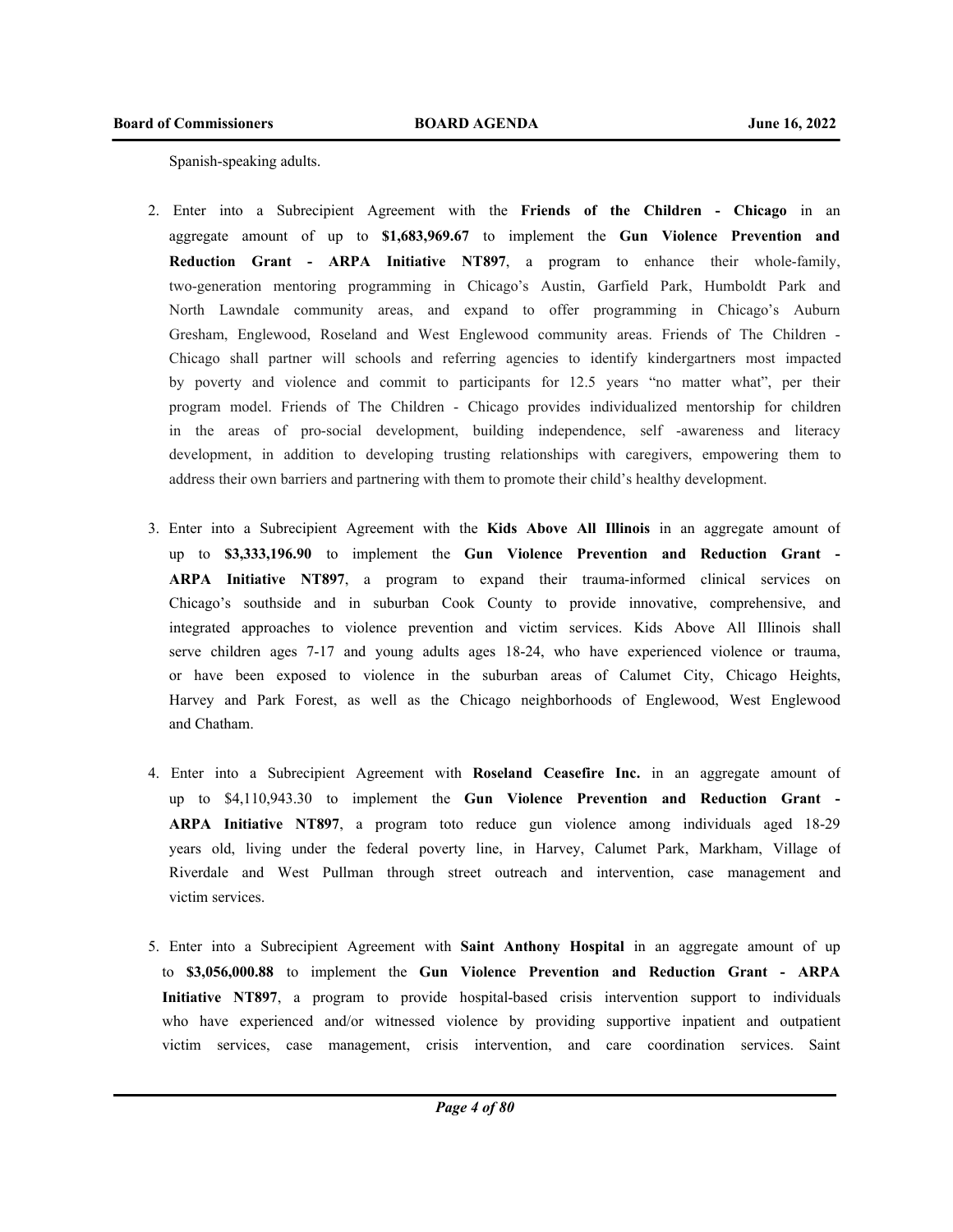Spanish-speaking adults.

2. Enter into a Subrecipient Agreement with the **Friends of the Children - Chicago** in an aggregate amount of up to **$1,683,969.67** to implement the **Gun Violence Prevention and Reduction Grant - ARPA Initiative NT897**, a program to enhance their whole-family, two-generation mentoring programming in Chicago's Austin, Garfield Park, Humboldt Park and North Lawndale community areas, and expand to offer programming in Chicago's Auburn Gresham, Englewood, Roseland and West Englewood community areas. Friends of The Children - Chicago shall partner will schools and referring agencies to identify kindergartners most impacted by poverty and violence and commit to participants for 12.5 years "no matter what", per their program model. Friends of The Children - Chicago provides individualized mentorship for children in the areas of pro-social development, building independence, self -awareness and literacy development, in addition to developing trusting relationships with caregivers, empowering them to address their own barriers and partnering with them to promote their child's healthy development.

3. Enter into a Subrecipient Agreement with the **Kids Above All Illinois** in an aggregate amount of up to **$3,333,196.90** to implement the **Gun Violence Prevention and Reduction Grant - ARPA Initiative NT897**, a program to expand their trauma-informed clinical services on Chicago's southside and in suburban Cook County to provide innovative, comprehensive, and integrated approaches to violence prevention and victim services. Kids Above All Illinois shall serve children ages 7-17 and young adults ages 18-24, who have experienced violence or trauma, or have been exposed to violence in the suburban areas of Calumet City, Chicago Heights, Harvey and Park Forest, as well as the Chicago neighborhoods of Englewood, West Englewood and Chatham.

4. Enter into a Subrecipient Agreement with **Roseland Ceasefire Inc.** in an aggregate amount of up to $4,110,943.30 to implement the **Gun Violence Prevention and Reduction Grant - ARPA Initiative NT897**, a program toto reduce gun violence among individuals aged 18-29 years old, living under the federal poverty line, in Harvey, Calumet Park, Markham, Village of Riverdale and West Pullman through street outreach and intervention, case management and victim services.

5. Enter into a Subrecipient Agreement with **Saint Anthony Hospital** in an aggregate amount of up to **$3,056,000.88** to implement the **Gun Violence Prevention and Reduction Grant - ARPA Initiative NT897**, a program to provide hospital-based crisis intervention support to individuals who have experienced and/or witnessed violence by providing supportive inpatient and outpatient victim services, case management, crisis intervention, and care coordination services. Saint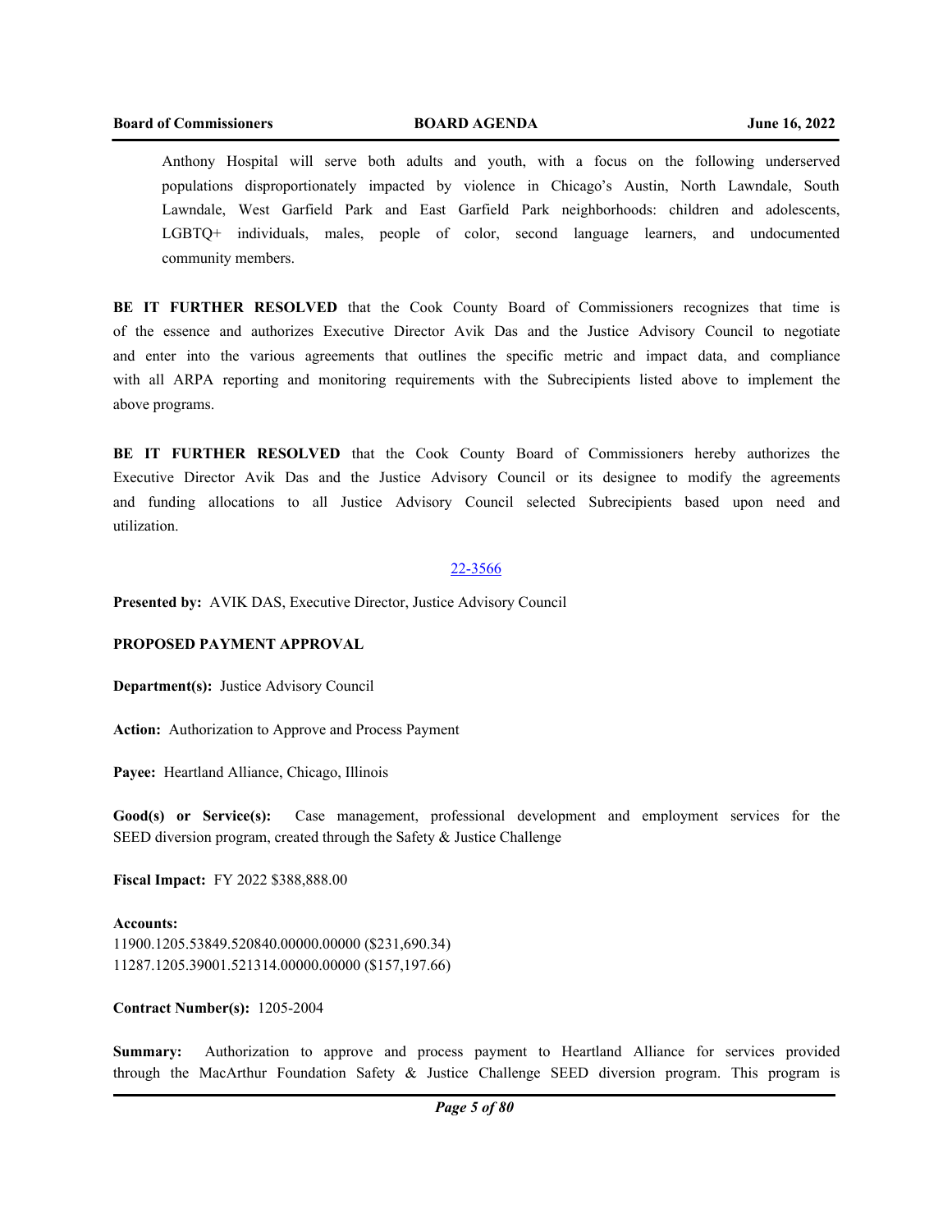Anthony Hospital will serve both adults and youth, with a focus on the following underserved populations disproportionately impacted by violence in Chicago's Austin, North Lawndale, South Lawndale, West Garfield Park and East Garfield Park neighborhoods: children and adolescents, LGBTQ+ individuals, males, people of color, second language learners, and undocumented community members.

**BE IT FURTHER RESOLVED** that the Cook County Board of Commissioners recognizes that time is of the essence and authorizes Executive Director Avik Das and the Justice Advisory Council to negotiate and enter into the various agreements that outlines the specific metric and impact data, and compliance with all ARPA reporting and monitoring requirements with the Subrecipients listed above to implement the above programs.

**BE IT FURTHER RESOLVED** that the Cook County Board of Commissioners hereby authorizes the Executive Director Avik Das and the Justice Advisory Council or its designee to modify the agreements and funding allocations to all Justice Advisory Council selected Subrecipients based upon need and utilization.

22-3566

**Presented by:** AVIK DAS, Executive Director, Justice Advisory Council

**PROPOSED PAYMENT APPROVAL**

**Department(s):** Justice Advisory Council

**Action:** Authorization to Approve and Process Payment

**Payee:** Heartland Alliance, Chicago, Illinois

**Good(s) or Service(s):** Case management, professional development and employment services for the SEED diversion program, created through the Safety & Justice Challenge

**Fiscal Impact:** FY 2022 $388,888.00

**Accounts:**
11900.1205.53849.520840.00000.00000 ($231,690.34)
11287.1205.39001.521314.00000.00000 ($157,197.66)

**Contract Number(s):** 1205-2004

**Summary:** Authorization to approve and process payment to Heartland Alliance for services provided through the MacArthur Foundation Safety & Justice Challenge SEED diversion program. This program is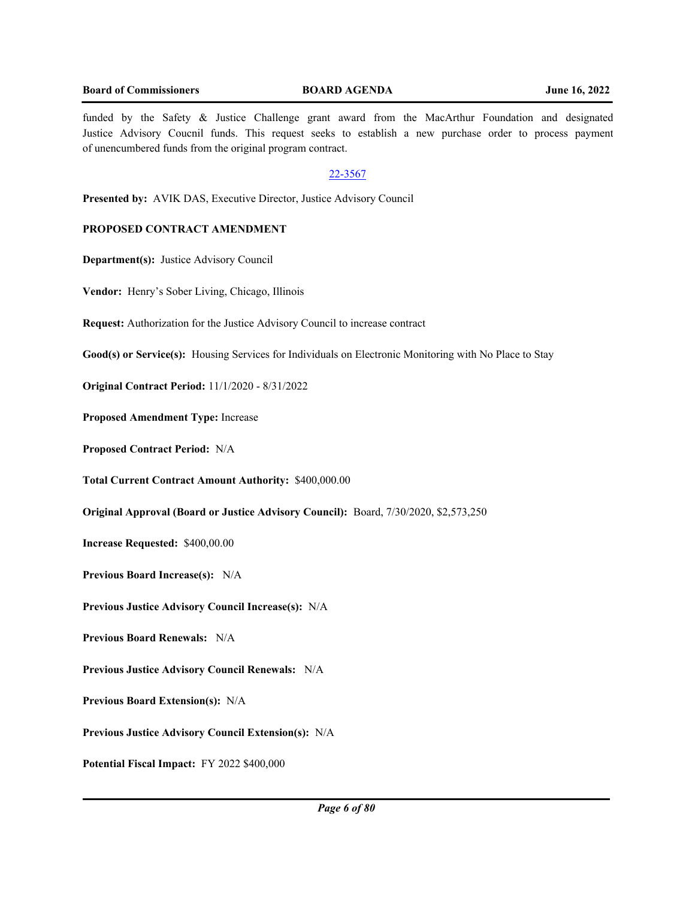funded by the Safety & Justice Challenge grant award from the MacArthur Foundation and designated Justice Advisory Coucnil funds. This request seeks to establish a new purchase order to process payment of unencumbered funds from the original program contract.

22-3567

**Presented by:** AVIK DAS, Executive Director, Justice Advisory Council

**PROPOSED CONTRACT AMENDMENT**

**Department(s):** Justice Advisory Council

**Vendor:** Henry's Sober Living, Chicago, Illinois

**Request:** Authorization for the Justice Advisory Council to increase contract

**Good(s) or Service(s):** Housing Services for Individuals on Electronic Monitoring with No Place to Stay

**Original Contract Period:** 11/1/2020 - 8/31/2022

**Proposed Amendment Type:** Increase

**Proposed Contract Period:** N/A

**Total Current Contract Amount Authority:** $400,000.00

**Original Approval (Board or Justice Advisory Council):** Board, 7/30/2020, $2,573,250

**Increase Requested:** $400,00.00

**Previous Board Increase(s):** N/A

**Previous Justice Advisory Council Increase(s):** N/A

**Previous Board Renewals:** N/A

**Previous Justice Advisory Council Renewals:** N/A

**Previous Board Extension(s):** N/A

**Previous Justice Advisory Council Extension(s):** N/A

**Potential Fiscal Impact:** FY 2022 $400,000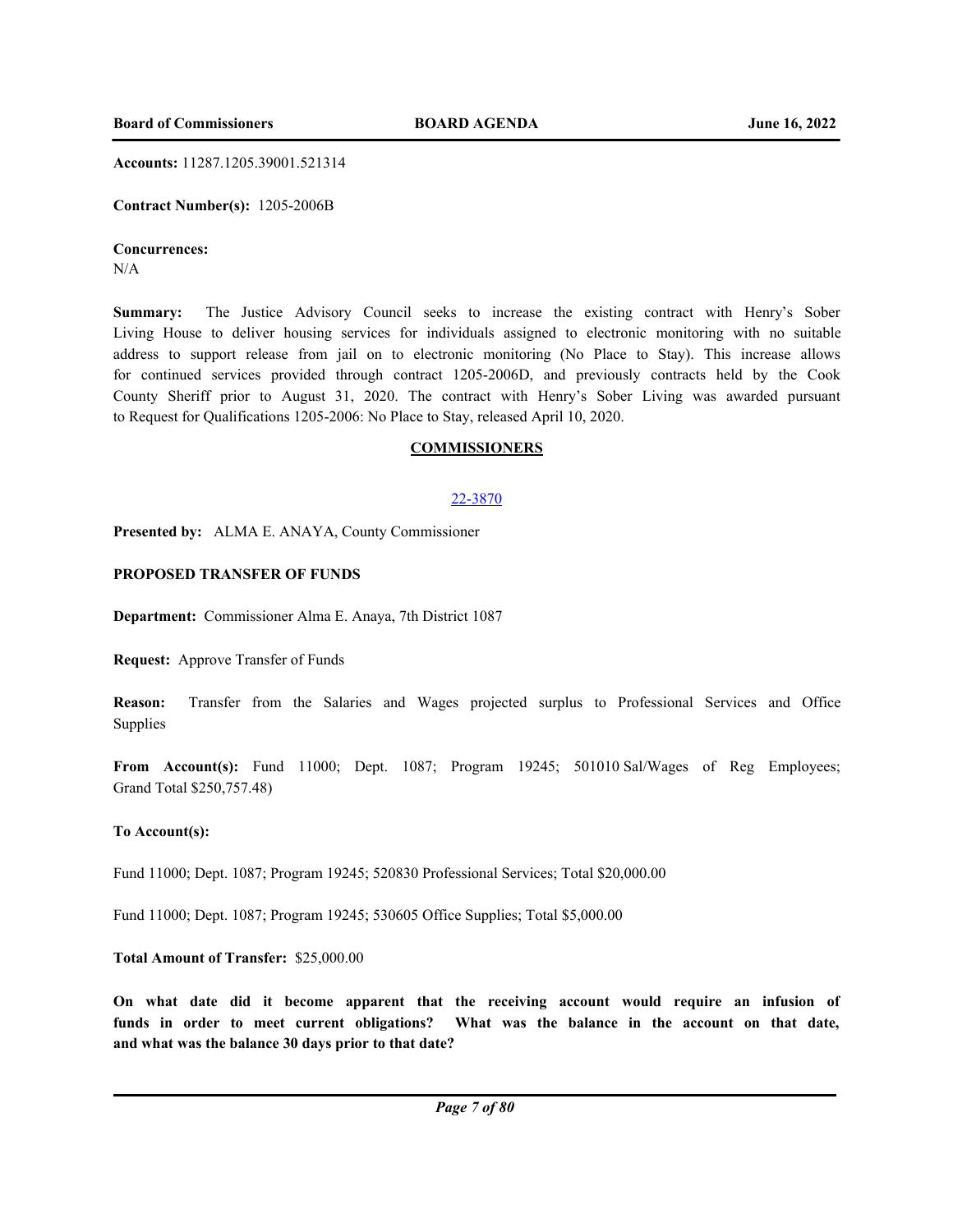**Accounts:** 11287.1205.39001.521314

**Contract Number(s):** 1205-2006B

**Concurrences:**
N/A

**Summary:** The Justice Advisory Council seeks to increase the existing contract with Henry's Sober Living House to deliver housing services for individuals assigned to electronic monitoring with no suitable address to support release from jail on to electronic monitoring (No Place to Stay). This increase allows for continued services provided through contract 1205-2006D, and previously contracts held by the Cook County Sheriff prior to August 31, 2020. The contract with Henry's Sober Living was awarded pursuant to Request for Qualifications 1205-2006: No Place to Stay, released April 10, 2020.

## COMMISSIONERS

22-3870

**Presented by:** ALMA E. ANAYA, County Commissioner

**PROPOSED TRANSFER OF FUNDS**

**Department:** Commissioner Alma E. Anaya, 7th District 1087

**Request:** Approve Transfer of Funds

**Reason:** Transfer from the Salaries and Wages projected surplus to Professional Services and Office Supplies

**From Account(s):** Fund 11000; Dept. 1087; Program 19245; 501010 Sal/Wages of Reg Employees; Grand Total $250,757.48)

**To Account(s):**

Fund 11000; Dept. 1087; Program 19245; 520830 Professional Services; Total $20,000.00

Fund 11000; Dept. 1087; Program 19245; 530605 Office Supplies; Total $5,000.00

**Total Amount of Transfer:** $25,000.00

**On what date did it become apparent that the receiving account would require an infusion of funds in order to meet current obligations? What was the balance in the account on that date, and what was the balance 30 days prior to that date?**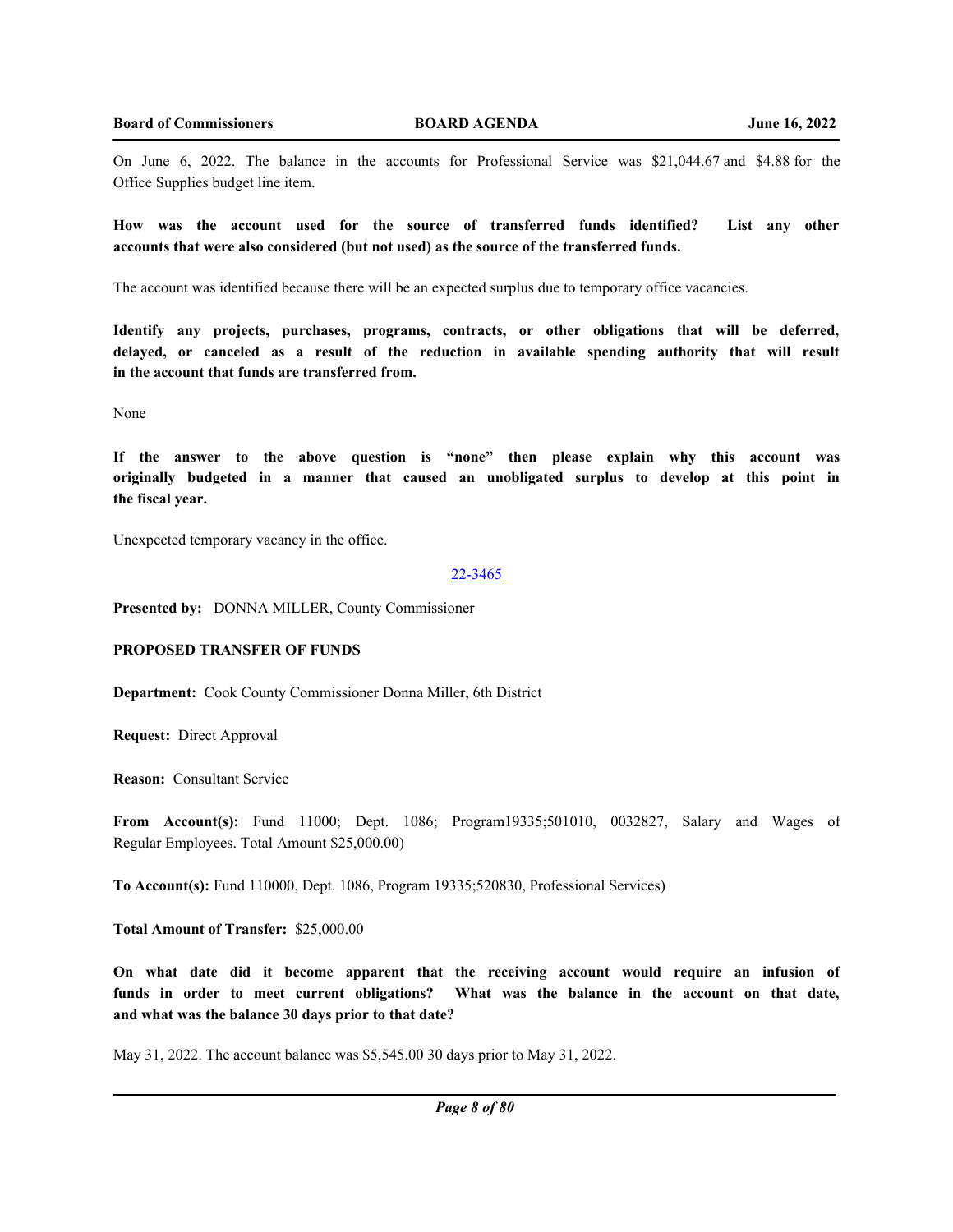On June 6, 2022. The balance in the accounts for Professional Service was $21,044.67 and $4.88 for the Office Supplies budget line item.

**How was the account used for the source of transferred funds identified? List any other accounts that were also considered (but not used) as the source of the transferred funds.**

The account was identified because there will be an expected surplus due to temporary office vacancies.

**Identify any projects, purchases, programs, contracts, or other obligations that will be deferred, delayed, or canceled as a result of the reduction in available spending authority that will result in the account that funds are transferred from.**

None

**If the answer to the above question is "none" then please explain why this account was originally budgeted in a manner that caused an unobligated surplus to develop at this point in the fiscal year.**

Unexpected temporary vacancy in the office.

22-3465

**Presented by:** DONNA MILLER, County Commissioner

**PROPOSED TRANSFER OF FUNDS**

**Department:** Cook County Commissioner Donna Miller, 6th District

**Request:** Direct Approval

**Reason:** Consultant Service

**From Account(s):** Fund 11000; Dept. 1086; Program19335;501010, 0032827, Salary and Wages of Regular Employees. Total Amount $25,000.00)

**To Account(s):** Fund 110000, Dept. 1086, Program 19335;520830, Professional Services)

**Total Amount of Transfer:** $25,000.00

**On what date did it become apparent that the receiving account would require an infusion of funds in order to meet current obligations? What was the balance in the account on that date, and what was the balance 30 days prior to that date?**

May 31, 2022. The account balance was $5,545.00 30 days prior to May 31, 2022.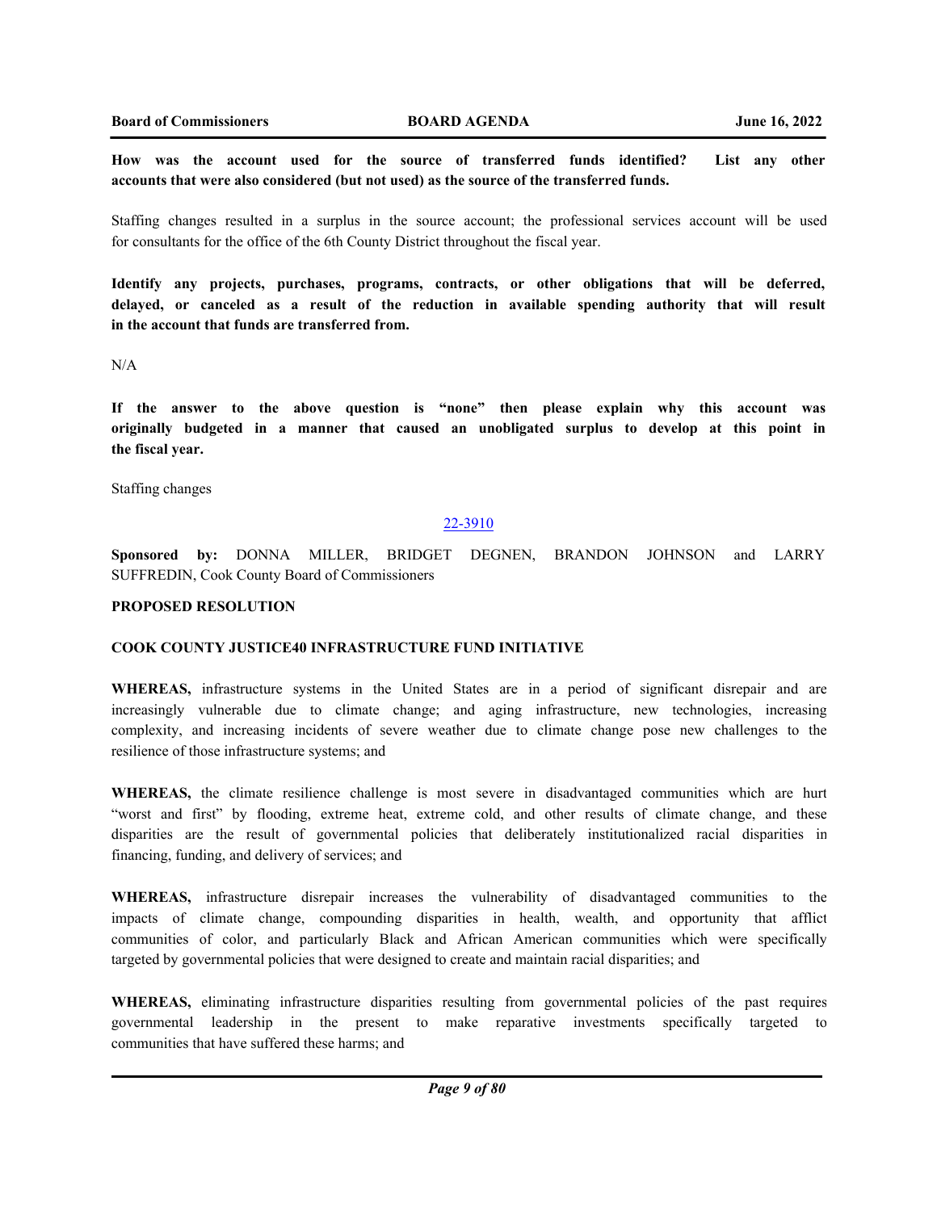**How was the account used for the source of transferred funds identified? List any other accounts that were also considered (but not used) as the source of the transferred funds.**

Staffing changes resulted in a surplus in the source account; the professional services account will be used for consultants for the office of the 6th County District throughout the fiscal year.

**Identify any projects, purchases, programs, contracts, or other obligations that will be deferred, delayed, or canceled as a result of the reduction in available spending authority that will result in the account that funds are transferred from.**

N/A

**If the answer to the above question is "none" then please explain why this account was originally budgeted in a manner that caused an unobligated surplus to develop at this point in the fiscal year.**

Staffing changes

22-3910

**Sponsored by:** DONNA MILLER, BRIDGET DEGNEN, BRANDON JOHNSON and LARRY SUFFREDIN, Cook County Board of Commissioners

**PROPOSED RESOLUTION**

**COOK COUNTY JUSTICE40 INFRASTRUCTURE FUND INITIATIVE**

**WHEREAS,** infrastructure systems in the United States are in a period of significant disrepair and are increasingly vulnerable due to climate change; and aging infrastructure, new technologies, increasing complexity, and increasing incidents of severe weather due to climate change pose new challenges to the resilience of those infrastructure systems; and

**WHEREAS,** the climate resilience challenge is most severe in disadvantaged communities which are hurt "worst and first" by flooding, extreme heat, extreme cold, and other results of climate change, and these disparities are the result of governmental policies that deliberately institutionalized racial disparities in financing, funding, and delivery of services; and

**WHEREAS,** infrastructure disrepair increases the vulnerability of disadvantaged communities to the impacts of climate change, compounding disparities in health, wealth, and opportunity that afflict communities of color, and particularly Black and African American communities which were specifically targeted by governmental policies that were designed to create and maintain racial disparities; and

**WHEREAS,** eliminating infrastructure disparities resulting from governmental policies of the past requires governmental leadership in the present to make reparative investments specifically targeted to communities that have suffered these harms; and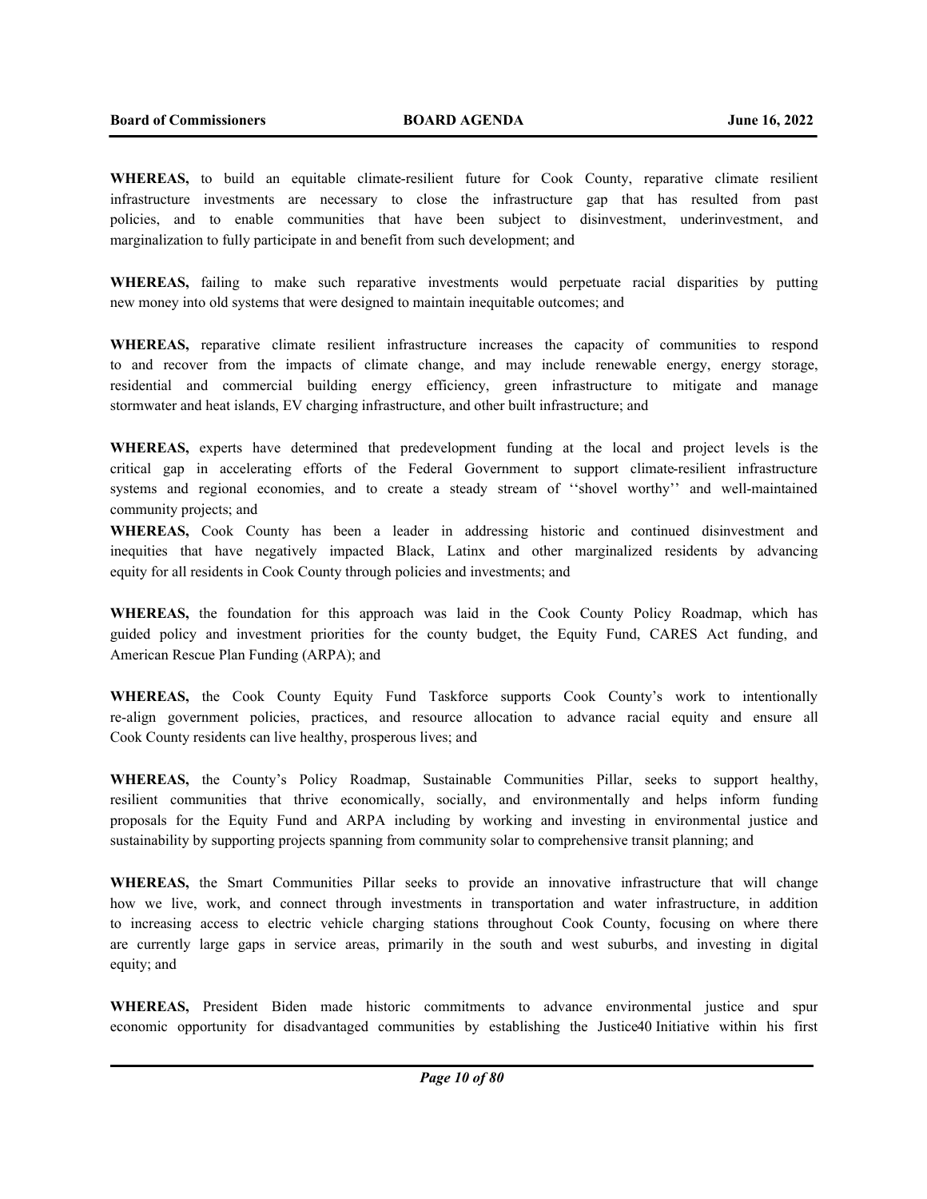**WHEREAS,** to build an equitable climate-resilient future for Cook County, reparative climate resilient infrastructure investments are necessary to close the infrastructure gap that has resulted from past policies, and to enable communities that have been subject to disinvestment, underinvestment, and marginalization to fully participate in and benefit from such development; and

**WHEREAS,** failing to make such reparative investments would perpetuate racial disparities by putting new money into old systems that were designed to maintain inequitable outcomes; and

**WHEREAS,** reparative climate resilient infrastructure increases the capacity of communities to respond to and recover from the impacts of climate change, and may include renewable energy, energy storage, residential and commercial building energy efficiency, green infrastructure to mitigate and manage stormwater and heat islands, EV charging infrastructure, and other built infrastructure; and

**WHEREAS,** experts have determined that predevelopment funding at the local and project levels is the critical gap in accelerating efforts of the Federal Government to support climate-resilient infrastructure systems and regional economies, and to create a steady stream of ‘‘shovel worthy’’ and well-maintained community projects; and

**WHEREAS,** Cook County has been a leader in addressing historic and continued disinvestment and inequities that have negatively impacted Black, Latinx and other marginalized residents by advancing equity for all residents in Cook County through policies and investments; and

**WHEREAS,** the foundation for this approach was laid in the Cook County Policy Roadmap, which has guided policy and investment priorities for the county budget, the Equity Fund, CARES Act funding, and American Rescue Plan Funding (ARPA); and

**WHEREAS,** the Cook County Equity Fund Taskforce supports Cook County’s work to intentionally re-align government policies, practices, and resource allocation to advance racial equity and ensure all Cook County residents can live healthy, prosperous lives; and

**WHEREAS,** the County’s Policy Roadmap, Sustainable Communities Pillar, seeks to support healthy, resilient communities that thrive economically, socially, and environmentally and helps inform funding proposals for the Equity Fund and ARPA including by working and investing in environmental justice and sustainability by supporting projects spanning from community solar to comprehensive transit planning; and

**WHEREAS,** the Smart Communities Pillar seeks to provide an innovative infrastructure that will change how we live, work, and connect through investments in transportation and water infrastructure, in addition to increasing access to electric vehicle charging stations throughout Cook County, focusing on where there are currently large gaps in service areas, primarily in the south and west suburbs, and investing in digital equity; and

**WHEREAS,** President Biden made historic commitments to advance environmental justice and spur economic opportunity for disadvantaged communities by establishing the Justice40 Initiative within his first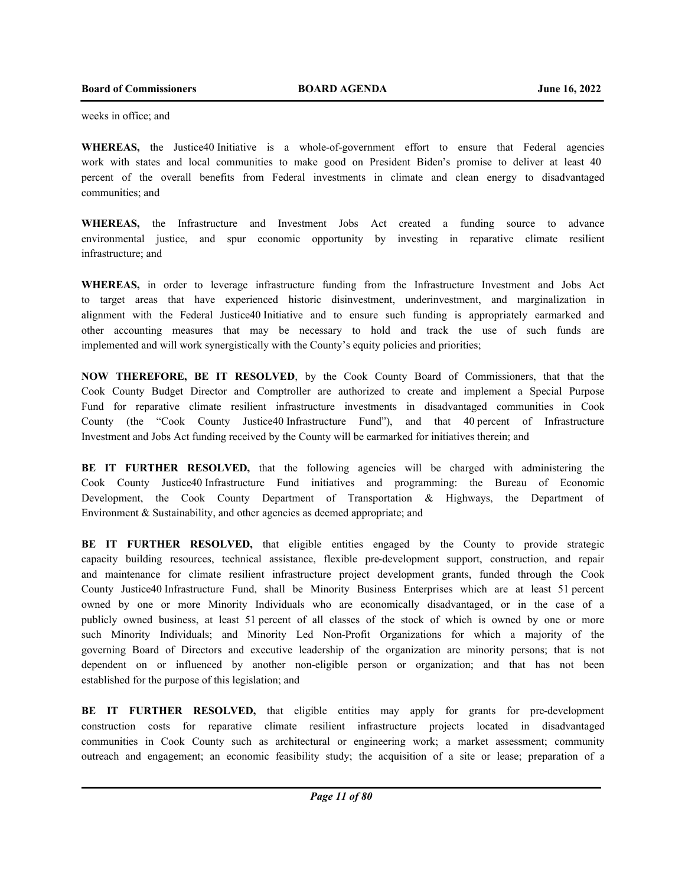weeks in office; and

**WHEREAS,** the Justice40 Initiative is a whole-of-government effort to ensure that Federal agencies work with states and local communities to make good on President Biden's promise to deliver at least 40 percent of the overall benefits from Federal investments in climate and clean energy to disadvantaged communities; and

**WHEREAS,** the Infrastructure and Investment Jobs Act created a funding source to advance environmental justice, and spur economic opportunity by investing in reparative climate resilient infrastructure; and

**WHEREAS,** in order to leverage infrastructure funding from the Infrastructure Investment and Jobs Act to target areas that have experienced historic disinvestment, underinvestment, and marginalization in alignment with the Federal Justice40 Initiative and to ensure such funding is appropriately earmarked and other accounting measures that may be necessary to hold and track the use of such funds are implemented and will work synergistically with the County's equity policies and priorities;

**NOW THEREFORE, BE IT RESOLVED**, by the Cook County Board of Commissioners, that that the Cook County Budget Director and Comptroller are authorized to create and implement a Special Purpose Fund for reparative climate resilient infrastructure investments in disadvantaged communities in Cook County (the "Cook County Justice40 Infrastructure Fund"), and that 40 percent of Infrastructure Investment and Jobs Act funding received by the County will be earmarked for initiatives therein; and

**BE IT FURTHER RESOLVED,** that the following agencies will be charged with administering the Cook County Justice40 Infrastructure Fund initiatives and programming: the Bureau of Economic Development, the Cook County Department of Transportation & Highways, the Department of Environment & Sustainability, and other agencies as deemed appropriate; and

**BE IT FURTHER RESOLVED,** that eligible entities engaged by the County to provide strategic capacity building resources, technical assistance, flexible pre-development support, construction, and repair and maintenance for climate resilient infrastructure project development grants, funded through the Cook County Justice40 Infrastructure Fund, shall be Minority Business Enterprises which are at least 51 percent owned by one or more Minority Individuals who are economically disadvantaged, or in the case of a publicly owned business, at least 51 percent of all classes of the stock of which is owned by one or more such Minority Individuals; and Minority Led Non-Profit Organizations for which a majority of the governing Board of Directors and executive leadership of the organization are minority persons; that is not dependent on or influenced by another non-eligible person or organization; and that has not been established for the purpose of this legislation; and

**BE IT FURTHER RESOLVED,** that eligible entities may apply for grants for pre-development construction costs for reparative climate resilient infrastructure projects located in disadvantaged communities in Cook County such as architectural or engineering work; a market assessment; community outreach and engagement; an economic feasibility study; the acquisition of a site or lease; preparation of a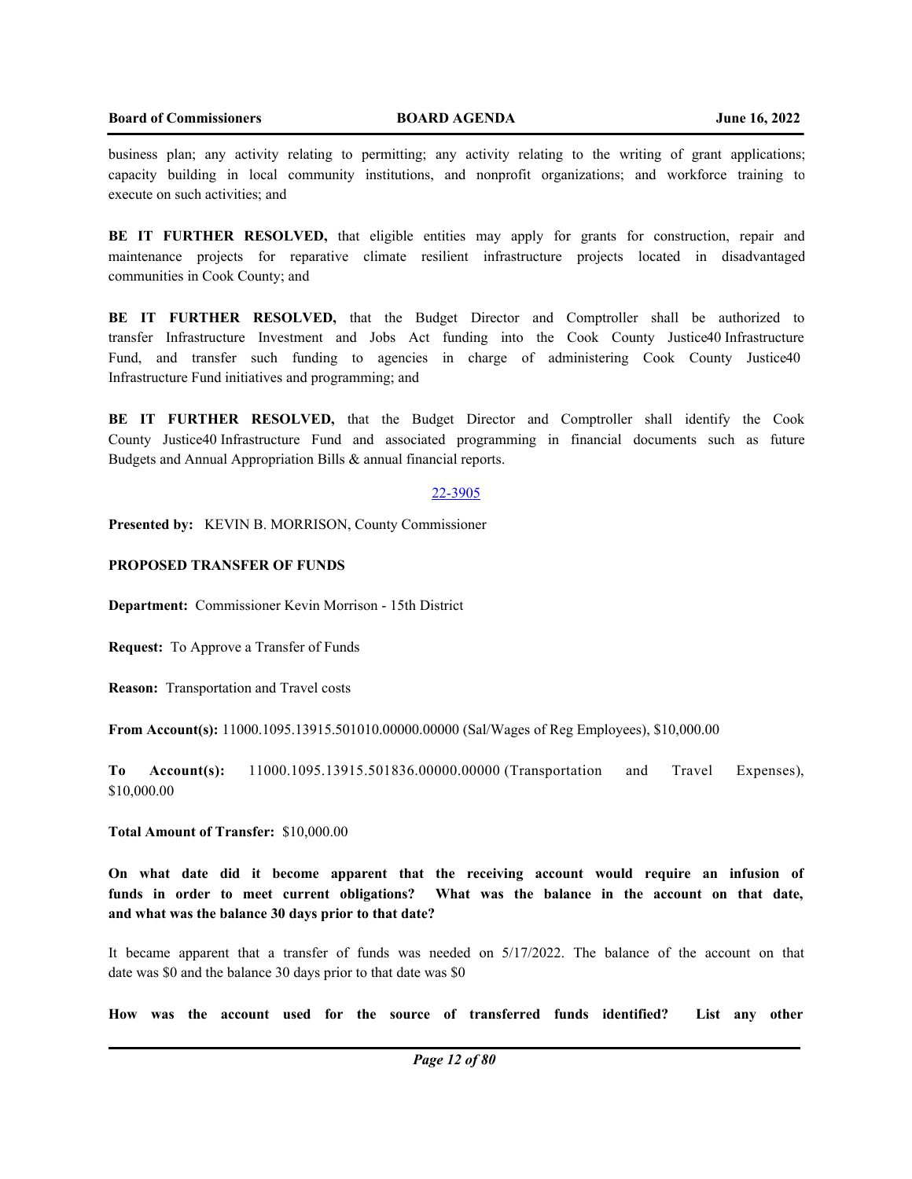business plan; any activity relating to permitting; any activity relating to the writing of grant applications; capacity building in local community institutions, and nonprofit organizations; and workforce training to execute on such activities; and

**BE IT FURTHER RESOLVED,** that eligible entities may apply for grants for construction, repair and maintenance projects for reparative climate resilient infrastructure projects located in disadvantaged communities in Cook County; and

**BE IT FURTHER RESOLVED,** that the Budget Director and Comptroller shall be authorized to transfer Infrastructure Investment and Jobs Act funding into the Cook County Justice40 Infrastructure Fund, and transfer such funding to agencies in charge of administering Cook County Justice40 Infrastructure Fund initiatives and programming; and

**BE IT FURTHER RESOLVED,** that the Budget Director and Comptroller shall identify the Cook County Justice40 Infrastructure Fund and associated programming in financial documents such as future Budgets and Annual Appropriation Bills & annual financial reports.

22-3905

**Presented by:** KEVIN B. MORRISON, County Commissioner

**PROPOSED TRANSFER OF FUNDS**

**Department:** Commissioner Kevin Morrison - 15th District

**Request:** To Approve a Transfer of Funds

**Reason:** Transportation and Travel costs

**From Account(s):** 11000.1095.13915.501010.00000.00000 (Sal/Wages of Reg Employees), $10,000.00

**To Account(s):** 11000.1095.13915.501836.00000.00000 (Transportation and Travel Expenses), $10,000.00

**Total Amount of Transfer:** $10,000.00

**On what date did it become apparent that the receiving account would require an infusion of funds in order to meet current obligations? What was the balance in the account on that date, and what was the balance 30 days prior to that date?**

It became apparent that a transfer of funds was needed on 5/17/2022. The balance of the account on that date was $0 and the balance 30 days prior to that date was $0

**How was the account used for the source of transferred funds identified? List any other**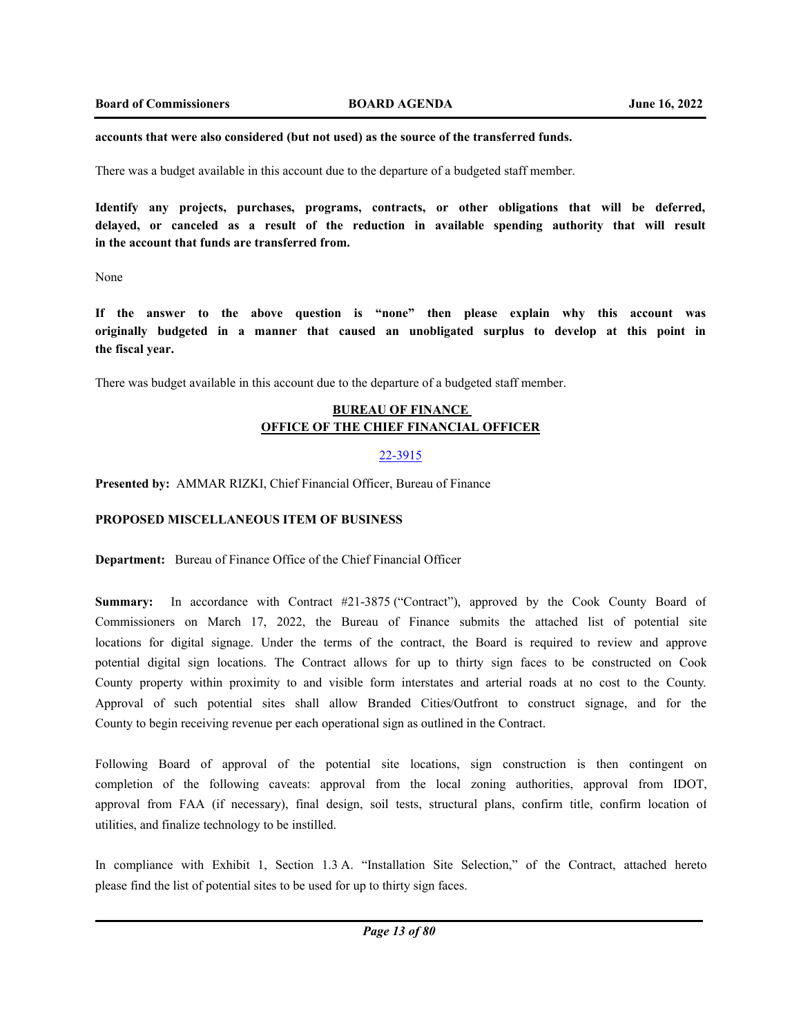**accounts that were also considered (but not used) as the source of the transferred funds.**

There was a budget available in this account due to the departure of a budgeted staff member.

**Identify any projects, purchases, programs, contracts, or other obligations that will be deferred, delayed, or canceled as a result of the reduction in available spending authority that will result in the account that funds are transferred from.**

None

**If the answer to the above question is "none" then please explain why this account was originally budgeted in a manner that caused an unobligated surplus to develop at this point in the fiscal year.**

There was budget available in this account due to the departure of a budgeted staff member.

## BUREAU OF FINANCE
## OFFICE OF THE CHIEF FINANCIAL OFFICER

22-3915

**Presented by:** AMMAR RIZKI, Chief Financial Officer, Bureau of Finance

**PROPOSED MISCELLANEOUS ITEM OF BUSINESS**

**Department:** Bureau of Finance Office of the Chief Financial Officer

**Summary:** In accordance with Contract #21-3875 ("Contract"), approved by the Cook County Board of Commissioners on March 17, 2022, the Bureau of Finance submits the attached list of potential site locations for digital signage. Under the terms of the contract, the Board is required to review and approve potential digital sign locations. The Contract allows for up to thirty sign faces to be constructed on Cook County property within proximity to and visible form interstates and arterial roads at no cost to the County. Approval of such potential sites shall allow Branded Cities/Outfront to construct signage, and for the County to begin receiving revenue per each operational sign as outlined in the Contract.

Following Board of approval of the potential site locations, sign construction is then contingent on completion of the following caveats: approval from the local zoning authorities, approval from IDOT, approval from FAA (if necessary), final design, soil tests, structural plans, confirm title, confirm location of utilities, and finalize technology to be instilled.

In compliance with Exhibit 1, Section 1.3 A. "Installation Site Selection," of the Contract, attached hereto please find the list of potential sites to be used for up to thirty sign faces.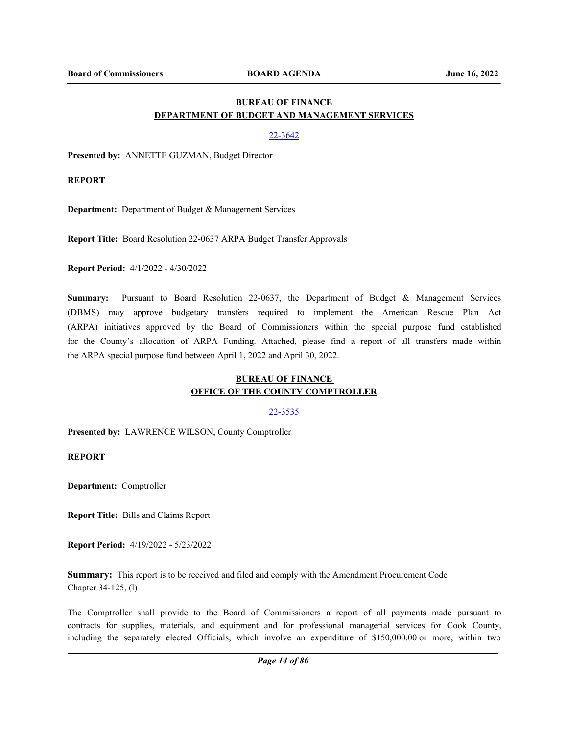## BUREAU OF FINANCE
## DEPARTMENT OF BUDGET AND MANAGEMENT SERVICES

22-3642

**Presented by:** ANNETTE GUZMAN, Budget Director

**REPORT**

**Department:** Department of Budget & Management Services

**Report Title:** Board Resolution 22-0637 ARPA Budget Transfer Approvals

**Report Period:** 4/1/2022 - 4/30/2022

**Summary:** Pursuant to Board Resolution 22-0637, the Department of Budget & Management Services (DBMS) may approve budgetary transfers required to implement the American Rescue Plan Act (ARPA) initiatives approved by the Board of Commissioners within the special purpose fund established for the County's allocation of ARPA Funding. Attached, please find a report of all transfers made within the ARPA special purpose fund between April 1, 2022 and April 30, 2022.

## BUREAU OF FINANCE
## OFFICE OF THE COUNTY COMPTROLLER

22-3535

**Presented by:** LAWRENCE WILSON, County Comptroller

**REPORT**

**Department:** Comptroller

**Report Title:** Bills and Claims Report

**Report Period:** 4/19/2022 - 5/23/2022

**Summary:** This report is to be received and filed and comply with the Amendment Procurement Code Chapter 34-125, (l)

The Comptroller shall provide to the Board of Commissioners a report of all payments made pursuant to contracts for supplies, materials, and equipment and for professional managerial services for Cook County, including the separately elected Officials, which involve an expenditure of $150,000.00 or more, within two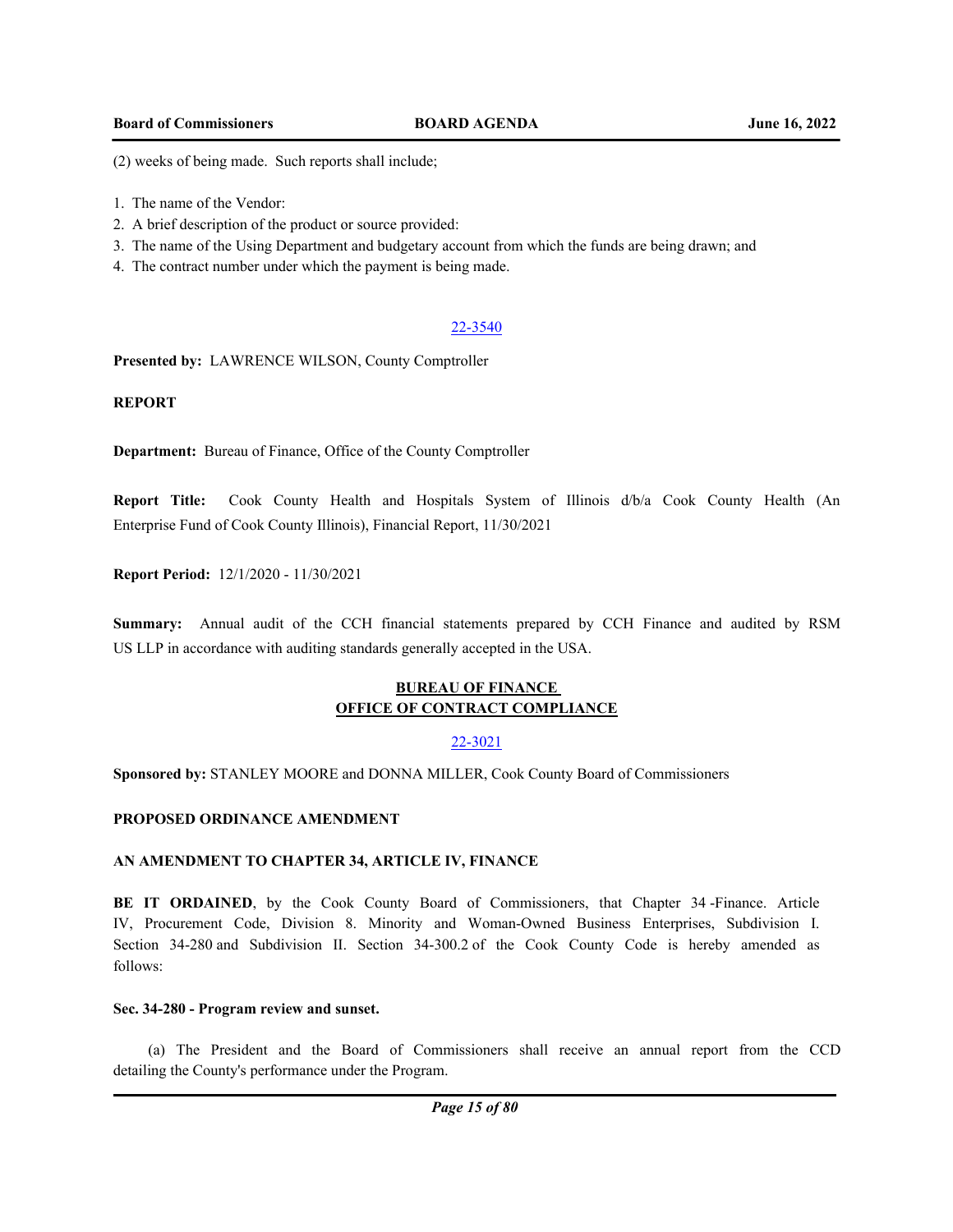(2) weeks of being made. Such reports shall include;

1. The name of the Vendor:
2. A brief description of the product or source provided:
3. The name of the Using Department and budgetary account from which the funds are being drawn; and
4. The contract number under which the payment is being made.

22-3540

**Presented by:** LAWRENCE WILSON, County Comptroller

**REPORT**

**Department:** Bureau of Finance, Office of the County Comptroller

**Report Title:** Cook County Health and Hospitals System of Illinois d/b/a Cook County Health (An Enterprise Fund of Cook County Illinois), Financial Report, 11/30/2021

**Report Period:** 12/1/2020 - 11/30/2021

**Summary:** Annual audit of the CCH financial statements prepared by CCH Finance and audited by RSM US LLP in accordance with auditing standards generally accepted in the USA.

**BUREAU OF FINANCE**
**OFFICE OF CONTRACT COMPLIANCE**

22-3021

**Sponsored by:** STANLEY MOORE and DONNA MILLER, Cook County Board of Commissioners

**PROPOSED ORDINANCE AMENDMENT**

**AN AMENDMENT TO CHAPTER 34, ARTICLE IV, FINANCE**

**BE IT ORDAINED**, by the Cook County Board of Commissioners, that Chapter 34 -Finance. Article IV, Procurement Code, Division 8. Minority and Woman-Owned Business Enterprises, Subdivision I. Section 34-280 and Subdivision II. Section 34-300.2 of the Cook County Code is hereby amended as follows:

**Sec. 34-280 - Program review and sunset.**

(a) The President and the Board of Commissioners shall receive an annual report from the CCD detailing the County's performance under the Program.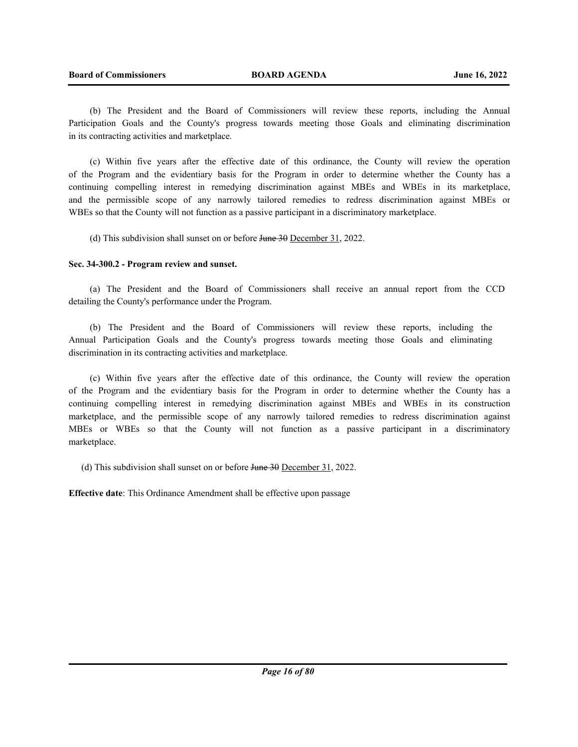(b) The President and the Board of Commissioners will review these reports, including the Annual Participation Goals and the County's progress towards meeting those Goals and eliminating discrimination in its contracting activities and marketplace.

(c) Within five years after the effective date of this ordinance, the County will review the operation of the Program and the evidentiary basis for the Program in order to determine whether the County has a continuing compelling interest in remedying discrimination against MBEs and WBEs in its marketplace, and the permissible scope of any narrowly tailored remedies to redress discrimination against MBEs or WBEs so that the County will not function as a passive participant in a discriminatory marketplace.

(d) This subdivision shall sunset on or before ~~June 30~~ <u>December 31</u>, 2022.

**Sec. 34-300.2 - Program review and sunset.**

(a) The President and the Board of Commissioners shall receive an annual report from the CCD detailing the County's performance under the Program.

(b) The President and the Board of Commissioners will review these reports, including the Annual Participation Goals and the County's progress towards meeting those Goals and eliminating discrimination in its contracting activities and marketplace.

(c) Within five years after the effective date of this ordinance, the County will review the operation of the Program and the evidentiary basis for the Program in order to determine whether the County has a continuing compelling interest in remedying discrimination against MBEs and WBEs in its construction marketplace, and the permissible scope of any narrowly tailored remedies to redress discrimination against MBEs or WBEs so that the County will not function as a passive participant in a discriminatory marketplace.

(d) This subdivision shall sunset on or before ~~June 30~~ <u>December 31</u>, 2022.

**Effective date**: This Ordinance Amendment shall be effective upon passage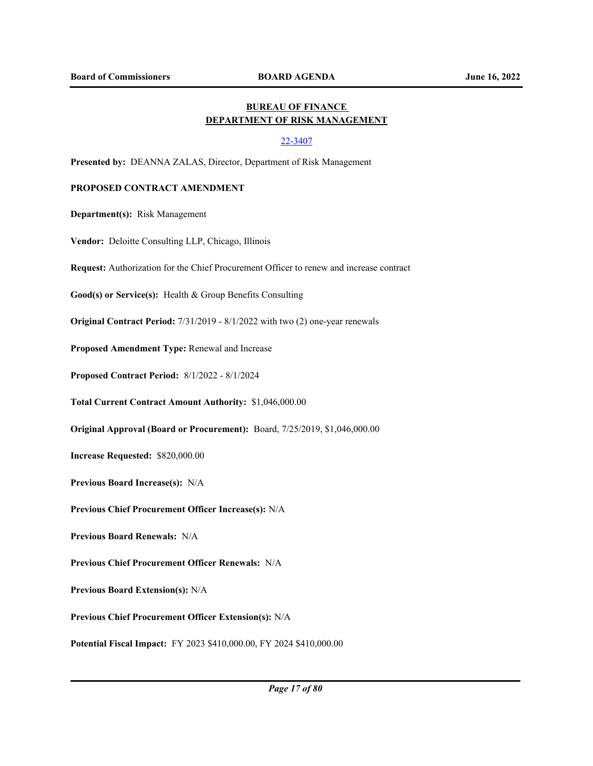## BUREAU OF FINANCE
## DEPARTMENT OF RISK MANAGEMENT

22-3407

**Presented by:** DEANNA ZALAS, Director, Department of Risk Management

**PROPOSED CONTRACT AMENDMENT**

**Department(s):** Risk Management

**Vendor:** Deloitte Consulting LLP, Chicago, Illinois

**Request:** Authorization for the Chief Procurement Officer to renew and increase contract

**Good(s) or Service(s):** Health & Group Benefits Consulting

**Original Contract Period:** 7/31/2019 - 8/1/2022 with two (2) one-year renewals

**Proposed Amendment Type:** Renewal and Increase

**Proposed Contract Period:** 8/1/2022 - 8/1/2024

**Total Current Contract Amount Authority:** $1,046,000.00

**Original Approval (Board or Procurement):** Board, 7/25/2019, $1,046,000.00

**Increase Requested:** $820,000.00

**Previous Board Increase(s):** N/A

**Previous Chief Procurement Officer Increase(s):** N/A

**Previous Board Renewals:** N/A

**Previous Chief Procurement Officer Renewals:** N/A

**Previous Board Extension(s):** N/A

**Previous Chief Procurement Officer Extension(s):** N/A

**Potential Fiscal Impact:** FY 2023 $410,000.00, FY 2024 $410,000.00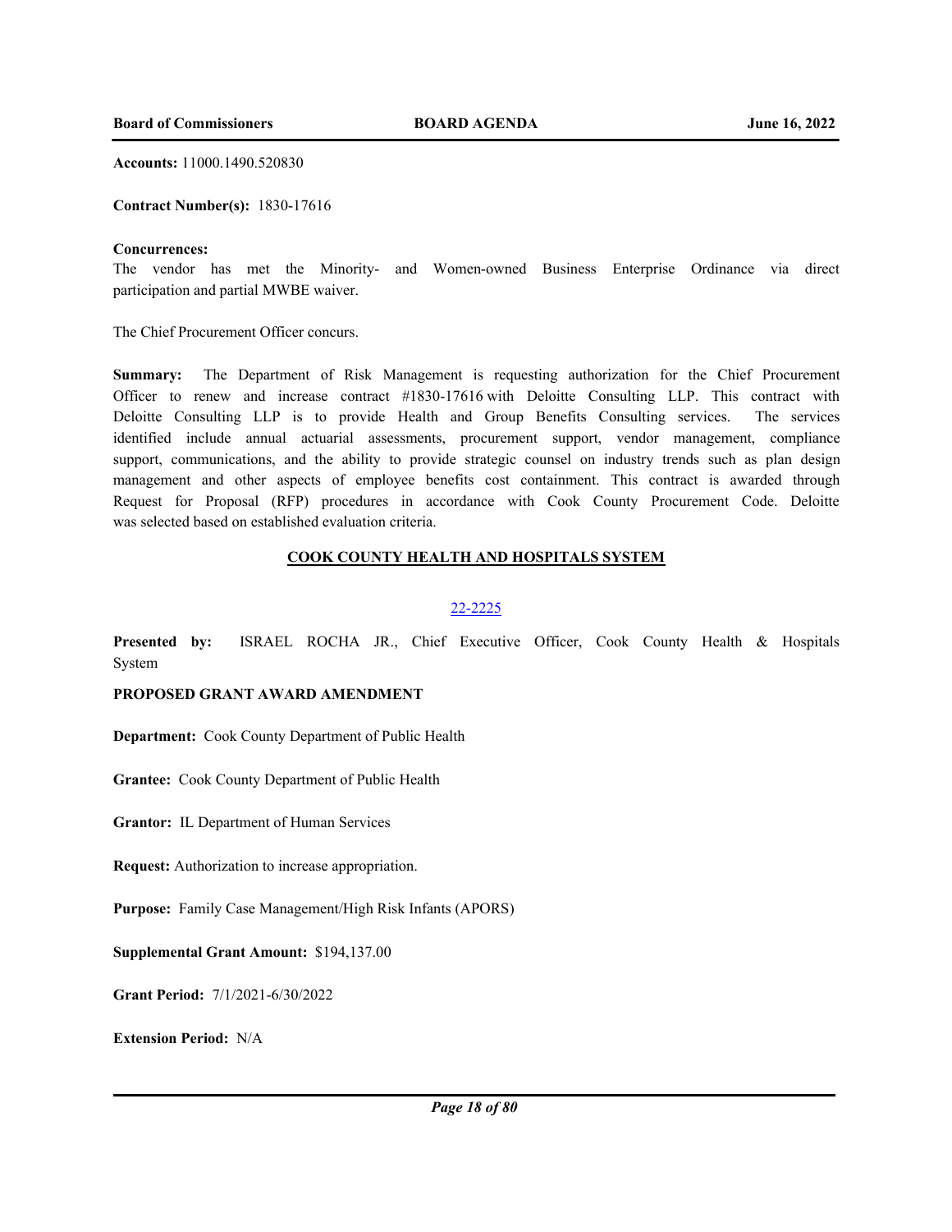**Accounts:** 11000.1490.520830

**Contract Number(s):** 1830-17616

**Concurrences:**

The vendor has met the Minority- and Women-owned Business Enterprise Ordinance via direct participation and partial MWBE waiver.

The Chief Procurement Officer concurs.

**Summary:** The Department of Risk Management is requesting authorization for the Chief Procurement Officer to renew and increase contract #1830-17616 with Deloitte Consulting LLP. This contract with Deloitte Consulting LLP is to provide Health and Group Benefits Consulting services. The services identified include annual actuarial assessments, procurement support, vendor management, compliance support, communications, and the ability to provide strategic counsel on industry trends such as plan design management and other aspects of employee benefits cost containment. This contract is awarded through Request for Proposal (RFP) procedures in accordance with Cook County Procurement Code. Deloitte was selected based on established evaluation criteria.

## COOK COUNTY HEALTH AND HOSPITALS SYSTEM

22-2225

**Presented by:** ISRAEL ROCHA JR., Chief Executive Officer, Cook County Health & Hospitals System

**PROPOSED GRANT AWARD AMENDMENT**

**Department:** Cook County Department of Public Health

**Grantee:** Cook County Department of Public Health

**Grantor:** IL Department of Human Services

**Request:** Authorization to increase appropriation.

**Purpose:** Family Case Management/High Risk Infants (APORS)

**Supplemental Grant Amount:** $194,137.00

**Grant Period:** 7/1/2021-6/30/2022

**Extension Period:** N/A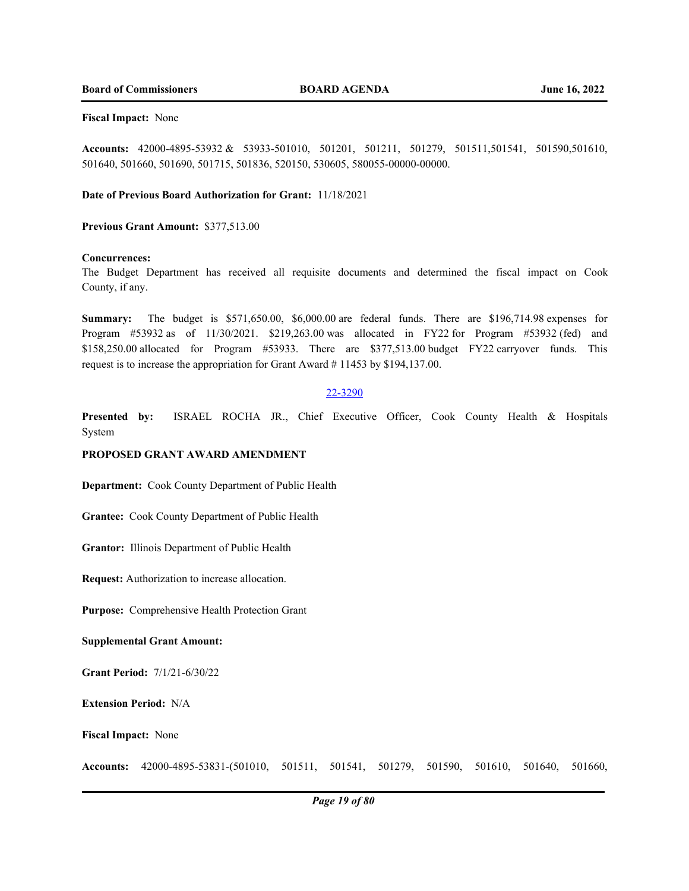**Fiscal Impact:** None

**Accounts:** 42000-4895-53932 & 53933-501010, 501201, 501211, 501279, 501511,501541, 501590,501610, 501640, 501660, 501690, 501715, 501836, 520150, 530605, 580055-00000-00000.

**Date of Previous Board Authorization for Grant:** 11/18/2021

**Previous Grant Amount:** $377,513.00

**Concurrences:**

The Budget Department has received all requisite documents and determined the fiscal impact on Cook County, if any.

**Summary:** The budget is $571,650.00, $6,000.00 are federal funds. There are $196,714.98 expenses for Program #53932 as of 11/30/2021. $219,263.00 was allocated in FY22 for Program #53932 (fed) and $158,250.00 allocated for Program #53933. There are $377,513.00 budget FY22 carryover funds. This request is to increase the appropriation for Grant Award # 11453 by $194,137.00.

22-3290

**Presented by:** ISRAEL ROCHA JR., Chief Executive Officer, Cook County Health & Hospitals System

**PROPOSED GRANT AWARD AMENDMENT**

**Department:** Cook County Department of Public Health

**Grantee:** Cook County Department of Public Health

**Grantor:** Illinois Department of Public Health

**Request:** Authorization to increase allocation.

**Purpose:** Comprehensive Health Protection Grant

**Supplemental Grant Amount:**

**Grant Period:** 7/1/21-6/30/22

**Extension Period:** N/A

**Fiscal Impact:** None

**Accounts:** 42000-4895-53831-(501010, 501511, 501541, 501279, 501590, 501610, 501640, 501660,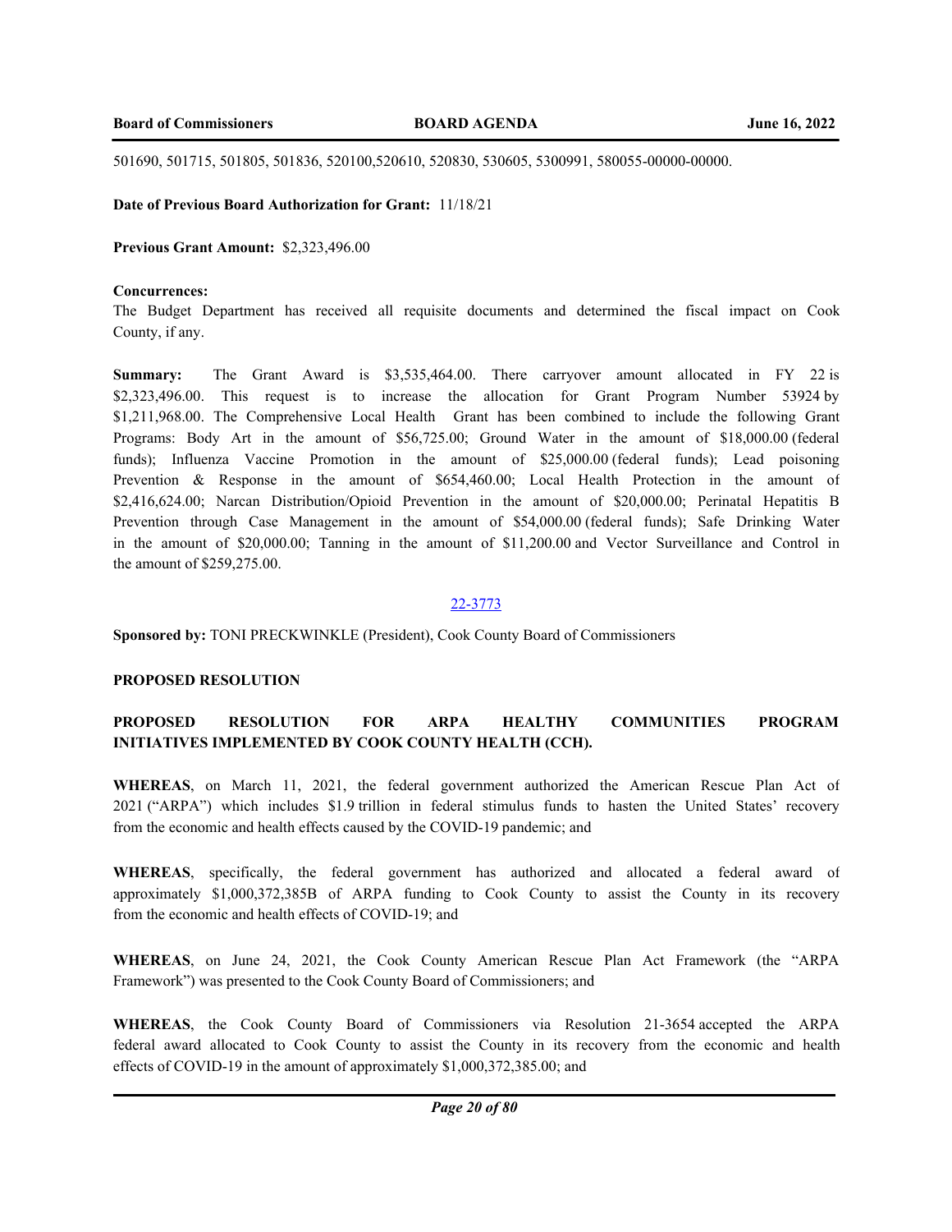501690, 501715, 501805, 501836, 520100,520610, 520830, 530605, 5300991, 580055-00000-00000.

**Date of Previous Board Authorization for Grant:** 11/18/21

**Previous Grant Amount:** $2,323,496.00

**Concurrences:**
The Budget Department has received all requisite documents and determined the fiscal impact on Cook County, if any.

**Summary:** The Grant Award is $3,535,464.00. There carryover amount allocated in FY 22 is $2,323,496.00. This request is to increase the allocation for Grant Program Number 53924 by $1,211,968.00. The Comprehensive Local Health Grant has been combined to include the following Grant Programs: Body Art in the amount of $56,725.00; Ground Water in the amount of $18,000.00 (federal funds); Influenza Vaccine Promotion in the amount of $25,000.00 (federal funds); Lead poisoning Prevention & Response in the amount of $654,460.00; Local Health Protection in the amount of $2,416,624.00; Narcan Distribution/Opioid Prevention in the amount of $20,000.00; Perinatal Hepatitis B Prevention through Case Management in the amount of $54,000.00 (federal funds); Safe Drinking Water in the amount of $20,000.00; Tanning in the amount of $11,200.00 and Vector Surveillance and Control in the amount of $259,275.00.

22-3773

**Sponsored by:** TONI PRECKWINKLE (President), Cook County Board of Commissioners

**PROPOSED RESOLUTION**

**PROPOSED RESOLUTION FOR ARPA HEALTHY COMMUNITIES PROGRAM INITIATIVES IMPLEMENTED BY COOK COUNTY HEALTH (CCH).**

**WHEREAS**, on March 11, 2021, the federal government authorized the American Rescue Plan Act of 2021 ("ARPA") which includes $1.9 trillion in federal stimulus funds to hasten the United States' recovery from the economic and health effects caused by the COVID-19 pandemic; and

**WHEREAS**, specifically, the federal government has authorized and allocated a federal award of approximately $1,000,372,385B of ARPA funding to Cook County to assist the County in its recovery from the economic and health effects of COVID-19; and

**WHEREAS**, on June 24, 2021, the Cook County American Rescue Plan Act Framework (the "ARPA Framework") was presented to the Cook County Board of Commissioners; and

**WHEREAS**, the Cook County Board of Commissioners via Resolution 21-3654 accepted the ARPA federal award allocated to Cook County to assist the County in its recovery from the economic and health effects of COVID-19 in the amount of approximately $1,000,372,385.00; and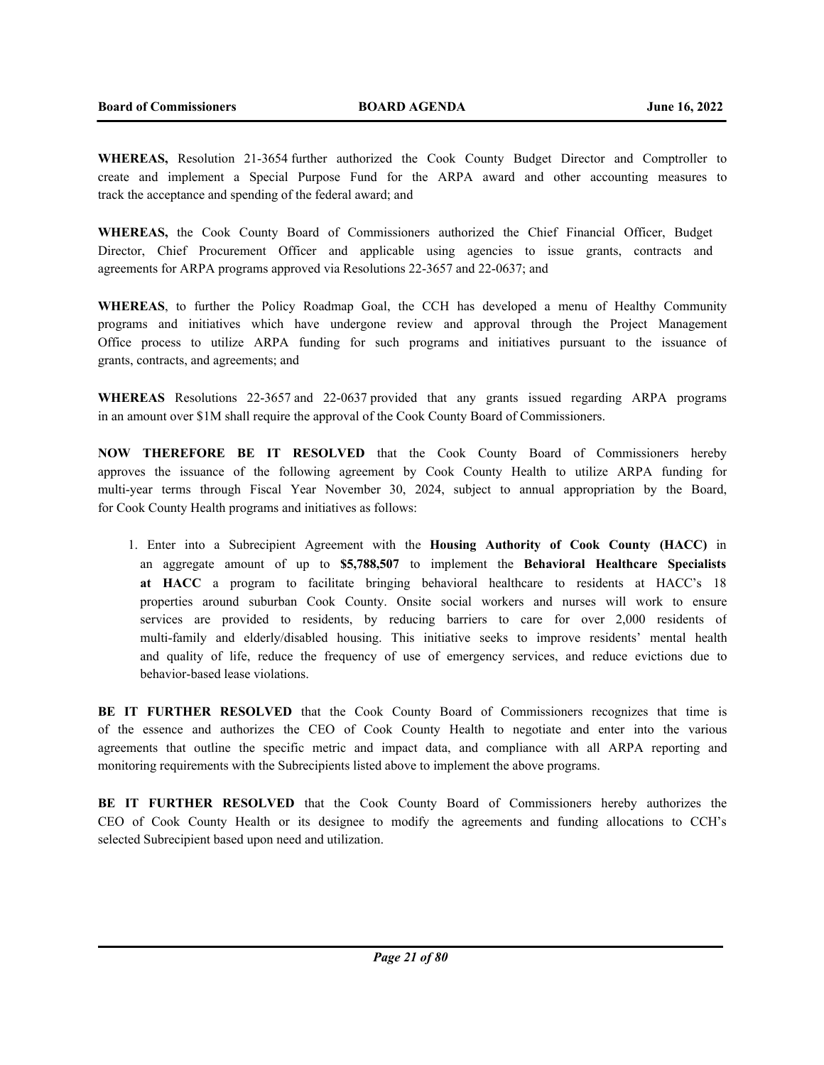**WHEREAS,** Resolution 21-3654 further authorized the Cook County Budget Director and Comptroller to create and implement a Special Purpose Fund for the ARPA award and other accounting measures to track the acceptance and spending of the federal award; and

**WHEREAS,** the Cook County Board of Commissioners authorized the Chief Financial Officer, Budget Director, Chief Procurement Officer and applicable using agencies to issue grants, contracts and agreements for ARPA programs approved via Resolutions 22-3657 and 22-0637; and

**WHEREAS**, to further the Policy Roadmap Goal, the CCH has developed a menu of Healthy Community programs and initiatives which have undergone review and approval through the Project Management Office process to utilize ARPA funding for such programs and initiatives pursuant to the issuance of grants, contracts, and agreements; and

**WHEREAS** Resolutions 22-3657 and 22-0637 provided that any grants issued regarding ARPA programs in an amount over $1M shall require the approval of the Cook County Board of Commissioners.

**NOW THEREFORE BE IT RESOLVED** that the Cook County Board of Commissioners hereby approves the issuance of the following agreement by Cook County Health to utilize ARPA funding for multi-year terms through Fiscal Year November 30, 2024, subject to annual appropriation by the Board, for Cook County Health programs and initiatives as follows:

1. Enter into a Subrecipient Agreement with the **Housing Authority of Cook County (HACC)** in an aggregate amount of up to **$5,788,507** to implement the **Behavioral Healthcare Specialists at HACC** a program to facilitate bringing behavioral healthcare to residents at HACC's 18 properties around suburban Cook County. Onsite social workers and nurses will work to ensure services are provided to residents, by reducing barriers to care for over 2,000 residents of multi-family and elderly/disabled housing. This initiative seeks to improve residents' mental health and quality of life, reduce the frequency of use of emergency services, and reduce evictions due to behavior-based lease violations.

**BE IT FURTHER RESOLVED** that the Cook County Board of Commissioners recognizes that time is of the essence and authorizes the CEO of Cook County Health to negotiate and enter into the various agreements that outline the specific metric and impact data, and compliance with all ARPA reporting and monitoring requirements with the Subrecipients listed above to implement the above programs.

**BE IT FURTHER RESOLVED** that the Cook County Board of Commissioners hereby authorizes the CEO of Cook County Health or its designee to modify the agreements and funding allocations to CCH's selected Subrecipient based upon need and utilization.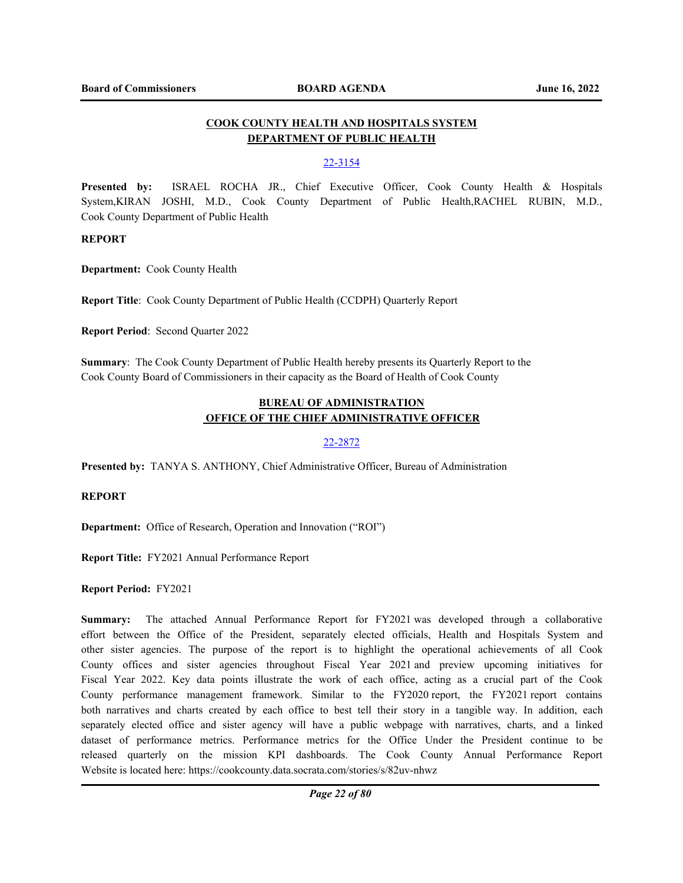## COOK COUNTY HEALTH AND HOSPITALS SYSTEM
## DEPARTMENT OF PUBLIC HEALTH

22-3154

**Presented by:** ISRAEL ROCHA JR., Chief Executive Officer, Cook County Health & Hospitals System,KIRAN JOSHI, M.D., Cook County Department of Public Health,RACHEL RUBIN, M.D., Cook County Department of Public Health

**REPORT**

**Department:** Cook County Health

**Report Title**: Cook County Department of Public Health (CCDPH) Quarterly Report

**Report Period**: Second Quarter 2022

**Summary**: The Cook County Department of Public Health hereby presents its Quarterly Report to the Cook County Board of Commissioners in their capacity as the Board of Health of Cook County

## BUREAU OF ADMINISTRATION
## OFFICE OF THE CHIEF ADMINISTRATIVE OFFICER

22-2872

**Presented by:** TANYA S. ANTHONY, Chief Administrative Officer, Bureau of Administration

**REPORT**

**Department:** Office of Research, Operation and Innovation ("ROI")

**Report Title:** FY2021 Annual Performance Report

**Report Period:** FY2021

**Summary:** The attached Annual Performance Report for FY2021 was developed through a collaborative effort between the Office of the President, separately elected officials, Health and Hospitals System and other sister agencies. The purpose of the report is to highlight the operational achievements of all Cook County offices and sister agencies throughout Fiscal Year 2021 and preview upcoming initiatives for Fiscal Year 2022. Key data points illustrate the work of each office, acting as a crucial part of the Cook County performance management framework. Similar to the FY2020 report, the FY2021 report contains both narratives and charts created by each office to best tell their story in a tangible way. In addition, each separately elected office and sister agency will have a public webpage with narratives, charts, and a linked dataset of performance metrics. Performance metrics for the Office Under the President continue to be released quarterly on the mission KPI dashboards. The Cook County Annual Performance Report Website is located here: https://cookcounty.data.socrata.com/stories/s/82uv-nhwz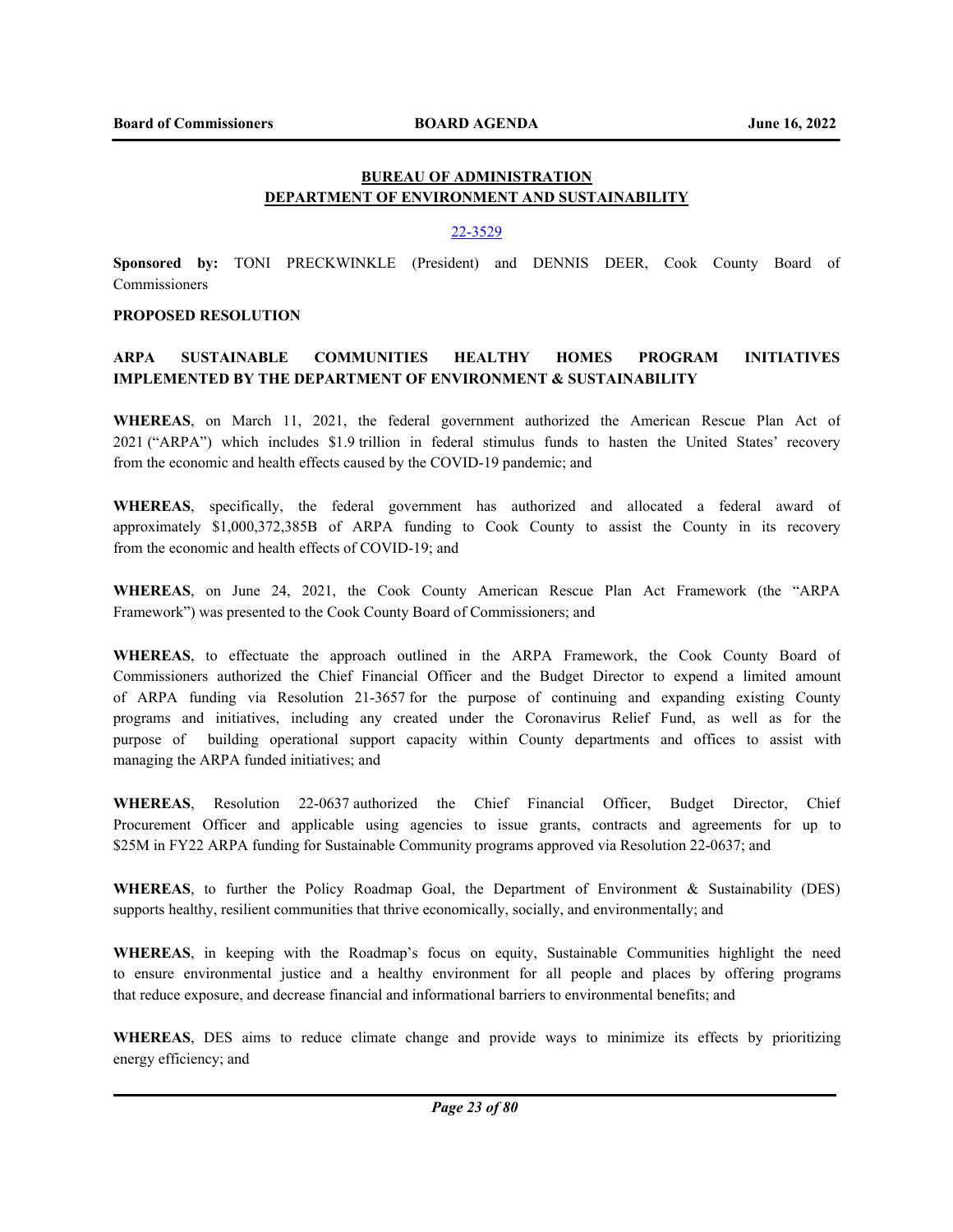## BUREAU OF ADMINISTRATION
## DEPARTMENT OF ENVIRONMENT AND SUSTAINABILITY

22-3529

**Sponsored by:** TONI PRECKWINKLE (President) and DENNIS DEER, Cook County Board of Commissioners

**PROPOSED RESOLUTION**

**ARPA SUSTAINABLE COMMUNITIES HEALTHY HOMES PROGRAM INITIATIVES IMPLEMENTED BY THE DEPARTMENT OF ENVIRONMENT & SUSTAINABILITY**

**WHEREAS**, on March 11, 2021, the federal government authorized the American Rescue Plan Act of 2021 ("ARPA") which includes $1.9 trillion in federal stimulus funds to hasten the United States' recovery from the economic and health effects caused by the COVID-19 pandemic; and

**WHEREAS**, specifically, the federal government has authorized and allocated a federal award of approximately $1,000,372,385B of ARPA funding to Cook County to assist the County in its recovery from the economic and health effects of COVID-19; and

**WHEREAS**, on June 24, 2021, the Cook County American Rescue Plan Act Framework (the "ARPA Framework") was presented to the Cook County Board of Commissioners; and

**WHEREAS**, to effectuate the approach outlined in the ARPA Framework, the Cook County Board of Commissioners authorized the Chief Financial Officer and the Budget Director to expend a limited amount of ARPA funding via Resolution 21-3657 for the purpose of continuing and expanding existing County programs and initiatives, including any created under the Coronavirus Relief Fund, as well as for the purpose of building operational support capacity within County departments and offices to assist with managing the ARPA funded initiatives; and

**WHEREAS**, Resolution 22-0637 authorized the Chief Financial Officer, Budget Director, Chief Procurement Officer and applicable using agencies to issue grants, contracts and agreements for up to $25M in FY22 ARPA funding for Sustainable Community programs approved via Resolution 22-0637; and

**WHEREAS**, to further the Policy Roadmap Goal, the Department of Environment & Sustainability (DES) supports healthy, resilient communities that thrive economically, socially, and environmentally; and

**WHEREAS**, in keeping with the Roadmap's focus on equity, Sustainable Communities highlight the need to ensure environmental justice and a healthy environment for all people and places by offering programs that reduce exposure, and decrease financial and informational barriers to environmental benefits; and

**WHEREAS**, DES aims to reduce climate change and provide ways to minimize its effects by prioritizing energy efficiency; and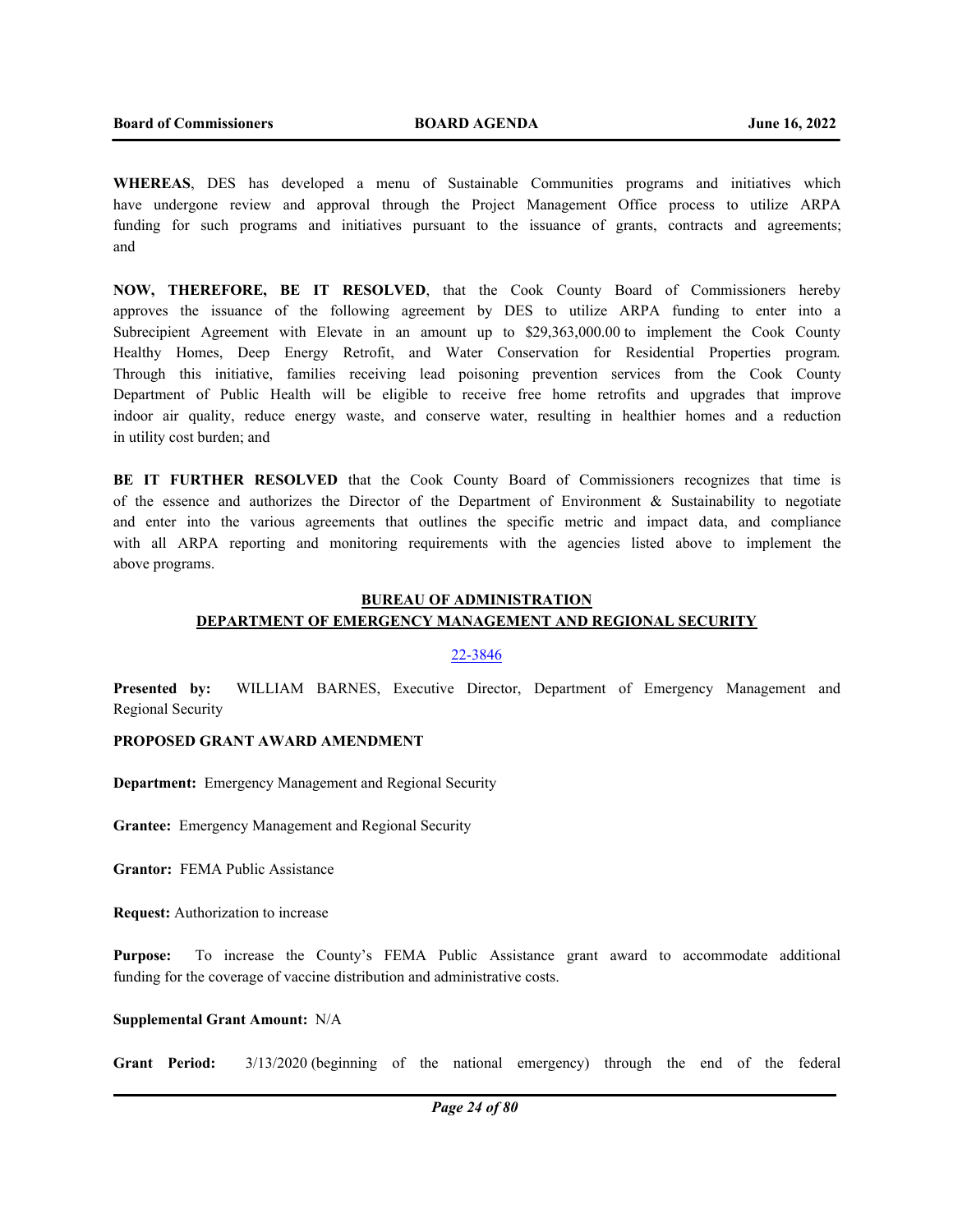**WHEREAS**, DES has developed a menu of Sustainable Communities programs and initiatives which have undergone review and approval through the Project Management Office process to utilize ARPA funding for such programs and initiatives pursuant to the issuance of grants, contracts and agreements; and

**NOW, THEREFORE, BE IT RESOLVED**, that the Cook County Board of Commissioners hereby approves the issuance of the following agreement by DES to utilize ARPA funding to enter into a Subrecipient Agreement with Elevate in an amount up to $29,363,000.00 to implement the Cook County Healthy Homes, Deep Energy Retrofit, and Water Conservation for Residential Properties program. Through this initiative, families receiving lead poisoning prevention services from the Cook County Department of Public Health will be eligible to receive free home retrofits and upgrades that improve indoor air quality, reduce energy waste, and conserve water, resulting in healthier homes and a reduction in utility cost burden; and

**BE IT FURTHER RESOLVED** that the Cook County Board of Commissioners recognizes that time is of the essence and authorizes the Director of the Department of Environment & Sustainability to negotiate and enter into the various agreements that outlines the specific metric and impact data, and compliance with all ARPA reporting and monitoring requirements with the agencies listed above to implement the above programs.

## BUREAU OF ADMINISTRATION
## DEPARTMENT OF EMERGENCY MANAGEMENT AND REGIONAL SECURITY

22-3846

**Presented by:** WILLIAM BARNES, Executive Director, Department of Emergency Management and Regional Security

**PROPOSED GRANT AWARD AMENDMENT**

**Department:** Emergency Management and Regional Security

**Grantee:** Emergency Management and Regional Security

**Grantor:** FEMA Public Assistance

**Request:** Authorization to increase

**Purpose:** To increase the County's FEMA Public Assistance grant award to accommodate additional funding for the coverage of vaccine distribution and administrative costs.

**Supplemental Grant Amount:** N/A

**Grant Period:** 3/13/2020 (beginning of the national emergency) through the end of the federal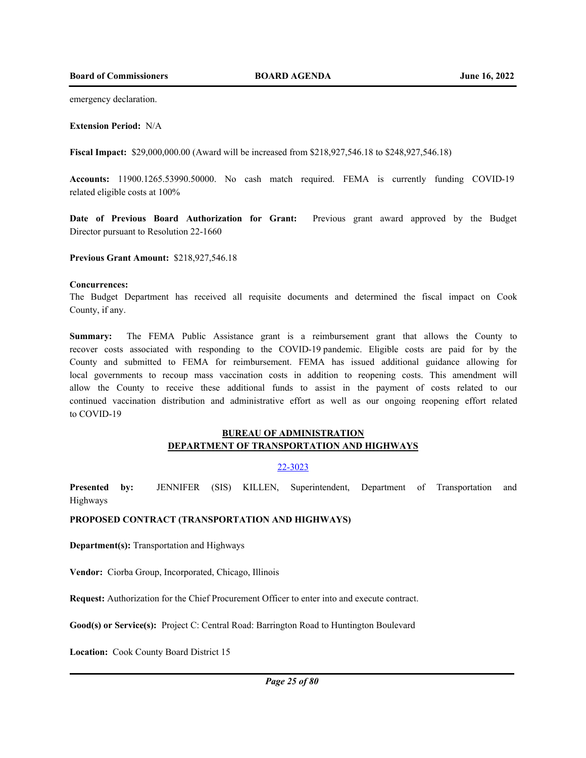emergency declaration.

**Extension Period:** N/A

**Fiscal Impact:** $29,000,000.00 (Award will be increased from $218,927,546.18 to $248,927,546.18)

**Accounts:** 11900.1265.53990.50000. No cash match required. FEMA is currently funding COVID-19 related eligible costs at 100%

**Date of Previous Board Authorization for Grant:** Previous grant award approved by the Budget Director pursuant to Resolution 22-1660

**Previous Grant Amount:** $218,927,546.18

**Concurrences:**
The Budget Department has received all requisite documents and determined the fiscal impact on Cook County, if any.

**Summary:** The FEMA Public Assistance grant is a reimbursement grant that allows the County to recover costs associated with responding to the COVID-19 pandemic. Eligible costs are paid for by the County and submitted to FEMA for reimbursement. FEMA has issued additional guidance allowing for local governments to recoup mass vaccination costs in addition to reopening costs. This amendment will allow the County to receive these additional funds to assist in the payment of costs related to our continued vaccination distribution and administrative effort as well as our ongoing reopening effort related to COVID-19

## BUREAU OF ADMINISTRATION
## DEPARTMENT OF TRANSPORTATION AND HIGHWAYS

22-3023

**Presented by:** JENNIFER (SIS) KILLEN, Superintendent, Department of Transportation and Highways

**PROPOSED CONTRACT (TRANSPORTATION AND HIGHWAYS)**

**Department(s):** Transportation and Highways

**Vendor:** Ciorba Group, Incorporated, Chicago, Illinois

**Request:** Authorization for the Chief Procurement Officer to enter into and execute contract.

**Good(s) or Service(s):** Project C: Central Road: Barrington Road to Huntington Boulevard

**Location:** Cook County Board District 15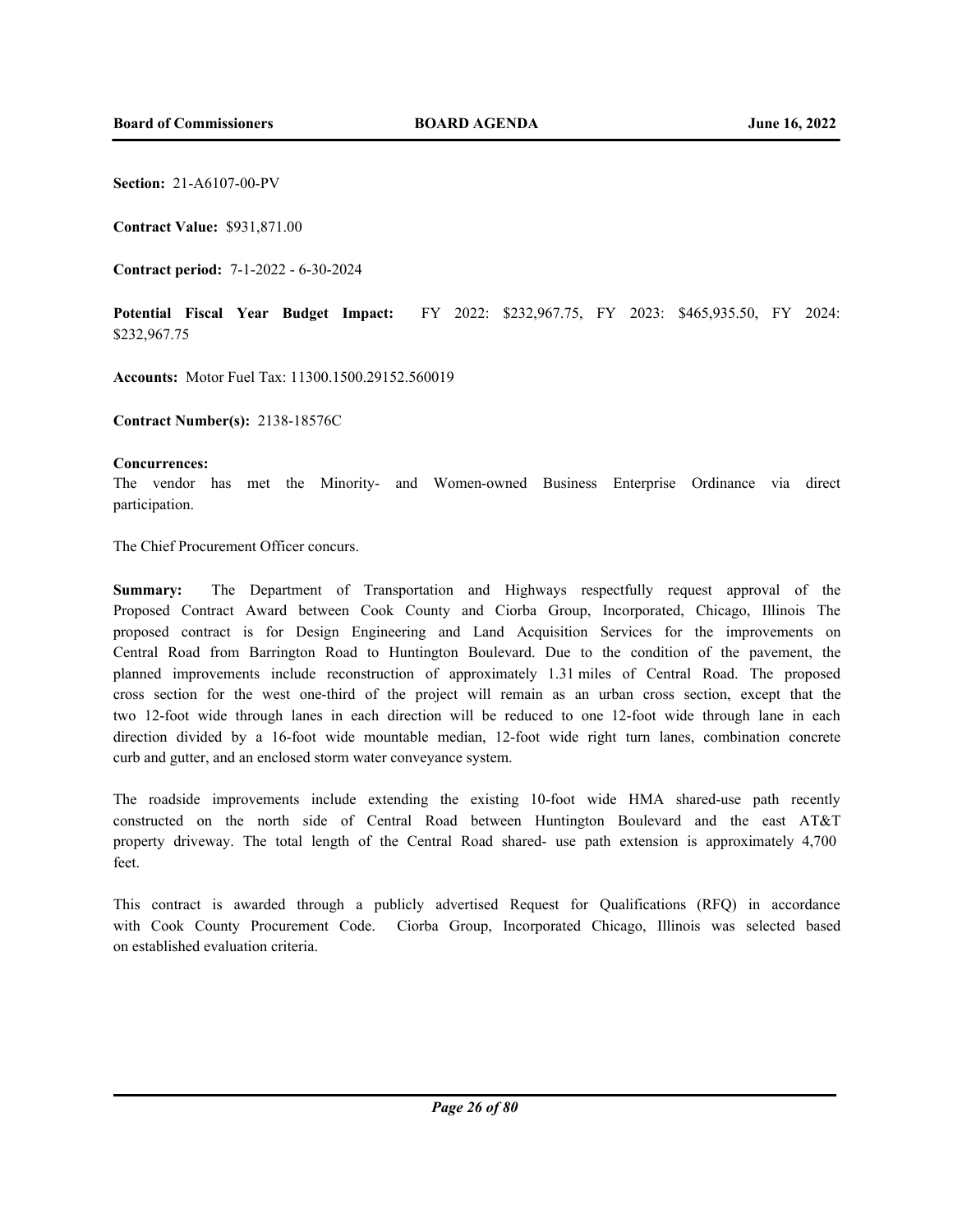**Section:** 21-A6107-00-PV

**Contract Value:** $931,871.00

**Contract period:** 7-1-2022 - 6-30-2024

**Potential Fiscal Year Budget Impact:** FY 2022: $232,967.75, FY 2023: $465,935.50, FY 2024: $232,967.75

**Accounts:** Motor Fuel Tax: 11300.1500.29152.560019

**Contract Number(s):** 2138-18576C

**Concurrences:**
The vendor has met the Minority- and Women-owned Business Enterprise Ordinance via direct participation.

The Chief Procurement Officer concurs.

**Summary:** The Department of Transportation and Highways respectfully request approval of the Proposed Contract Award between Cook County and Ciorba Group, Incorporated, Chicago, Illinois The proposed contract is for Design Engineering and Land Acquisition Services for the improvements on Central Road from Barrington Road to Huntington Boulevard. Due to the condition of the pavement, the planned improvements include reconstruction of approximately 1.31 miles of Central Road. The proposed cross section for the west one-third of the project will remain as an urban cross section, except that the two 12-foot wide through lanes in each direction will be reduced to one 12-foot wide through lane in each direction divided by a 16-foot wide mountable median, 12-foot wide right turn lanes, combination concrete curb and gutter, and an enclosed storm water conveyance system.

The roadside improvements include extending the existing 10-foot wide HMA shared-use path recently constructed on the north side of Central Road between Huntington Boulevard and the east AT&T property driveway. The total length of the Central Road shared- use path extension is approximately 4,700 feet.

This contract is awarded through a publicly advertised Request for Qualifications (RFQ) in accordance with Cook County Procurement Code. Ciorba Group, Incorporated Chicago, Illinois was selected based on established evaluation criteria.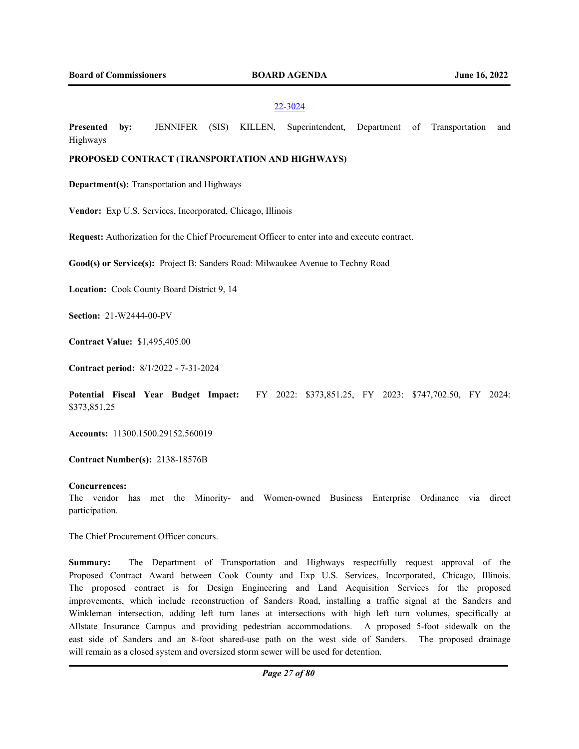22-3024

**Presented by:** JENNIFER (SIS) KILLEN, Superintendent, Department of Transportation and Highways

**PROPOSED CONTRACT (TRANSPORTATION AND HIGHWAYS)**

**Department(s):** Transportation and Highways

**Vendor:** Exp U.S. Services, Incorporated, Chicago, Illinois

**Request:** Authorization for the Chief Procurement Officer to enter into and execute contract.

**Good(s) or Service(s):** Project B: Sanders Road: Milwaukee Avenue to Techny Road

**Location:** Cook County Board District 9, 14

**Section:** 21-W2444-00-PV

**Contract Value:** $1,495,405.00

**Contract period:** 8/1/2022 - 7-31-2024

**Potential Fiscal Year Budget Impact:** FY 2022: $373,851.25, FY 2023: $747,702.50, FY 2024: $373,851.25

**Accounts:** 11300.1500.29152.560019

**Contract Number(s):** 2138-18576B

**Concurrences:**

The vendor has met the Minority- and Women-owned Business Enterprise Ordinance via direct participation.

The Chief Procurement Officer concurs.

**Summary:** The Department of Transportation and Highways respectfully request approval of the Proposed Contract Award between Cook County and Exp U.S. Services, Incorporated, Chicago, Illinois. The proposed contract is for Design Engineering and Land Acquisition Services for the proposed improvements, which include reconstruction of Sanders Road, installing a traffic signal at the Sanders and Winkleman intersection, adding left turn lanes at intersections with high left turn volumes, specifically at Allstate Insurance Campus and providing pedestrian accommodations. A proposed 5-foot sidewalk on the east side of Sanders and an 8-foot shared-use path on the west side of Sanders. The proposed drainage will remain as a closed system and oversized storm sewer will be used for detention.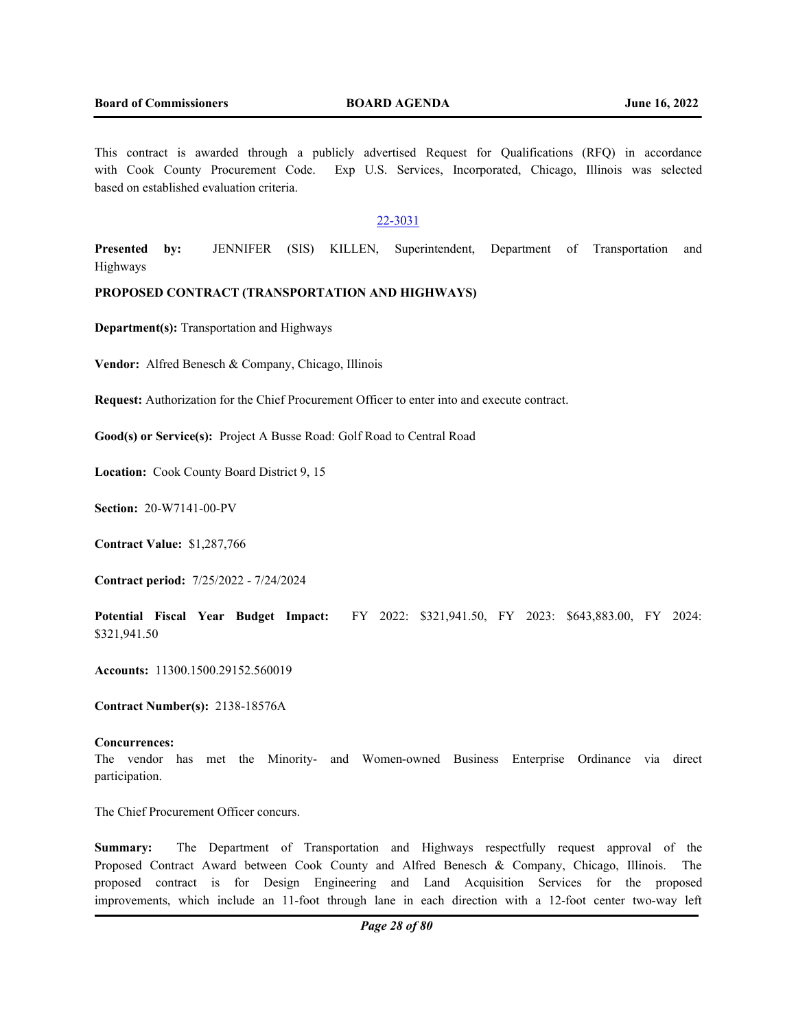This contract is awarded through a publicly advertised Request for Qualifications (RFQ) in accordance with Cook County Procurement Code. Exp U.S. Services, Incorporated, Chicago, Illinois was selected based on established evaluation criteria.

22-3031

**Presented by:** JENNIFER (SIS) KILLEN, Superintendent, Department of Transportation and Highways

**PROPOSED CONTRACT (TRANSPORTATION AND HIGHWAYS)**

**Department(s):** Transportation and Highways

**Vendor:** Alfred Benesch & Company, Chicago, Illinois

**Request:** Authorization for the Chief Procurement Officer to enter into and execute contract.

**Good(s) or Service(s):** Project A Busse Road: Golf Road to Central Road

**Location:** Cook County Board District 9, 15

**Section:** 20-W7141-00-PV

**Contract Value:** $1,287,766

**Contract period:** 7/25/2022 - 7/24/2024

**Potential Fiscal Year Budget Impact:** FY 2022: $321,941.50, FY 2023: $643,883.00, FY 2024: $321,941.50

**Accounts:** 11300.1500.29152.560019

**Contract Number(s):** 2138-18576A

**Concurrences:**
The vendor has met the Minority- and Women-owned Business Enterprise Ordinance via direct participation.

The Chief Procurement Officer concurs.

**Summary:** The Department of Transportation and Highways respectfully request approval of the Proposed Contract Award between Cook County and Alfred Benesch & Company, Chicago, Illinois. The proposed contract is for Design Engineering and Land Acquisition Services for the proposed improvements, which include an 11-foot through lane in each direction with a 12-foot center two-way left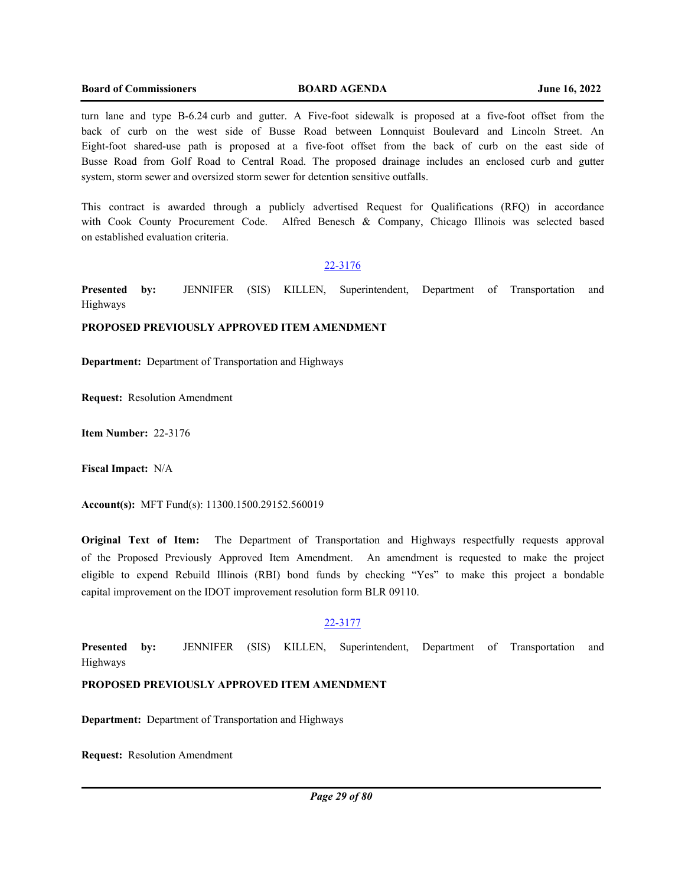turn lane and type B-6.24 curb and gutter. A Five-foot sidewalk is proposed at a five-foot offset from the back of curb on the west side of Busse Road between Lonnquist Boulevard and Lincoln Street. An Eight-foot shared-use path is proposed at a five-foot offset from the back of curb on the east side of Busse Road from Golf Road to Central Road. The proposed drainage includes an enclosed curb and gutter system, storm sewer and oversized storm sewer for detention sensitive outfalls.

This contract is awarded through a publicly advertised Request for Qualifications (RFQ) in accordance with Cook County Procurement Code. Alfred Benesch & Company, Chicago Illinois was selected based on established evaluation criteria.

22-3176

**Presented by:** JENNIFER (SIS) KILLEN, Superintendent, Department of Transportation and Highways

**PROPOSED PREVIOUSLY APPROVED ITEM AMENDMENT**

**Department:** Department of Transportation and Highways

**Request:** Resolution Amendment

**Item Number:** 22-3176

**Fiscal Impact:** N/A

**Account(s):** MFT Fund(s): 11300.1500.29152.560019

**Original Text of Item:** The Department of Transportation and Highways respectfully requests approval of the Proposed Previously Approved Item Amendment. An amendment is requested to make the project eligible to expend Rebuild Illinois (RBI) bond funds by checking "Yes" to make this project a bondable capital improvement on the IDOT improvement resolution form BLR 09110.

22-3177

**Presented by:** JENNIFER (SIS) KILLEN, Superintendent, Department of Transportation and Highways

**PROPOSED PREVIOUSLY APPROVED ITEM AMENDMENT**

**Department:** Department of Transportation and Highways

**Request:** Resolution Amendment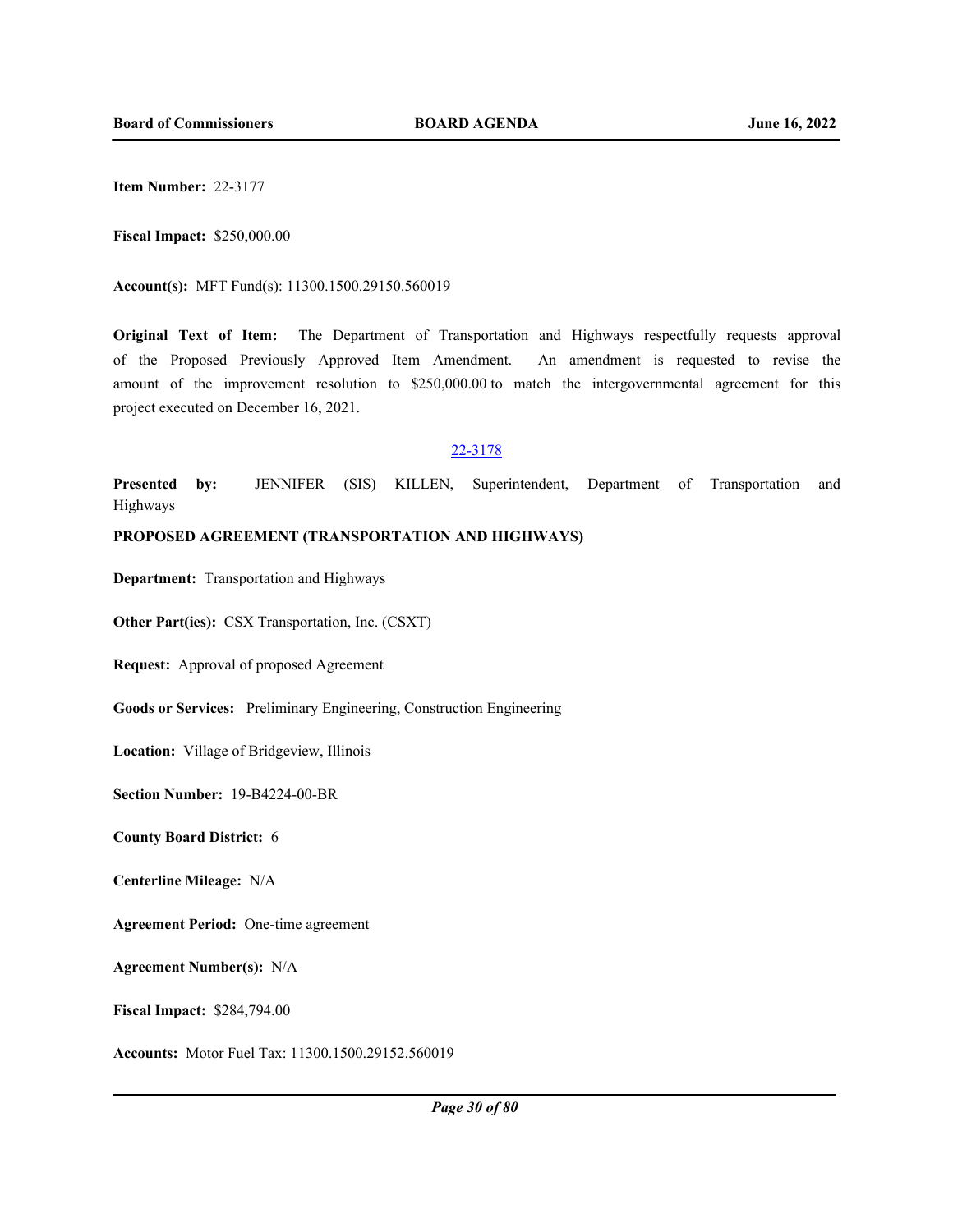**Item Number:** 22-3177

**Fiscal Impact:** $250,000.00

**Account(s):** MFT Fund(s): 11300.1500.29150.560019

**Original Text of Item:** The Department of Transportation and Highways respectfully requests approval of the Proposed Previously Approved Item Amendment. An amendment is requested to revise the amount of the improvement resolution to $250,000.00 to match the intergovernmental agreement for this project executed on December 16, 2021.

22-3178

**Presented by:** JENNIFER (SIS) KILLEN, Superintendent, Department of Transportation and Highways

**PROPOSED AGREEMENT (TRANSPORTATION AND HIGHWAYS)**

**Department:** Transportation and Highways

**Other Part(ies):** CSX Transportation, Inc. (CSXT)

**Request:** Approval of proposed Agreement

**Goods or Services:** Preliminary Engineering, Construction Engineering

**Location:** Village of Bridgeview, Illinois

**Section Number:** 19-B4224-00-BR

**County Board District:** 6

**Centerline Mileage:** N/A

**Agreement Period:** One-time agreement

**Agreement Number(s):** N/A

**Fiscal Impact:** $284,794.00

**Accounts:** Motor Fuel Tax: 11300.1500.29152.560019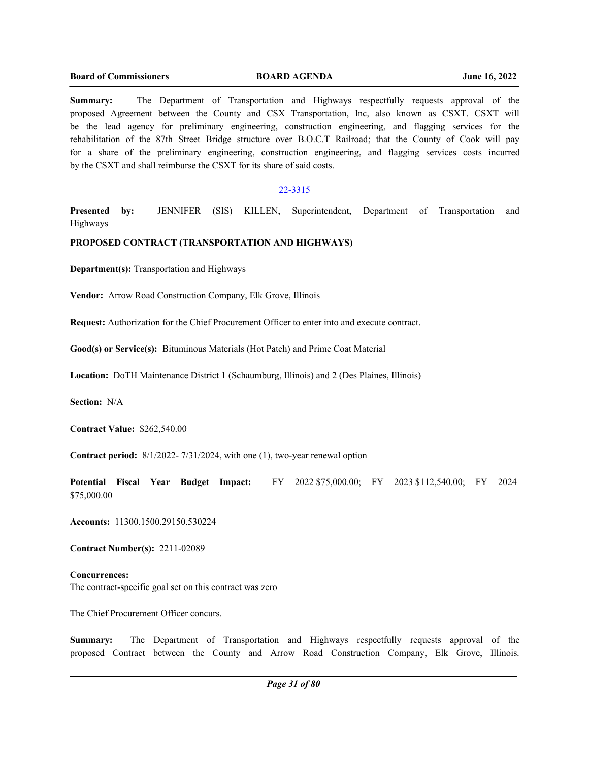**Summary:** The Department of Transportation and Highways respectfully requests approval of the proposed Agreement between the County and CSX Transportation, Inc, also known as CSXT. CSXT will be the lead agency for preliminary engineering, construction engineering, and flagging services for the rehabilitation of the 87th Street Bridge structure over B.O.C.T Railroad; that the County of Cook will pay for a share of the preliminary engineering, construction engineering, and flagging services costs incurred by the CSXT and shall reimburse the CSXT for its share of said costs.

22-3315

**Presented by:** JENNIFER (SIS) KILLEN, Superintendent, Department of Transportation and Highways

**PROPOSED CONTRACT (TRANSPORTATION AND HIGHWAYS)**

**Department(s):** Transportation and Highways

**Vendor:** Arrow Road Construction Company, Elk Grove, Illinois

**Request:** Authorization for the Chief Procurement Officer to enter into and execute contract.

**Good(s) or Service(s):** Bituminous Materials (Hot Patch) and Prime Coat Material

**Location:** DoTH Maintenance District 1 (Schaumburg, Illinois) and 2 (Des Plaines, Illinois)

**Section:** N/A

**Contract Value:** $262,540.00

**Contract period:** 8/1/2022- 7/31/2024, with one (1), two-year renewal option

**Potential Fiscal Year Budget Impact:** FY 2022 $75,000.00; FY 2023 $112,540.00; FY 2024 $75,000.00

**Accounts:** 11300.1500.29150.530224

**Contract Number(s):** 2211-02089

**Concurrences:**
The contract-specific goal set on this contract was zero

The Chief Procurement Officer concurs.

**Summary:** The Department of Transportation and Highways respectfully requests approval of the proposed Contract between the County and Arrow Road Construction Company, Elk Grove, Illinois.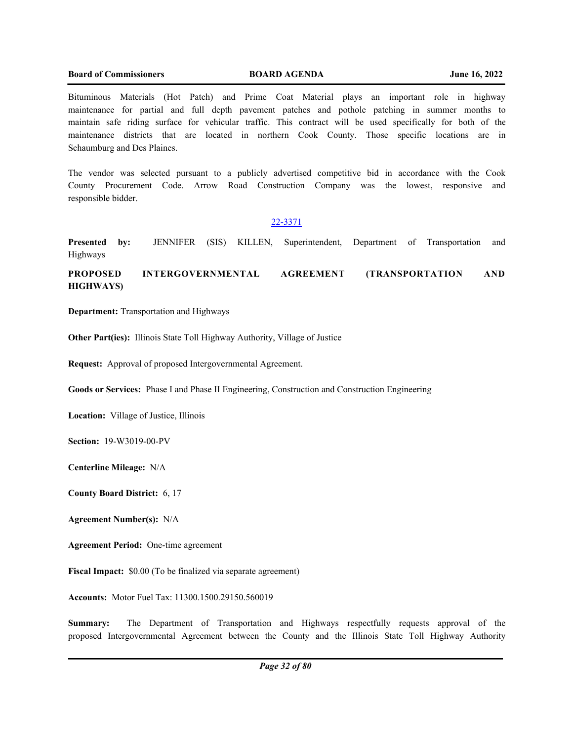Bituminous Materials (Hot Patch) and Prime Coat Material plays an important role in highway maintenance for partial and full depth pavement patches and pothole patching in summer months to maintain safe riding surface for vehicular traffic. This contract will be used specifically for both of the maintenance districts that are located in northern Cook County. Those specific locations are in Schaumburg and Des Plaines.

The vendor was selected pursuant to a publicly advertised competitive bid in accordance with the Cook County Procurement Code. Arrow Road Construction Company was the lowest, responsive and responsible bidder.

22-3371

**Presented by:** JENNIFER (SIS) KILLEN, Superintendent, Department of Transportation and Highways

**PROPOSED INTERGOVERNMENTAL AGREEMENT (TRANSPORTATION AND HIGHWAYS)**

**Department:** Transportation and Highways

**Other Part(ies):** Illinois State Toll Highway Authority, Village of Justice

**Request:** Approval of proposed Intergovernmental Agreement.

**Goods or Services:** Phase I and Phase II Engineering, Construction and Construction Engineering

**Location:** Village of Justice, Illinois

**Section:** 19-W3019-00-PV

**Centerline Mileage:** N/A

**County Board District:** 6, 17

**Agreement Number(s):** N/A

**Agreement Period:** One-time agreement

**Fiscal Impact:** $0.00 (To be finalized via separate agreement)

**Accounts:** Motor Fuel Tax: 11300.1500.29150.560019

**Summary:** The Department of Transportation and Highways respectfully requests approval of the proposed Intergovernmental Agreement between the County and the Illinois State Toll Highway Authority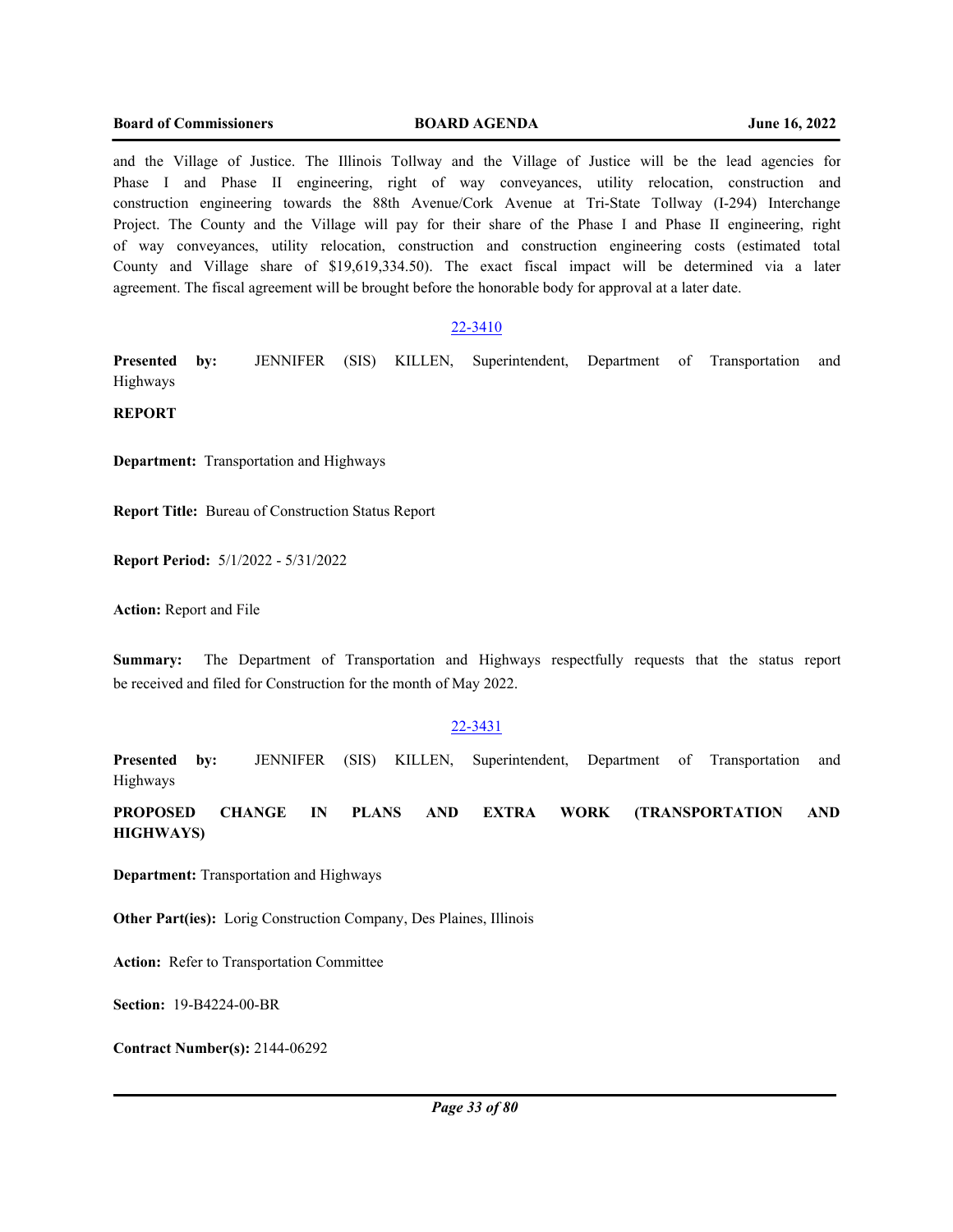and the Village of Justice. The Illinois Tollway and the Village of Justice will be the lead agencies for Phase I and Phase II engineering, right of way conveyances, utility relocation, construction and construction engineering towards the 88th Avenue/Cork Avenue at Tri-State Tollway (I-294) Interchange Project. The County and the Village will pay for their share of the Phase I and Phase II engineering, right of way conveyances, utility relocation, construction and construction engineering costs (estimated total County and Village share of $19,619,334.50). The exact fiscal impact will be determined via a later agreement. The fiscal agreement will be brought before the honorable body for approval at a later date.

22-3410

**Presented by:** JENNIFER (SIS) KILLEN, Superintendent, Department of Transportation and Highways

**REPORT**

**Department:** Transportation and Highways

**Report Title:** Bureau of Construction Status Report

**Report Period:** 5/1/2022 - 5/31/2022

**Action:** Report and File

**Summary:** The Department of Transportation and Highways respectfully requests that the status report be received and filed for Construction for the month of May 2022.

22-3431

**Presented by:** JENNIFER (SIS) KILLEN, Superintendent, Department of Transportation and Highways

**PROPOSED CHANGE IN PLANS AND EXTRA WORK (TRANSPORTATION AND HIGHWAYS)**

**Department:** Transportation and Highways

**Other Part(ies):** Lorig Construction Company, Des Plaines, Illinois

**Action:** Refer to Transportation Committee

**Section:** 19-B4224-00-BR

**Contract Number(s):** 2144-06292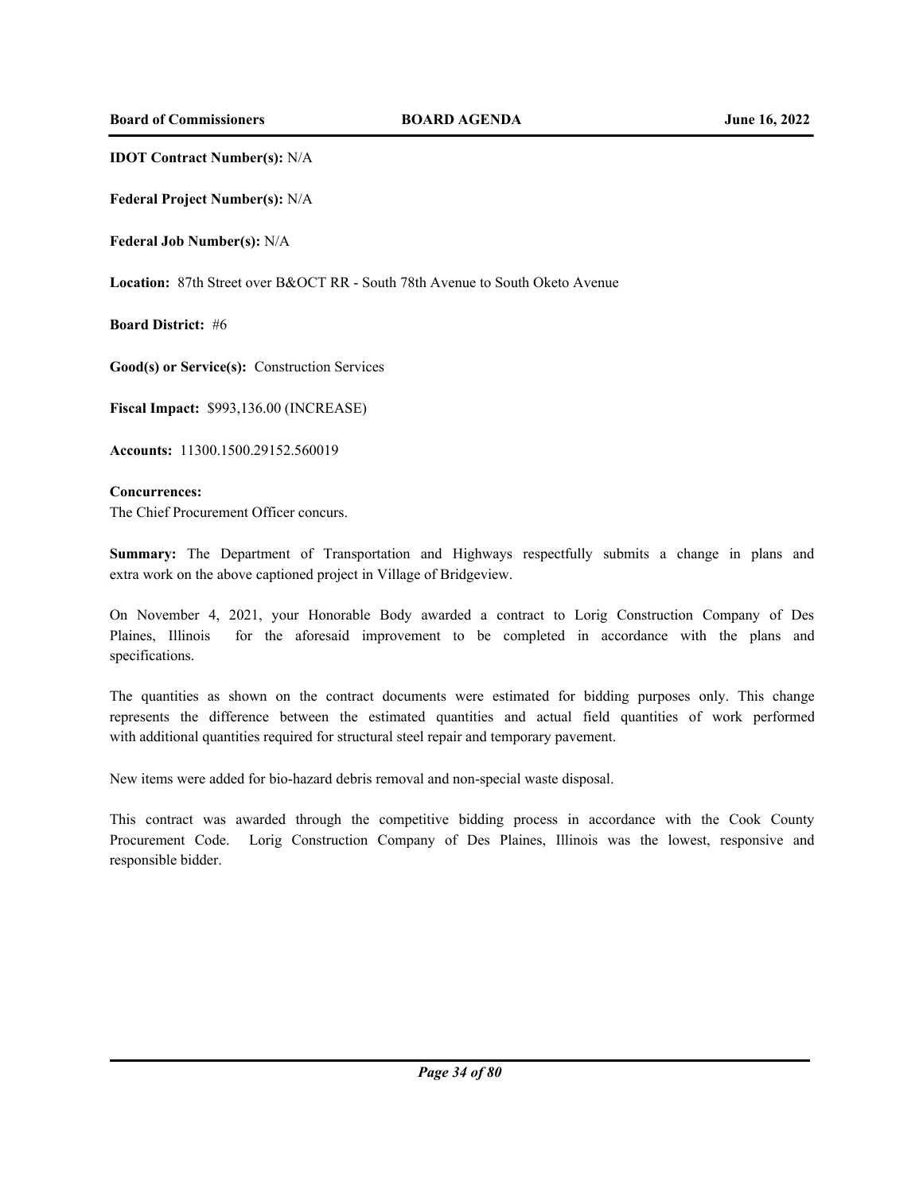**IDOT Contract Number(s):** N/A

**Federal Project Number(s):** N/A

**Federal Job Number(s):** N/A

**Location:** 87th Street over B&OCT RR - South 78th Avenue to South Oketo Avenue

**Board District:** #6

**Good(s) or Service(s):** Construction Services

**Fiscal Impact:** $993,136.00 (INCREASE)

**Accounts:** 11300.1500.29152.560019

**Concurrences:**
The Chief Procurement Officer concurs.

**Summary:** The Department of Transportation and Highways respectfully submits a change in plans and extra work on the above captioned project in Village of Bridgeview.

On November 4, 2021, your Honorable Body awarded a contract to Lorig Construction Company of Des Plaines, Illinois for the aforesaid improvement to be completed in accordance with the plans and specifications.

The quantities as shown on the contract documents were estimated for bidding purposes only. This change represents the difference between the estimated quantities and actual field quantities of work performed with additional quantities required for structural steel repair and temporary pavement.

New items were added for bio-hazard debris removal and non-special waste disposal.

This contract was awarded through the competitive bidding process in accordance with the Cook County Procurement Code. Lorig Construction Company of Des Plaines, Illinois was the lowest, responsive and responsible bidder.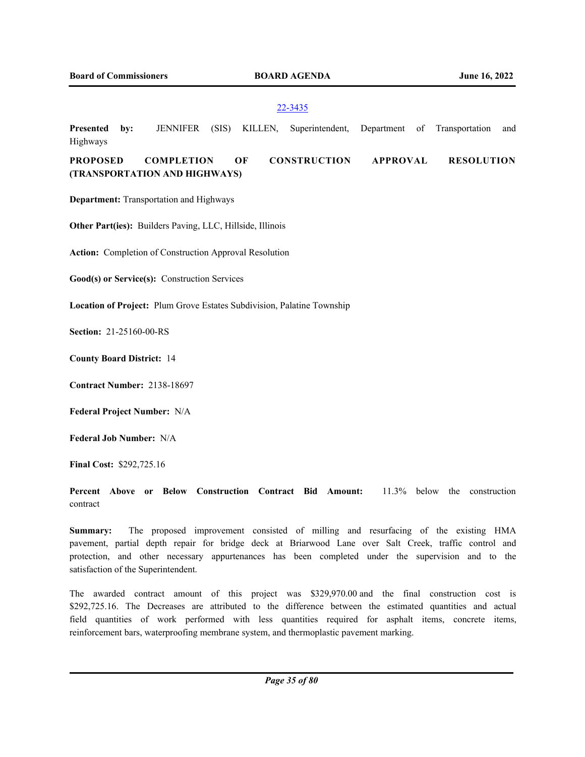[22-3435](22-3435)

**Presented by:** JENNIFER (SIS) KILLEN, Superintendent, Department of Transportation and Highways

**PROPOSED COMPLETION OF CONSTRUCTION APPROVAL RESOLUTION (TRANSPORTATION AND HIGHWAYS)**

**Department:** Transportation and Highways

**Other Part(ies):** Builders Paving, LLC, Hillside, Illinois

**Action:** Completion of Construction Approval Resolution

**Good(s) or Service(s):** Construction Services

**Location of Project:** Plum Grove Estates Subdivision, Palatine Township

**Section:** 21-25160-00-RS

**County Board District:** 14

**Contract Number:** 2138-18697

**Federal Project Number:** N/A

**Federal Job Number:** N/A

**Final Cost:** $292,725.16

**Percent Above or Below Construction Contract Bid Amount:** 11.3% below the construction contract

**Summary:** The proposed improvement consisted of milling and resurfacing of the existing HMA pavement, partial depth repair for bridge deck at Briarwood Lane over Salt Creek, traffic control and protection, and other necessary appurtenances has been completed under the supervision and to the satisfaction of the Superintendent.

The awarded contract amount of this project was $329,970.00 and the final construction cost is $292,725.16. The Decreases are attributed to the difference between the estimated quantities and actual field quantities of work performed with less quantities required for asphalt items, concrete items, reinforcement bars, waterproofing membrane system, and thermoplastic pavement marking.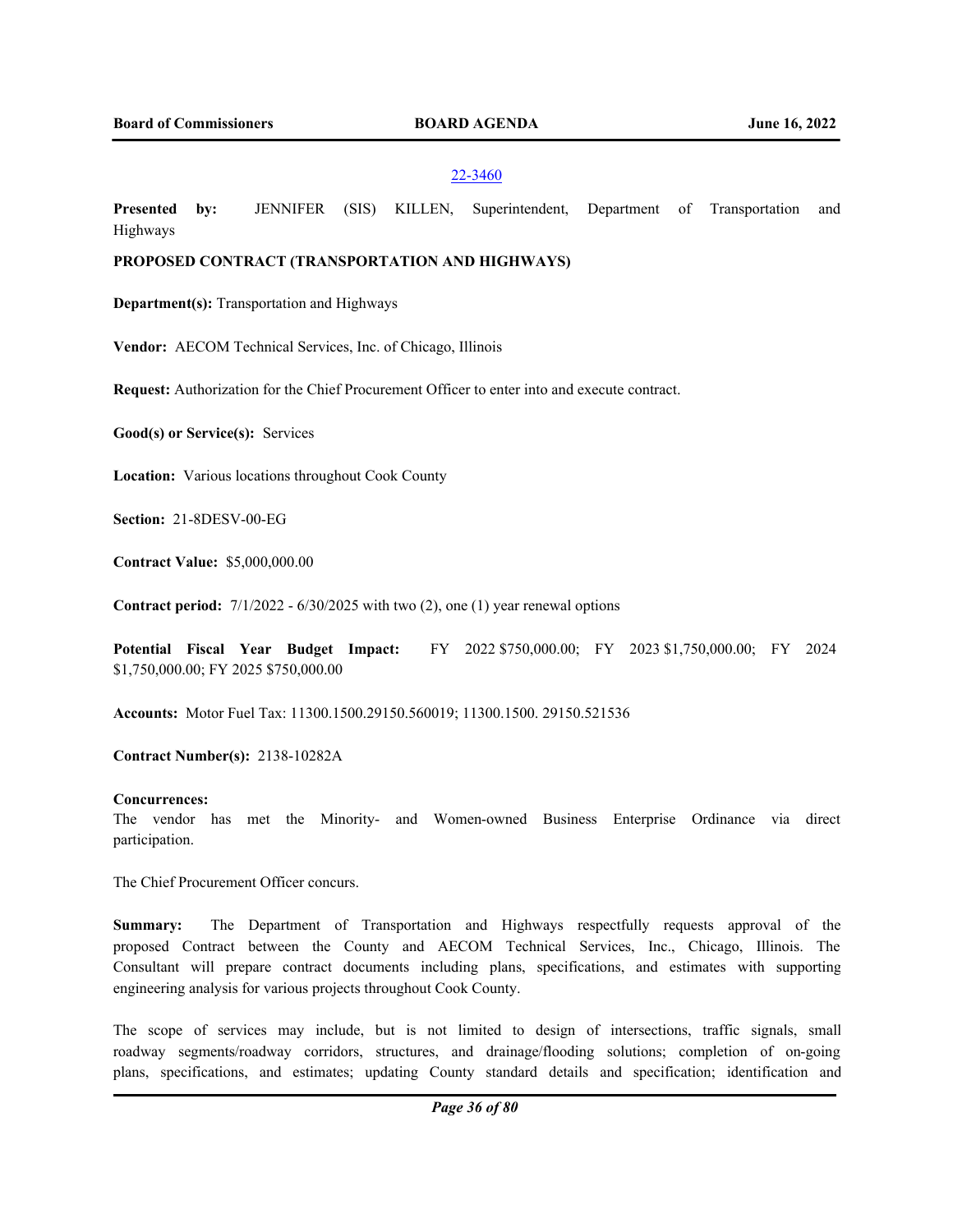22-3460

**Presented by:** JENNIFER (SIS) KILLEN, Superintendent, Department of Transportation and Highways

**PROPOSED CONTRACT (TRANSPORTATION AND HIGHWAYS)**

**Department(s):** Transportation and Highways

**Vendor:** AECOM Technical Services, Inc. of Chicago, Illinois

**Request:** Authorization for the Chief Procurement Officer to enter into and execute contract.

**Good(s) or Service(s):** Services

**Location:** Various locations throughout Cook County

**Section:** 21-8DESV-00-EG

**Contract Value:** $5,000,000.00

**Contract period:** 7/1/2022 - 6/30/2025 with two (2), one (1) year renewal options

**Potential Fiscal Year Budget Impact:** FY 2022 $750,000.00; FY 2023 $1,750,000.00; FY 2024 $1,750,000.00; FY 2025 $750,000.00

**Accounts:** Motor Fuel Tax: 11300.1500.29150.560019; 11300.1500. 29150.521536

**Contract Number(s):** 2138-10282A

**Concurrences:**
The vendor has met the Minority- and Women-owned Business Enterprise Ordinance via direct participation.

The Chief Procurement Officer concurs.

**Summary:** The Department of Transportation and Highways respectfully requests approval of the proposed Contract between the County and AECOM Technical Services, Inc., Chicago, Illinois. The Consultant will prepare contract documents including plans, specifications, and estimates with supporting engineering analysis for various projects throughout Cook County.

The scope of services may include, but is not limited to design of intersections, traffic signals, small roadway segments/roadway corridors, structures, and drainage/flooding solutions; completion of on-going plans, specifications, and estimates; updating County standard details and specification; identification and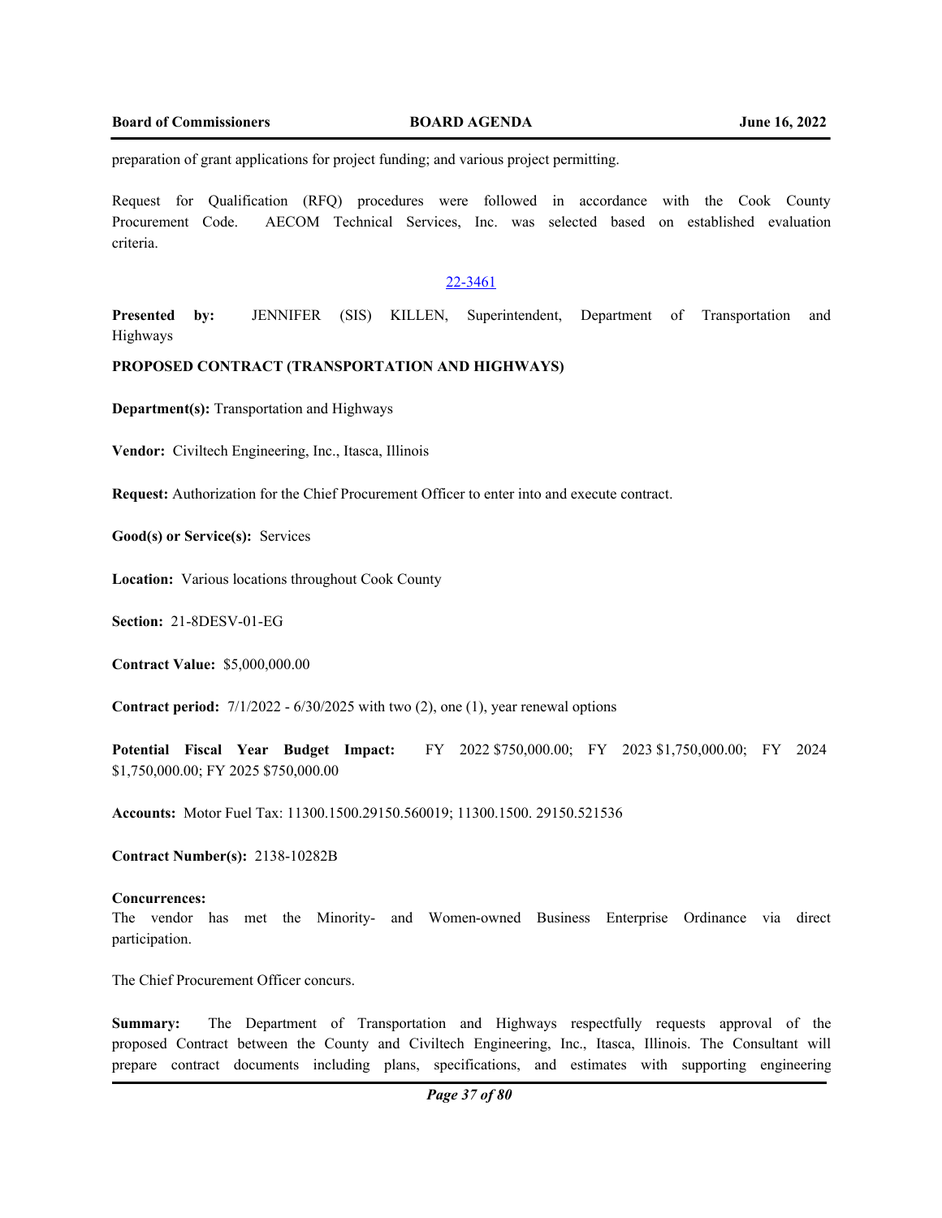preparation of grant applications for project funding; and various project permitting.

Request for Qualification (RFQ) procedures were followed in accordance with the Cook County Procurement Code. AECOM Technical Services, Inc. was selected based on established evaluation criteria.

22-3461

**Presented by:** JENNIFER (SIS) KILLEN, Superintendent, Department of Transportation and Highways

**PROPOSED CONTRACT (TRANSPORTATION AND HIGHWAYS)**

**Department(s):** Transportation and Highways

**Vendor:** Civiltech Engineering, Inc., Itasca, Illinois

**Request:** Authorization for the Chief Procurement Officer to enter into and execute contract.

**Good(s) or Service(s):** Services

**Location:** Various locations throughout Cook County

**Section:** 21-8DESV-01-EG

**Contract Value:** $5,000,000.00

**Contract period:** 7/1/2022 - 6/30/2025 with two (2), one (1), year renewal options

**Potential Fiscal Year Budget Impact:** FY 2022 $750,000.00; FY 2023 $1,750,000.00; FY 2024 $1,750,000.00; FY 2025 $750,000.00

**Accounts:** Motor Fuel Tax: 11300.1500.29150.560019; 11300.1500. 29150.521536

**Contract Number(s):** 2138-10282B

**Concurrences:**
The vendor has met the Minority- and Women-owned Business Enterprise Ordinance via direct participation.

The Chief Procurement Officer concurs.

**Summary:** The Department of Transportation and Highways respectfully requests approval of the proposed Contract between the County and Civiltech Engineering, Inc., Itasca, Illinois. The Consultant will prepare contract documents including plans, specifications, and estimates with supporting engineering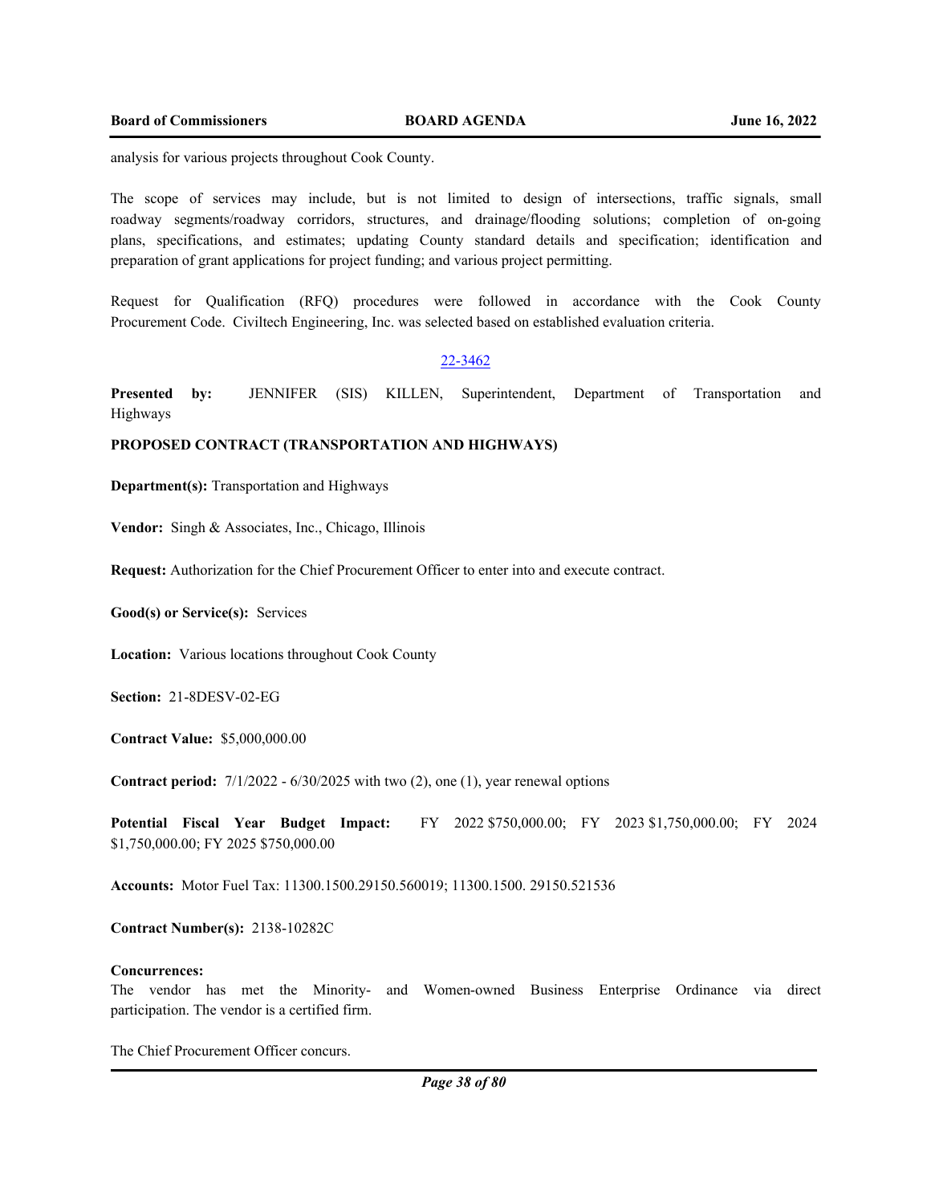analysis for various projects throughout Cook County.

The scope of services may include, but is not limited to design of intersections, traffic signals, small roadway segments/roadway corridors, structures, and drainage/flooding solutions; completion of on-going plans, specifications, and estimates; updating County standard details and specification; identification and preparation of grant applications for project funding; and various project permitting.

Request for Qualification (RFQ) procedures were followed in accordance with the Cook County Procurement Code. Civiltech Engineering, Inc. was selected based on established evaluation criteria.

22-3462

**Presented by:** JENNIFER (SIS) KILLEN, Superintendent, Department of Transportation and Highways

**PROPOSED CONTRACT (TRANSPORTATION AND HIGHWAYS)**

**Department(s):** Transportation and Highways

**Vendor:** Singh & Associates, Inc., Chicago, Illinois

**Request:** Authorization for the Chief Procurement Officer to enter into and execute contract.

**Good(s) or Service(s):** Services

**Location:** Various locations throughout Cook County

**Section:** 21-8DESV-02-EG

**Contract Value:** $5,000,000.00

**Contract period:** 7/1/2022 - 6/30/2025 with two (2), one (1), year renewal options

**Potential Fiscal Year Budget Impact:** FY 2022 $750,000.00; FY 2023 $1,750,000.00; FY 2024 $1,750,000.00; FY 2025 $750,000.00

**Accounts:** Motor Fuel Tax: 11300.1500.29150.560019; 11300.1500. 29150.521536

**Contract Number(s):** 2138-10282C

**Concurrences:**
The vendor has met the Minority- and Women-owned Business Enterprise Ordinance via direct participation. The vendor is a certified firm.

The Chief Procurement Officer concurs.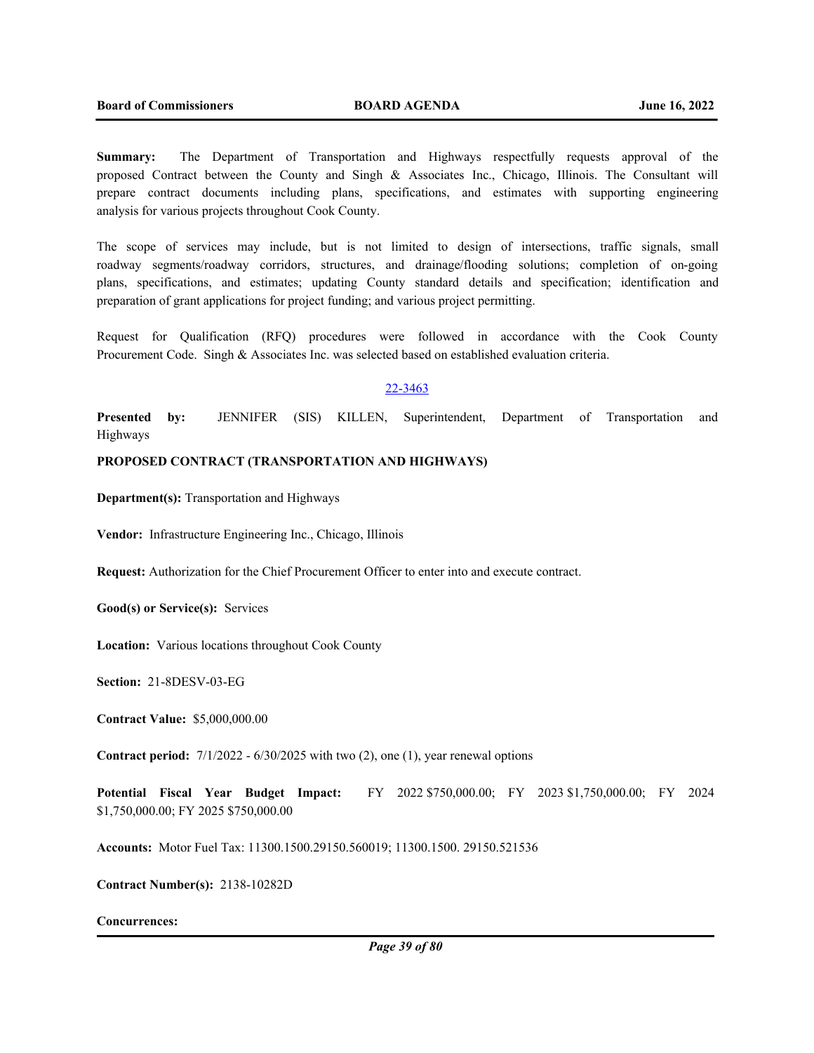**Summary:** The Department of Transportation and Highways respectfully requests approval of the proposed Contract between the County and Singh & Associates Inc., Chicago, Illinois. The Consultant will prepare contract documents including plans, specifications, and estimates with supporting engineering analysis for various projects throughout Cook County.

The scope of services may include, but is not limited to design of intersections, traffic signals, small roadway segments/roadway corridors, structures, and drainage/flooding solutions; completion of on-going plans, specifications, and estimates; updating County standard details and specification; identification and preparation of grant applications for project funding; and various project permitting.

Request for Qualification (RFQ) procedures were followed in accordance with the Cook County Procurement Code. Singh & Associates Inc. was selected based on established evaluation criteria.

22-3463

**Presented by:** JENNIFER (SIS) KILLEN, Superintendent, Department of Transportation and Highways

**PROPOSED CONTRACT (TRANSPORTATION AND HIGHWAYS)**

**Department(s):** Transportation and Highways

**Vendor:** Infrastructure Engineering Inc., Chicago, Illinois

**Request:** Authorization for the Chief Procurement Officer to enter into and execute contract.

**Good(s) or Service(s):** Services

**Location:** Various locations throughout Cook County

**Section:** 21-8DESV-03-EG

**Contract Value:** $5,000,000.00

**Contract period:** 7/1/2022 - 6/30/2025 with two (2), one (1), year renewal options

**Potential Fiscal Year Budget Impact:** FY 2022 $750,000.00; FY 2023 $1,750,000.00; FY 2024 $1,750,000.00; FY 2025 $750,000.00

**Accounts:** Motor Fuel Tax: 11300.1500.29150.560019; 11300.1500. 29150.521536

**Contract Number(s):** 2138-10282D

**Concurrences:**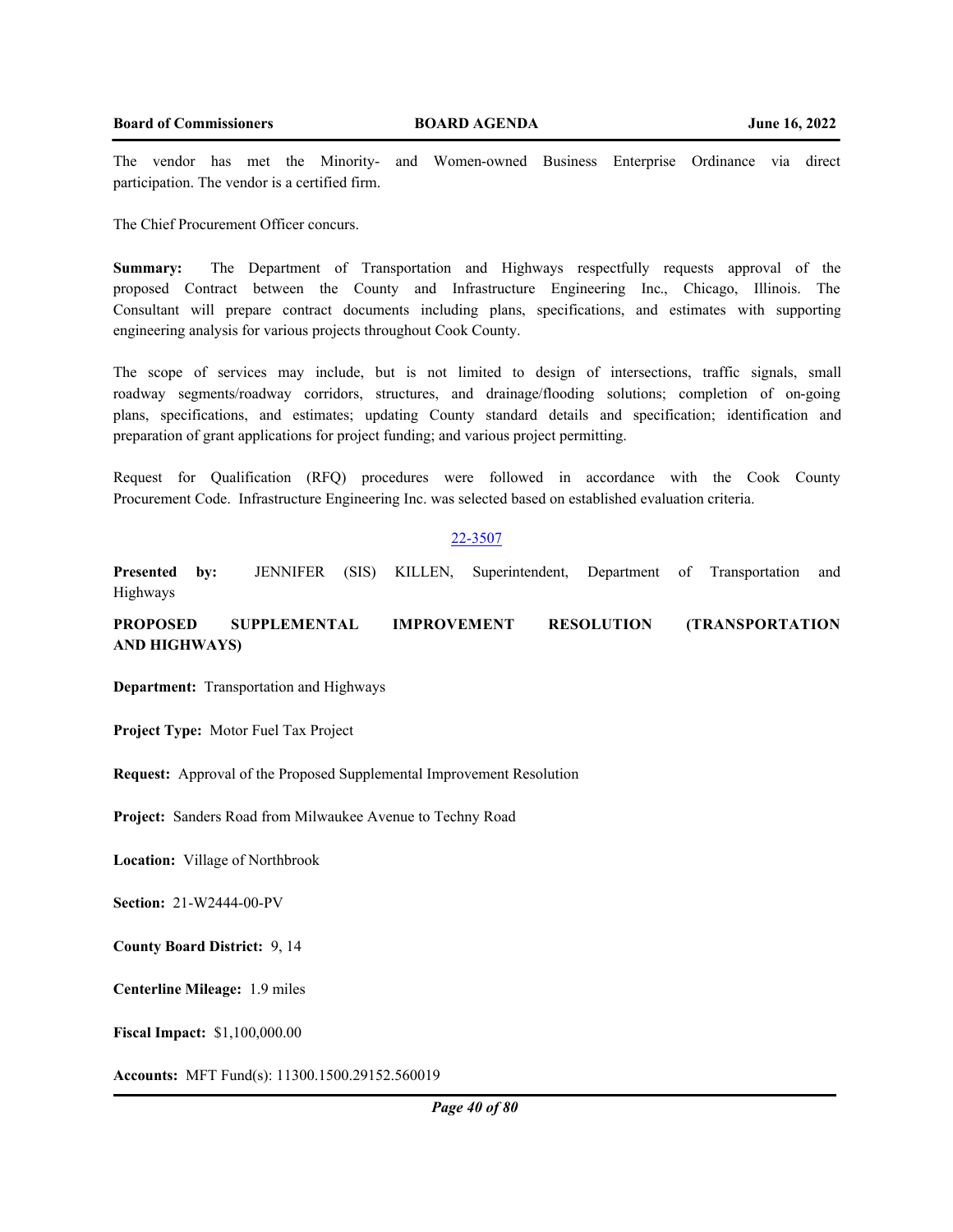The vendor has met the Minority- and Women-owned Business Enterprise Ordinance via direct participation. The vendor is a certified firm.

The Chief Procurement Officer concurs.

**Summary:** The Department of Transportation and Highways respectfully requests approval of the proposed Contract between the County and Infrastructure Engineering Inc., Chicago, Illinois. The Consultant will prepare contract documents including plans, specifications, and estimates with supporting engineering analysis for various projects throughout Cook County.

The scope of services may include, but is not limited to design of intersections, traffic signals, small roadway segments/roadway corridors, structures, and drainage/flooding solutions; completion of on-going plans, specifications, and estimates; updating County standard details and specification; identification and preparation of grant applications for project funding; and various project permitting.

Request for Qualification (RFQ) procedures were followed in accordance with the Cook County Procurement Code. Infrastructure Engineering Inc. was selected based on established evaluation criteria.

22-3507

**Presented by:** JENNIFER (SIS) KILLEN, Superintendent, Department of Transportation and Highways

**PROPOSED SUPPLEMENTAL IMPROVEMENT RESOLUTION (TRANSPORTATION AND HIGHWAYS)**

**Department:** Transportation and Highways

**Project Type:** Motor Fuel Tax Project

**Request:** Approval of the Proposed Supplemental Improvement Resolution

**Project:** Sanders Road from Milwaukee Avenue to Techny Road

**Location:** Village of Northbrook

**Section:** 21-W2444-00-PV

**County Board District:** 9, 14

**Centerline Mileage:** 1.9 miles

**Fiscal Impact:** $1,100,000.00

**Accounts:** MFT Fund(s): 11300.1500.29152.560019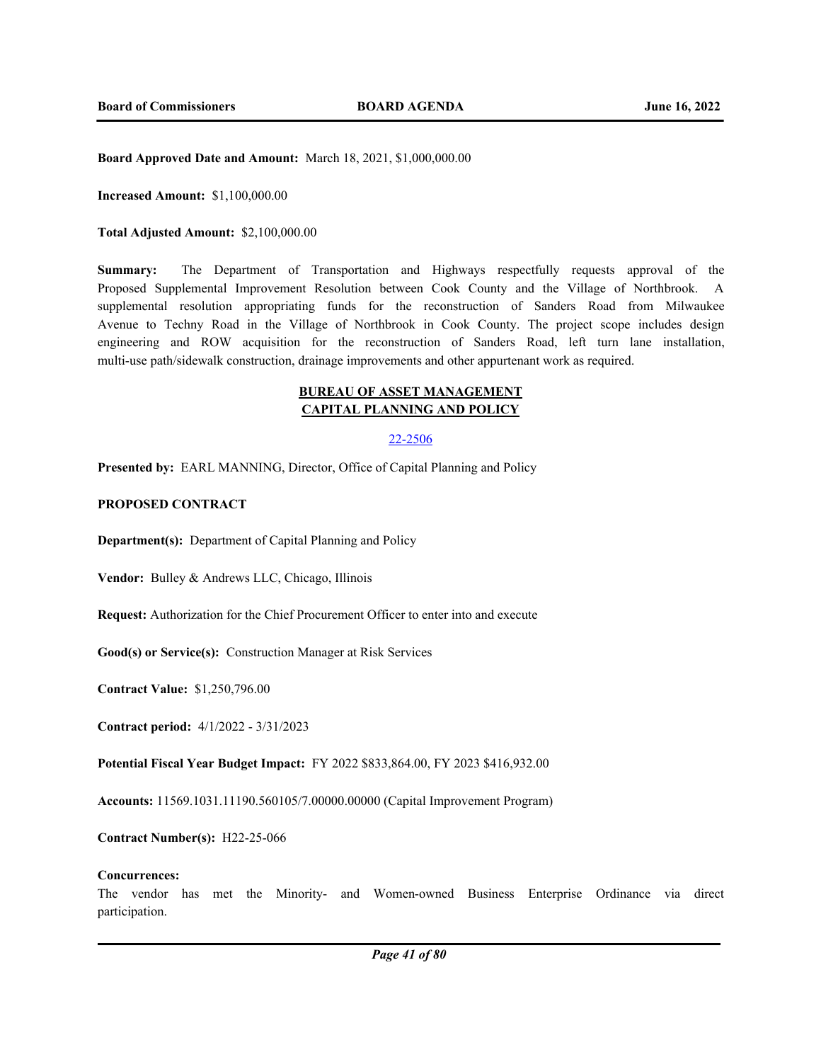**Board Approved Date and Amount:** March 18, 2021, $1,000,000.00

**Increased Amount:** $1,100,000.00

**Total Adjusted Amount:** $2,100,000.00

**Summary:** The Department of Transportation and Highways respectfully requests approval of the Proposed Supplemental Improvement Resolution between Cook County and the Village of Northbrook. A supplemental resolution appropriating funds for the reconstruction of Sanders Road from Milwaukee Avenue to Techny Road in the Village of Northbrook in Cook County. The project scope includes design engineering and ROW acquisition for the reconstruction of Sanders Road, left turn lane installation, multi-use path/sidewalk construction, drainage improvements and other appurtenant work as required.

## BUREAU OF ASSET MANAGEMENT
## CAPITAL PLANNING AND POLICY

22-2506

**Presented by:** EARL MANNING, Director, Office of Capital Planning and Policy

**PROPOSED CONTRACT**

**Department(s):** Department of Capital Planning and Policy

**Vendor:** Bulley & Andrews LLC, Chicago, Illinois

**Request:** Authorization for the Chief Procurement Officer to enter into and execute

**Good(s) or Service(s):** Construction Manager at Risk Services

**Contract Value:** $1,250,796.00

**Contract period:** 4/1/2022 - 3/31/2023

**Potential Fiscal Year Budget Impact:** FY 2022 $833,864.00, FY 2023 $416,932.00

**Accounts:** 11569.1031.11190.560105/7.00000.00000 (Capital Improvement Program)

**Contract Number(s):** H22-25-066

**Concurrences:**
The vendor has met the Minority- and Women-owned Business Enterprise Ordinance via direct participation.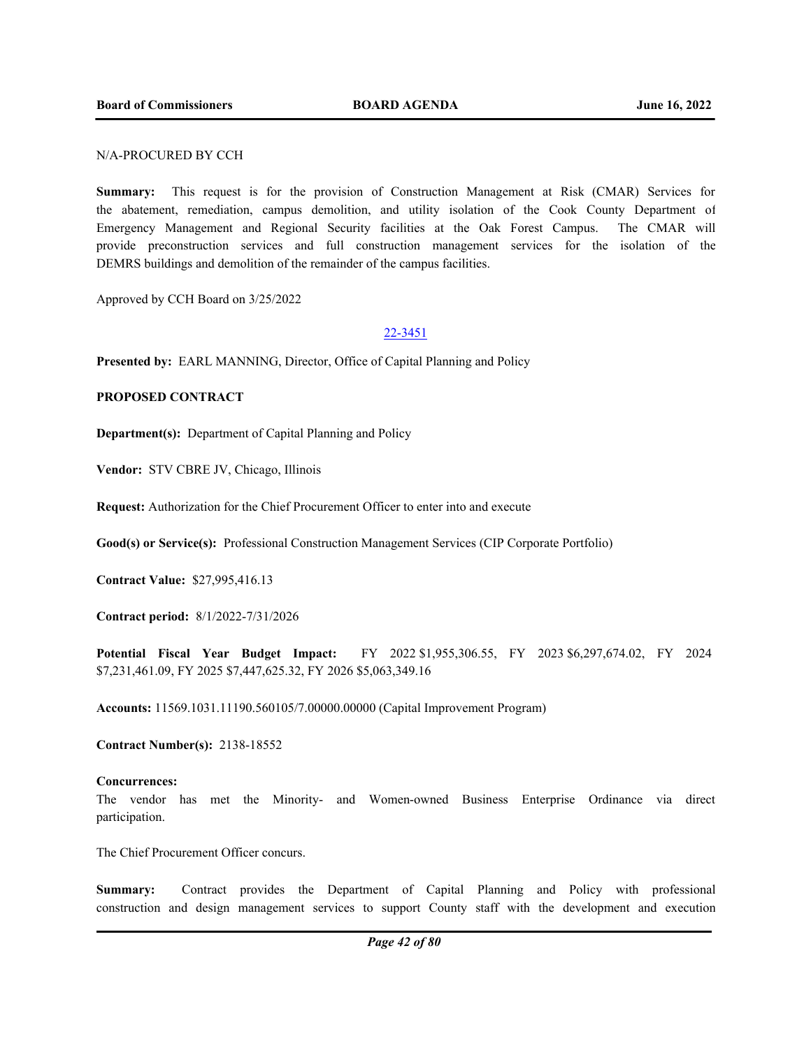N/A-PROCURED BY CCH

**Summary:** This request is for the provision of Construction Management at Risk (CMAR) Services for the abatement, remediation, campus demolition, and utility isolation of the Cook County Department of Emergency Management and Regional Security facilities at the Oak Forest Campus. The CMAR will provide preconstruction services and full construction management services for the isolation of the DEMRS buildings and demolition of the remainder of the campus facilities.

Approved by CCH Board on 3/25/2022

22-3451

**Presented by:** EARL MANNING, Director, Office of Capital Planning and Policy

**PROPOSED CONTRACT**

**Department(s):** Department of Capital Planning and Policy

**Vendor:** STV CBRE JV, Chicago, Illinois

**Request:** Authorization for the Chief Procurement Officer to enter into and execute

**Good(s) or Service(s):** Professional Construction Management Services (CIP Corporate Portfolio)

**Contract Value:** $27,995,416.13

**Contract period:** 8/1/2022-7/31/2026

**Potential Fiscal Year Budget Impact:** FY 2022 $1,955,306.55, FY 2023 $6,297,674.02, FY 2024 $7,231,461.09, FY 2025 $7,447,625.32, FY 2026 $5,063,349.16

**Accounts:** 11569.1031.11190.560105/7.00000.00000 (Capital Improvement Program)

**Contract Number(s):** 2138-18552

**Concurrences:**
The vendor has met the Minority- and Women-owned Business Enterprise Ordinance via direct participation.

The Chief Procurement Officer concurs.

**Summary:** Contract provides the Department of Capital Planning and Policy with professional construction and design management services to support County staff with the development and execution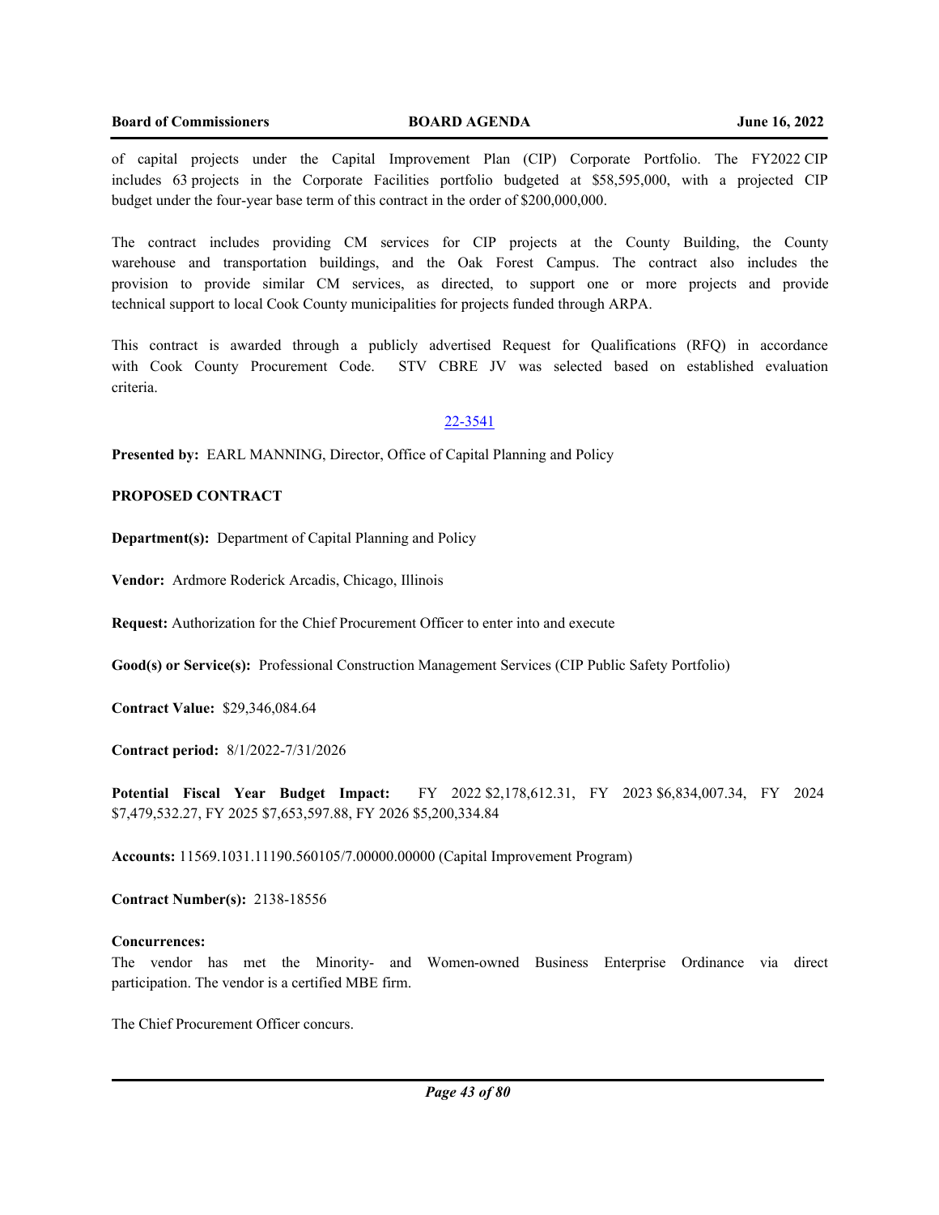of capital projects under the Capital Improvement Plan (CIP) Corporate Portfolio. The FY2022 CIP includes 63 projects in the Corporate Facilities portfolio budgeted at $58,595,000, with a projected CIP budget under the four-year base term of this contract in the order of $200,000,000.

The contract includes providing CM services for CIP projects at the County Building, the County warehouse and transportation buildings, and the Oak Forest Campus. The contract also includes the provision to provide similar CM services, as directed, to support one or more projects and provide technical support to local Cook County municipalities for projects funded through ARPA.

This contract is awarded through a publicly advertised Request for Qualifications (RFQ) in accordance with Cook County Procurement Code. STV CBRE JV was selected based on established evaluation criteria.

22-3541

**Presented by:** EARL MANNING, Director, Office of Capital Planning and Policy

**PROPOSED CONTRACT**

**Department(s):** Department of Capital Planning and Policy

**Vendor:** Ardmore Roderick Arcadis, Chicago, Illinois

**Request:** Authorization for the Chief Procurement Officer to enter into and execute

**Good(s) or Service(s):** Professional Construction Management Services (CIP Public Safety Portfolio)

**Contract Value:** $29,346,084.64

**Contract period:** 8/1/2022-7/31/2026

**Potential Fiscal Year Budget Impact:** FY 2022 $2,178,612.31, FY 2023 $6,834,007.34, FY 2024 $7,479,532.27, FY 2025 $7,653,597.88, FY 2026 $5,200,334.84

**Accounts:** 11569.1031.11190.560105/7.00000.00000 (Capital Improvement Program)

**Contract Number(s):** 2138-18556

**Concurrences:**

The vendor has met the Minority- and Women-owned Business Enterprise Ordinance via direct participation. The vendor is a certified MBE firm.

The Chief Procurement Officer concurs.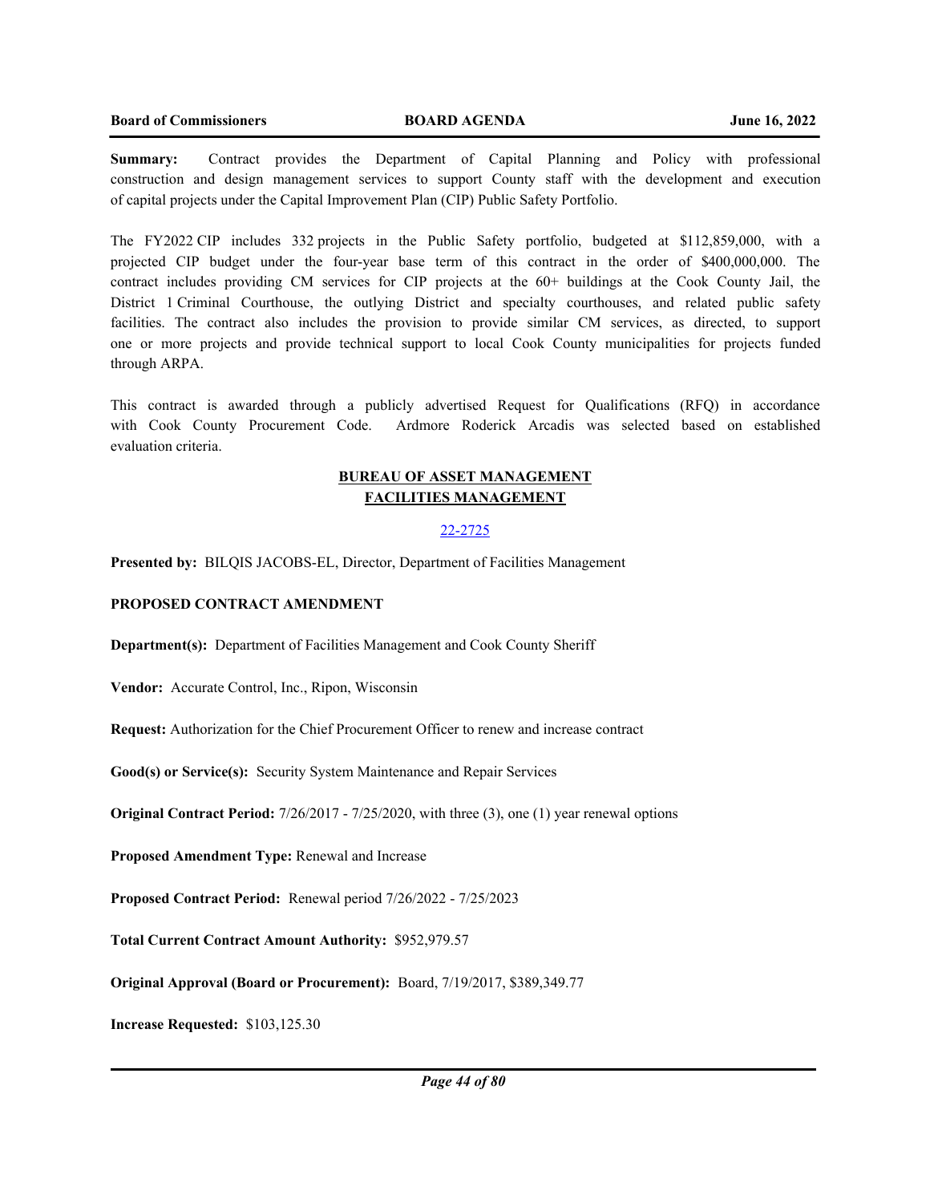**Summary:** Contract provides the Department of Capital Planning and Policy with professional construction and design management services to support County staff with the development and execution of capital projects under the Capital Improvement Plan (CIP) Public Safety Portfolio.

The FY2022 CIP includes 332 projects in the Public Safety portfolio, budgeted at $112,859,000, with a projected CIP budget under the four-year base term of this contract in the order of $400,000,000. The contract includes providing CM services for CIP projects at the 60+ buildings at the Cook County Jail, the District 1 Criminal Courthouse, the outlying District and specialty courthouses, and related public safety facilities. The contract also includes the provision to provide similar CM services, as directed, to support one or more projects and provide technical support to local Cook County municipalities for projects funded through ARPA.

This contract is awarded through a publicly advertised Request for Qualifications (RFQ) in accordance with Cook County Procurement Code. Ardmore Roderick Arcadis was selected based on established evaluation criteria.

## BUREAU OF ASSET MANAGEMENT
## FACILITIES MANAGEMENT

22-2725

**Presented by:** BILQIS JACOBS-EL, Director, Department of Facilities Management

**PROPOSED CONTRACT AMENDMENT**

**Department(s):** Department of Facilities Management and Cook County Sheriff

**Vendor:** Accurate Control, Inc., Ripon, Wisconsin

**Request:** Authorization for the Chief Procurement Officer to renew and increase contract

**Good(s) or Service(s):** Security System Maintenance and Repair Services

**Original Contract Period:** 7/26/2017 - 7/25/2020, with three (3), one (1) year renewal options

**Proposed Amendment Type:** Renewal and Increase

**Proposed Contract Period:** Renewal period 7/26/2022 - 7/25/2023

**Total Current Contract Amount Authority:** $952,979.57

**Original Approval (Board or Procurement):** Board, 7/19/2017, $389,349.77

**Increase Requested:** $103,125.30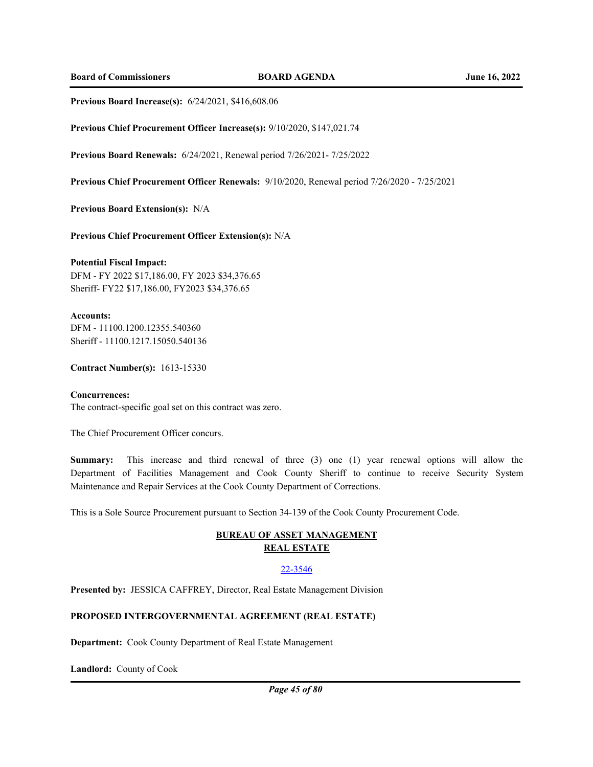**Previous Board Increase(s):** 6/24/2021, $416,608.06

**Previous Chief Procurement Officer Increase(s):** 9/10/2020, $147,021.74

**Previous Board Renewals:** 6/24/2021, Renewal period 7/26/2021- 7/25/2022

**Previous Chief Procurement Officer Renewals:** 9/10/2020, Renewal period 7/26/2020 - 7/25/2021

**Previous Board Extension(s):** N/A

**Previous Chief Procurement Officer Extension(s):** N/A

**Potential Fiscal Impact:**
DFM - FY 2022 $17,186.00, FY 2023 $34,376.65
Sheriff- FY22 $17,186.00, FY2023 $34,376.65

**Accounts:**
DFM - 11100.1200.12355.540360
Sheriff - 11100.1217.15050.540136

**Contract Number(s):** 1613-15330

**Concurrences:**
The contract-specific goal set on this contract was zero.

The Chief Procurement Officer concurs.

**Summary:** This increase and third renewal of three (3) one (1) year renewal options will allow the Department of Facilities Management and Cook County Sheriff to continue to receive Security System Maintenance and Repair Services at the Cook County Department of Corrections.

This is a Sole Source Procurement pursuant to Section 34-139 of the Cook County Procurement Code.

## BUREAU OF ASSET MANAGEMENT
## REAL ESTATE

22-3546

**Presented by:** JESSICA CAFFREY, Director, Real Estate Management Division

**PROPOSED INTERGOVERNMENTAL AGREEMENT (REAL ESTATE)**

**Department:** Cook County Department of Real Estate Management

**Landlord:** County of Cook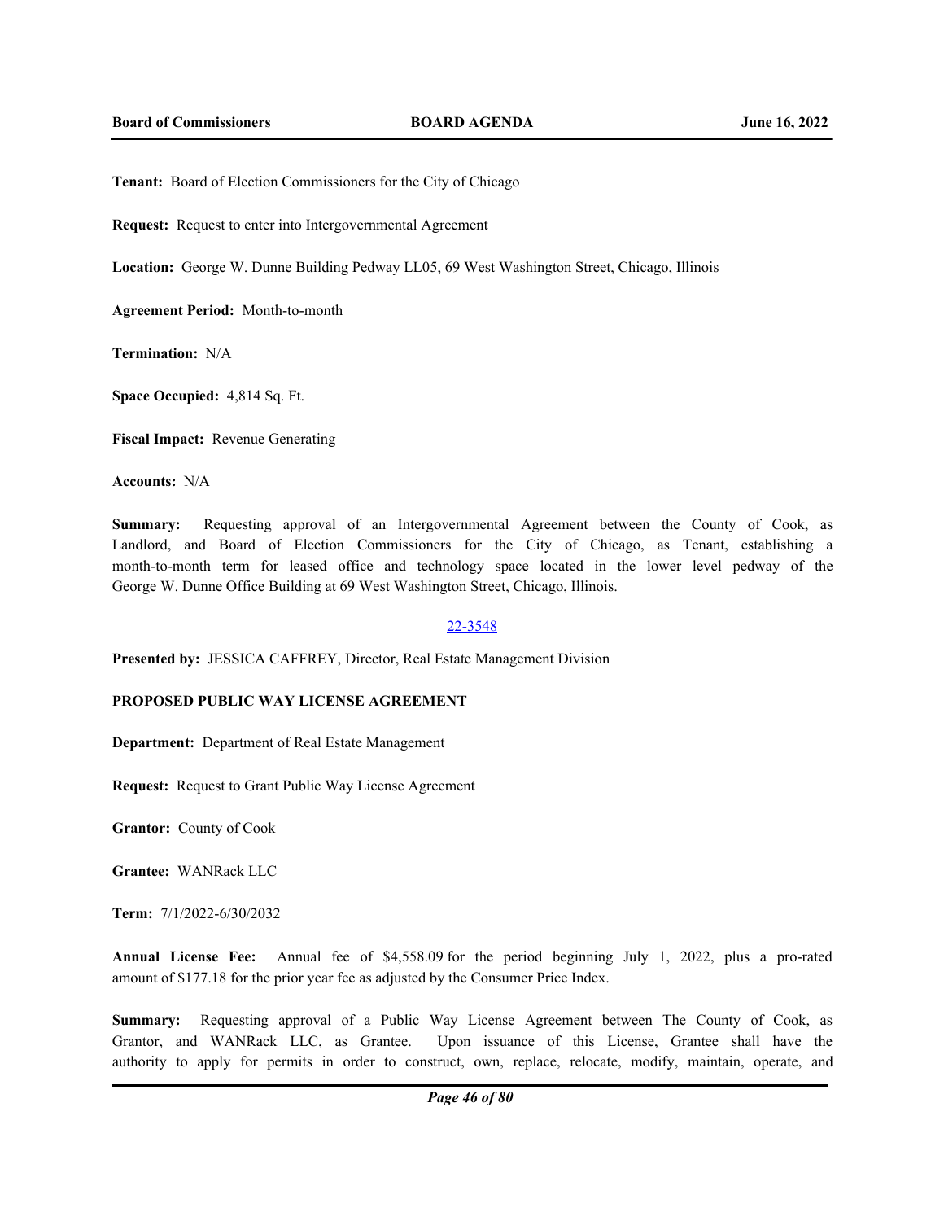**Tenant:** Board of Election Commissioners for the City of Chicago

**Request:** Request to enter into Intergovernmental Agreement

**Location:** George W. Dunne Building Pedway LL05, 69 West Washington Street, Chicago, Illinois

**Agreement Period:** Month-to-month

**Termination:** N/A

**Space Occupied:** 4,814 Sq. Ft.

**Fiscal Impact:** Revenue Generating

**Accounts:** N/A

**Summary:** Requesting approval of an Intergovernmental Agreement between the County of Cook, as Landlord, and Board of Election Commissioners for the City of Chicago, as Tenant, establishing a month-to-month term for leased office and technology space located in the lower level pedway of the George W. Dunne Office Building at 69 West Washington Street, Chicago, Illinois.

22-3548

**Presented by:** JESSICA CAFFREY, Director, Real Estate Management Division

**PROPOSED PUBLIC WAY LICENSE AGREEMENT**

**Department:** Department of Real Estate Management

**Request:** Request to Grant Public Way License Agreement

**Grantor:** County of Cook

**Grantee:** WANRack LLC

**Term:** 7/1/2022-6/30/2032

**Annual License Fee:** Annual fee of $4,558.09 for the period beginning July 1, 2022, plus a pro-rated amount of $177.18 for the prior year fee as adjusted by the Consumer Price Index.

**Summary:** Requesting approval of a Public Way License Agreement between The County of Cook, as Grantor, and WANRack LLC, as Grantee. Upon issuance of this License, Grantee shall have the authority to apply for permits in order to construct, own, replace, relocate, modify, maintain, operate, and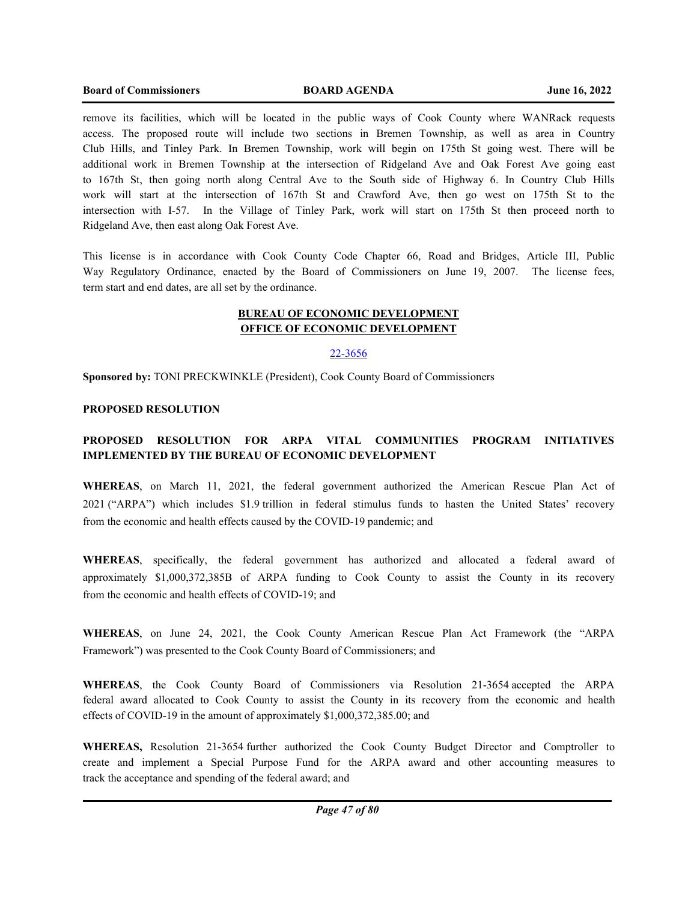remove its facilities, which will be located in the public ways of Cook County where WANRack requests access. The proposed route will include two sections in Bremen Township, as well as area in Country Club Hills, and Tinley Park. In Bremen Township, work will begin on 175th St going west. There will be additional work in Bremen Township at the intersection of Ridgeland Ave and Oak Forest Ave going east to 167th St, then going north along Central Ave to the South side of Highway 6. In Country Club Hills work will start at the intersection of 167th St and Crawford Ave, then go west on 175th St to the intersection with I-57. In the Village of Tinley Park, work will start on 175th St then proceed north to Ridgeland Ave, then east along Oak Forest Ave.

This license is in accordance with Cook County Code Chapter 66, Road and Bridges, Article III, Public Way Regulatory Ordinance, enacted by the Board of Commissioners on June 19, 2007. The license fees, term start and end dates, are all set by the ordinance.

## BUREAU OF ECONOMIC DEVELOPMENT
## OFFICE OF ECONOMIC DEVELOPMENT

22-3656

**Sponsored by:** TONI PRECKWINKLE (President), Cook County Board of Commissioners

**PROPOSED RESOLUTION**

**PROPOSED RESOLUTION FOR ARPA VITAL COMMUNITIES PROGRAM INITIATIVES IMPLEMENTED BY THE BUREAU OF ECONOMIC DEVELOPMENT**

**WHEREAS**, on March 11, 2021, the federal government authorized the American Rescue Plan Act of 2021 ("ARPA") which includes $1.9 trillion in federal stimulus funds to hasten the United States' recovery from the economic and health effects caused by the COVID-19 pandemic; and

**WHEREAS**, specifically, the federal government has authorized and allocated a federal award of approximately $1,000,372,385B of ARPA funding to Cook County to assist the County in its recovery from the economic and health effects of COVID-19; and

**WHEREAS**, on June 24, 2021, the Cook County American Rescue Plan Act Framework (the "ARPA Framework") was presented to the Cook County Board of Commissioners; and

**WHEREAS**, the Cook County Board of Commissioners via Resolution 21-3654 accepted the ARPA federal award allocated to Cook County to assist the County in its recovery from the economic and health effects of COVID-19 in the amount of approximately $1,000,372,385.00; and

**WHEREAS,** Resolution 21-3654 further authorized the Cook County Budget Director and Comptroller to create and implement a Special Purpose Fund for the ARPA award and other accounting measures to track the acceptance and spending of the federal award; and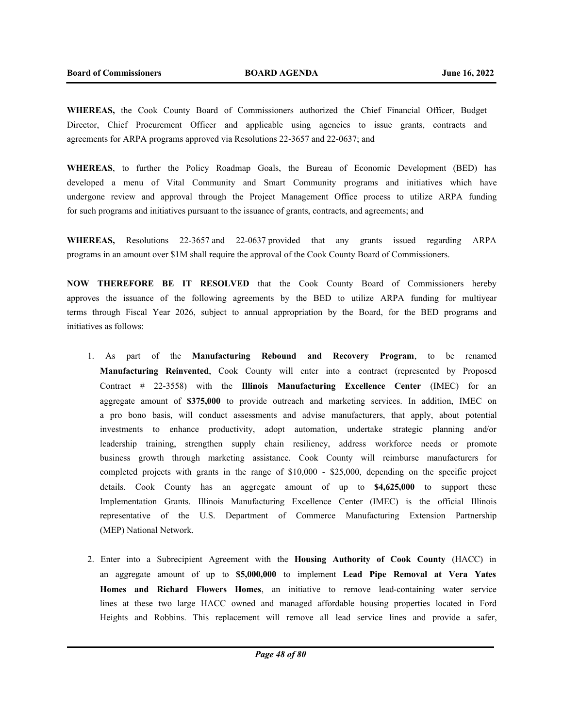**WHEREAS,** the Cook County Board of Commissioners authorized the Chief Financial Officer, Budget Director, Chief Procurement Officer and applicable using agencies to issue grants, contracts and agreements for ARPA programs approved via Resolutions 22-3657 and 22-0637; and

**WHEREAS**, to further the Policy Roadmap Goals, the Bureau of Economic Development (BED) has developed a menu of Vital Community and Smart Community programs and initiatives which have undergone review and approval through the Project Management Office process to utilize ARPA funding for such programs and initiatives pursuant to the issuance of grants, contracts, and agreements; and

**WHEREAS,** Resolutions 22-3657 and 22-0637 provided that any grants issued regarding ARPA programs in an amount over $1M shall require the approval of the Cook County Board of Commissioners.

**NOW THEREFORE BE IT RESOLVED** that the Cook County Board of Commissioners hereby approves the issuance of the following agreements by the BED to utilize ARPA funding for multiyear terms through Fiscal Year 2026, subject to annual appropriation by the Board, for the BED programs and initiatives as follows:

1. As part of the **Manufacturing Rebound and Recovery Program**, to be renamed **Manufacturing Reinvented**, Cook County will enter into a contract (represented by Proposed Contract # 22-3558) with the **Illinois Manufacturing Excellence Center** (IMEC) for an aggregate amount of **$375,000** to provide outreach and marketing services. In addition, IMEC on a pro bono basis, will conduct assessments and advise manufacturers, that apply, about potential investments to enhance productivity, adopt automation, undertake strategic planning and/or leadership training, strengthen supply chain resiliency, address workforce needs or promote business growth through marketing assistance. Cook County will reimburse manufacturers for completed projects with grants in the range of $10,000 - $25,000, depending on the specific project details. Cook County has an aggregate amount of up to **$4,625,000** to support these Implementation Grants. Illinois Manufacturing Excellence Center (IMEC) is the official Illinois representative of the U.S. Department of Commerce Manufacturing Extension Partnership (MEP) National Network.

2. Enter into a Subrecipient Agreement with the **Housing Authority of Cook County** (HACC) in an aggregate amount of up to **$5,000,000** to implement **Lead Pipe Removal at Vera Yates Homes and Richard Flowers Homes**, an initiative to remove lead-containing water service lines at these two large HACC owned and managed affordable housing properties located in Ford Heights and Robbins. This replacement will remove all lead service lines and provide a safer,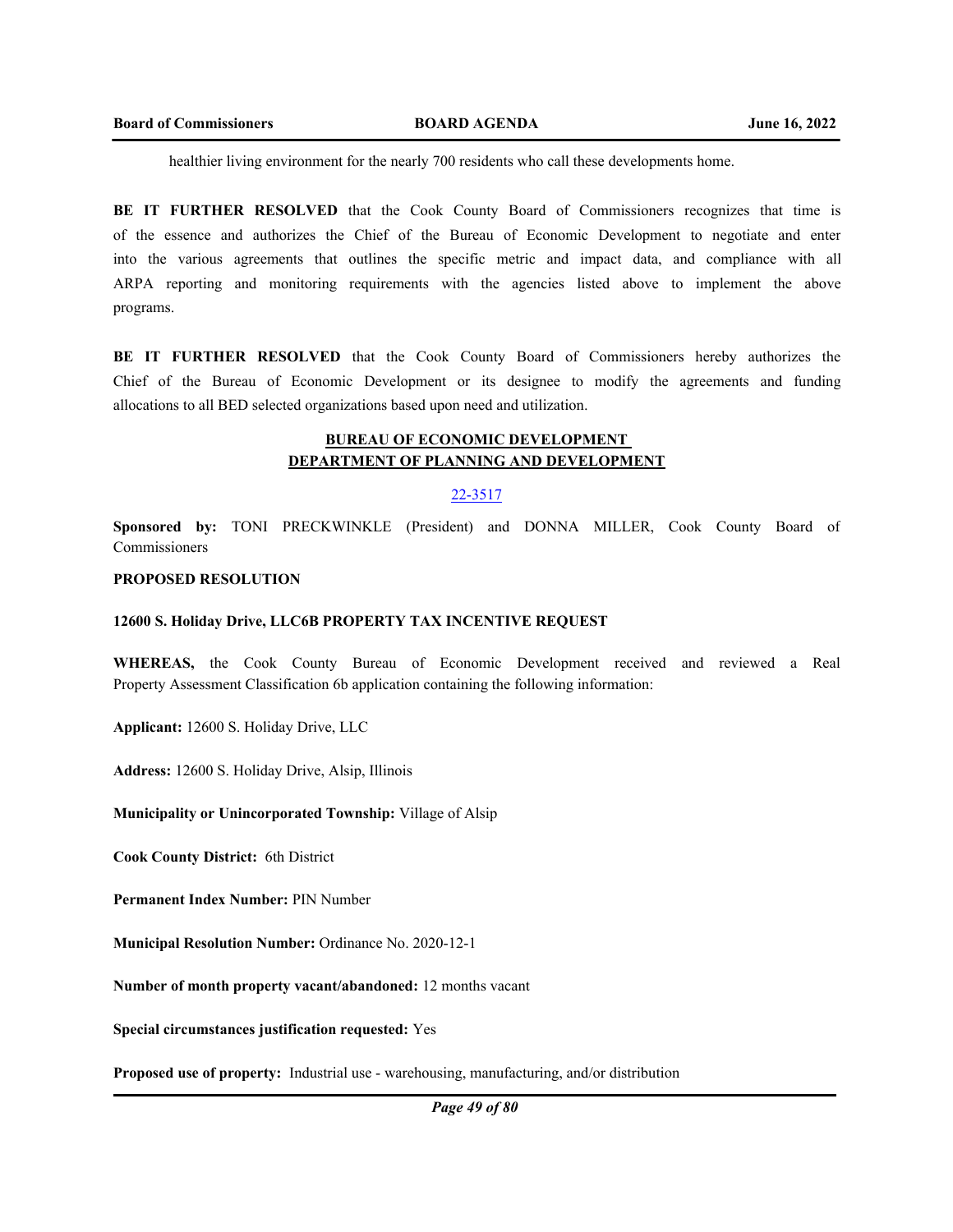healthier living environment for the nearly 700 residents who call these developments home.

**BE IT FURTHER RESOLVED** that the Cook County Board of Commissioners recognizes that time is of the essence and authorizes the Chief of the Bureau of Economic Development to negotiate and enter into the various agreements that outlines the specific metric and impact data, and compliance with all ARPA reporting and monitoring requirements with the agencies listed above to implement the above programs.

**BE IT FURTHER RESOLVED** that the Cook County Board of Commissioners hereby authorizes the Chief of the Bureau of Economic Development or its designee to modify the agreements and funding allocations to all BED selected organizations based upon need and utilization.

## BUREAU OF ECONOMIC DEVELOPMENT
## DEPARTMENT OF PLANNING AND DEVELOPMENT

22-3517

**Sponsored by:** TONI PRECKWINKLE (President) and DONNA MILLER, Cook County Board of Commissioners

**PROPOSED RESOLUTION**

**12600 S. Holiday Drive, LLC6B PROPERTY TAX INCENTIVE REQUEST**

**WHEREAS,** the Cook County Bureau of Economic Development received and reviewed a Real Property Assessment Classification 6b application containing the following information:

**Applicant:** 12600 S. Holiday Drive, LLC

**Address:** 12600 S. Holiday Drive, Alsip, Illinois

**Municipality or Unincorporated Township:** Village of Alsip

**Cook County District:** 6th District

**Permanent Index Number:** PIN Number

**Municipal Resolution Number:** Ordinance No. 2020-12-1

**Number of month property vacant/abandoned:** 12 months vacant

**Special circumstances justification requested:** Yes

**Proposed use of property:** Industrial use - warehousing, manufacturing, and/or distribution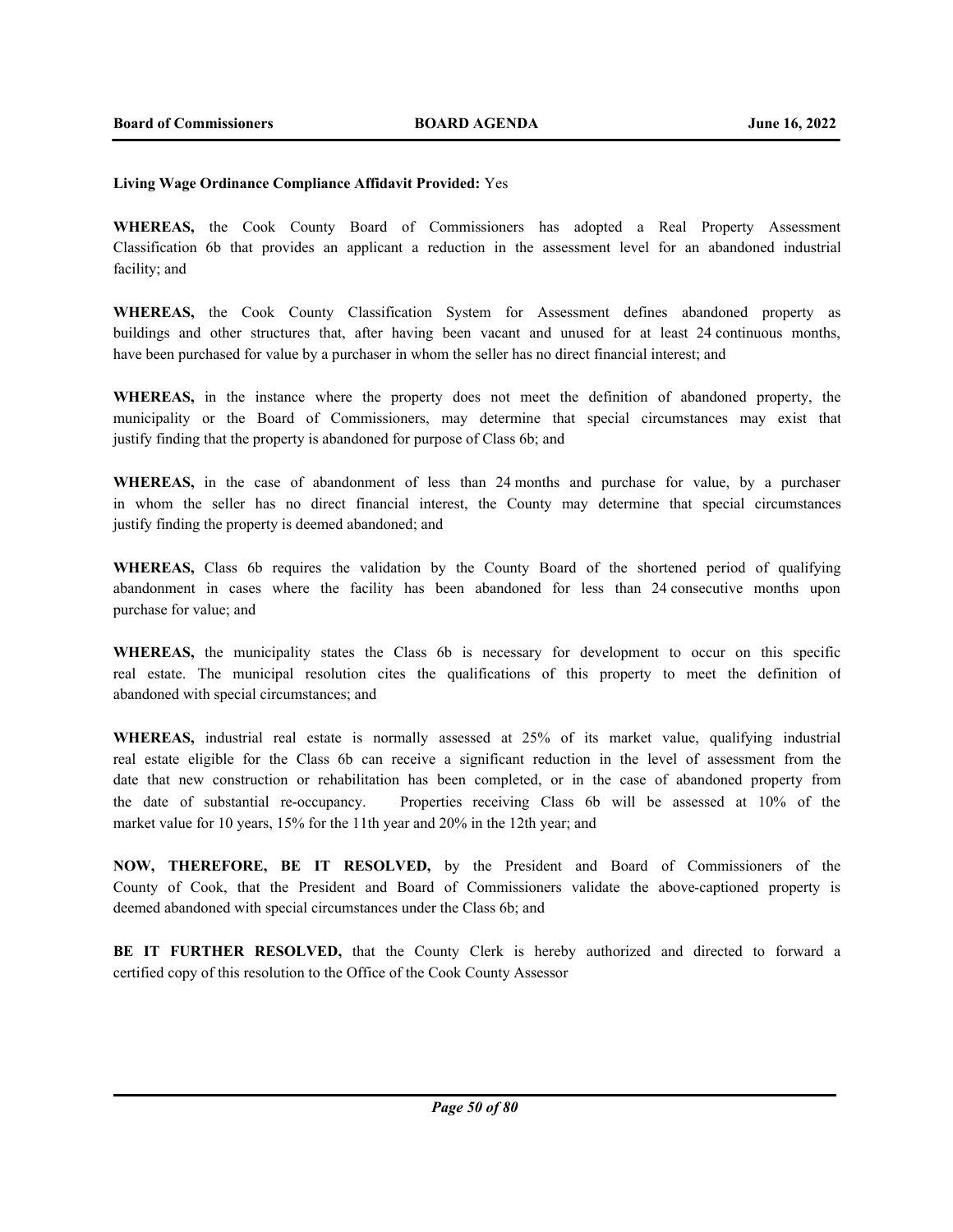**Living Wage Ordinance Compliance Affidavit Provided:** Yes

**WHEREAS,** the Cook County Board of Commissioners has adopted a Real Property Assessment Classification 6b that provides an applicant a reduction in the assessment level for an abandoned industrial facility; and

**WHEREAS,** the Cook County Classification System for Assessment defines abandoned property as buildings and other structures that, after having been vacant and unused for at least 24 continuous months, have been purchased for value by a purchaser in whom the seller has no direct financial interest; and

**WHEREAS,** in the instance where the property does not meet the definition of abandoned property, the municipality or the Board of Commissioners, may determine that special circumstances may exist that justify finding that the property is abandoned for purpose of Class 6b; and

**WHEREAS,** in the case of abandonment of less than 24 months and purchase for value, by a purchaser in whom the seller has no direct financial interest, the County may determine that special circumstances justify finding the property is deemed abandoned; and

**WHEREAS,** Class 6b requires the validation by the County Board of the shortened period of qualifying abandonment in cases where the facility has been abandoned for less than 24 consecutive months upon purchase for value; and

**WHEREAS,** the municipality states the Class 6b is necessary for development to occur on this specific real estate. The municipal resolution cites the qualifications of this property to meet the definition of abandoned with special circumstances; and

**WHEREAS,** industrial real estate is normally assessed at 25% of its market value, qualifying industrial real estate eligible for the Class 6b can receive a significant reduction in the level of assessment from the date that new construction or rehabilitation has been completed, or in the case of abandoned property from the date of substantial re-occupancy. Properties receiving Class 6b will be assessed at 10% of the market value for 10 years, 15% for the 11th year and 20% in the 12th year; and

**NOW, THEREFORE, BE IT RESOLVED,** by the President and Board of Commissioners of the County of Cook, that the President and Board of Commissioners validate the above-captioned property is deemed abandoned with special circumstances under the Class 6b; and

**BE IT FURTHER RESOLVED,** that the County Clerk is hereby authorized and directed to forward a certified copy of this resolution to the Office of the Cook County Assessor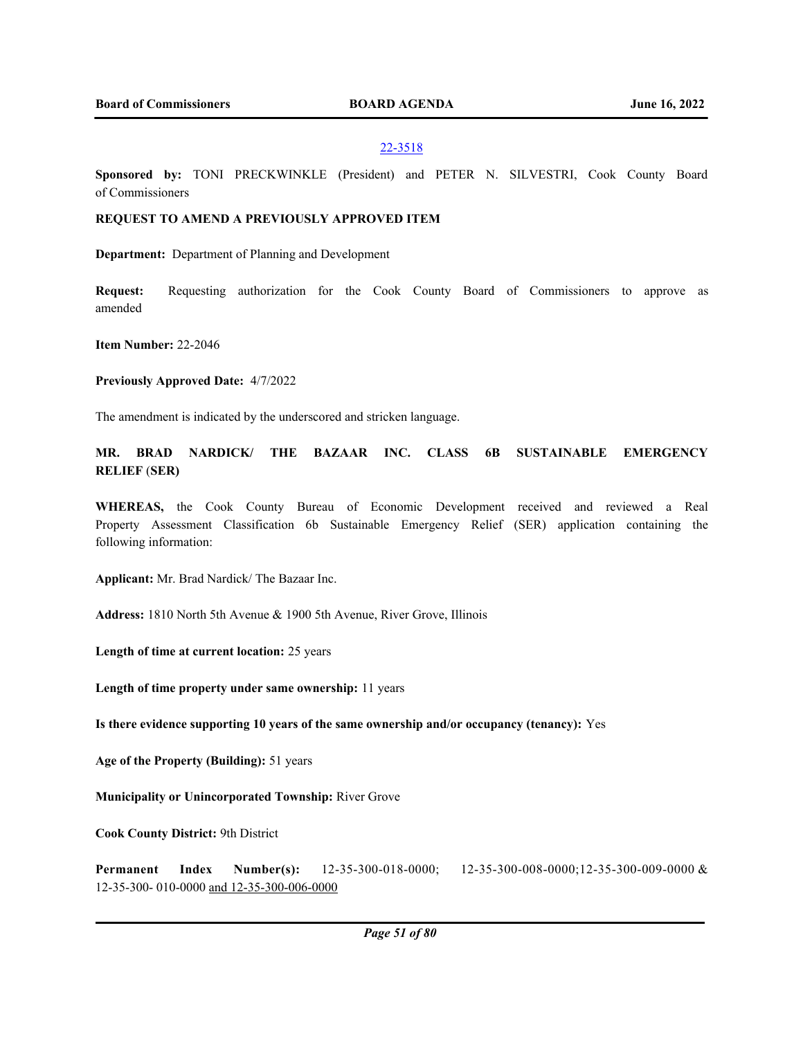22-3518

**Sponsored by:** TONI PRECKWINKLE (President) and PETER N. SILVESTRI, Cook County Board of Commissioners

**REQUEST TO AMEND A PREVIOUSLY APPROVED ITEM**

**Department:** Department of Planning and Development

**Request:** Requesting authorization for the Cook County Board of Commissioners to approve as amended

**Item Number:** 22-2046

**Previously Approved Date:** 4/7/2022

The amendment is indicated by the underscored and stricken language.

**MR. BRAD NARDICK/ THE BAZAAR INC. CLASS 6B SUSTAINABLE EMERGENCY RELIEF (SER)**

**WHEREAS,** the Cook County Bureau of Economic Development received and reviewed a Real Property Assessment Classification 6b Sustainable Emergency Relief (SER) application containing the following information:

**Applicant:** Mr. Brad Nardick/ The Bazaar Inc.

**Address:** 1810 North 5th Avenue & 1900 5th Avenue, River Grove, Illinois

**Length of time at current location:** 25 years

**Length of time property under same ownership:** 11 years

**Is there evidence supporting 10 years of the same ownership and/or occupancy (tenancy):** Yes

**Age of the Property (Building):** 51 years

**Municipality or Unincorporated Township:** River Grove

**Cook County District:** 9th District

**Permanent Index Number(s):** 12-35-300-018-0000; 12-35-300-008-0000;12-35-300-009-0000 & 12-35-300- 010-0000 <u>and 12-35-300-006-0000</u>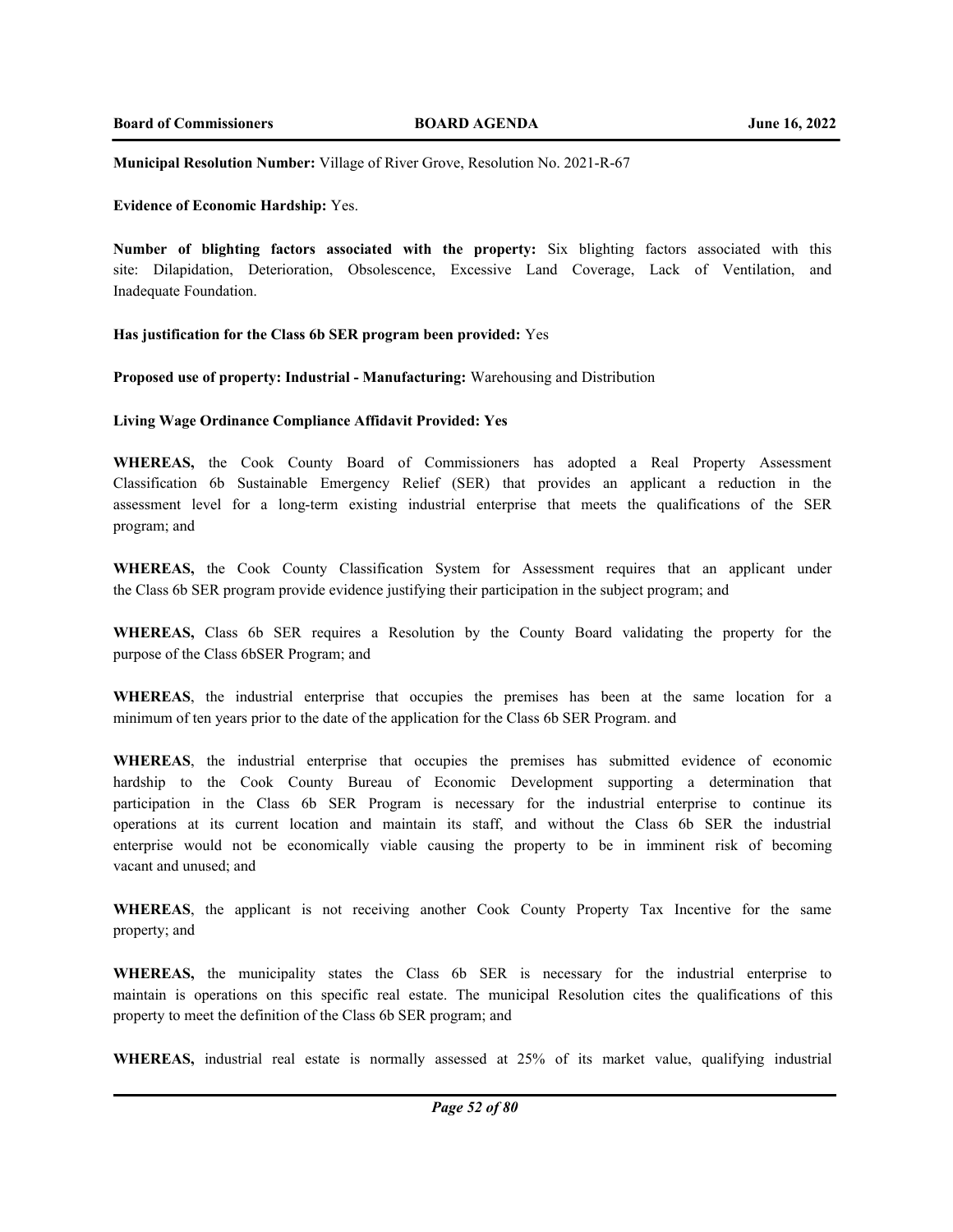**Municipal Resolution Number:** Village of River Grove, Resolution No. 2021-R-67

**Evidence of Economic Hardship:** Yes.

**Number of blighting factors associated with the property:** Six blighting factors associated with this site: Dilapidation, Deterioration, Obsolescence, Excessive Land Coverage, Lack of Ventilation, and Inadequate Foundation.

**Has justification for the Class 6b SER program been provided:** Yes

**Proposed use of property: Industrial - Manufacturing:** Warehousing and Distribution

**Living Wage Ordinance Compliance Affidavit Provided: Yes**

**WHEREAS,** the Cook County Board of Commissioners has adopted a Real Property Assessment Classification 6b Sustainable Emergency Relief (SER) that provides an applicant a reduction in the assessment level for a long-term existing industrial enterprise that meets the qualifications of the SER program; and

**WHEREAS,** the Cook County Classification System for Assessment requires that an applicant under the Class 6b SER program provide evidence justifying their participation in the subject program; and

**WHEREAS,** Class 6b SER requires a Resolution by the County Board validating the property for the purpose of the Class 6bSER Program; and

**WHEREAS**, the industrial enterprise that occupies the premises has been at the same location for a minimum of ten years prior to the date of the application for the Class 6b SER Program. and

**WHEREAS**, the industrial enterprise that occupies the premises has submitted evidence of economic hardship to the Cook County Bureau of Economic Development supporting a determination that participation in the Class 6b SER Program is necessary for the industrial enterprise to continue its operations at its current location and maintain its staff, and without the Class 6b SER the industrial enterprise would not be economically viable causing the property to be in imminent risk of becoming vacant and unused; and

**WHEREAS**, the applicant is not receiving another Cook County Property Tax Incentive for the same property; and

**WHEREAS,** the municipality states the Class 6b SER is necessary for the industrial enterprise to maintain is operations on this specific real estate. The municipal Resolution cites the qualifications of this property to meet the definition of the Class 6b SER program; and

**WHEREAS,** industrial real estate is normally assessed at 25% of its market value, qualifying industrial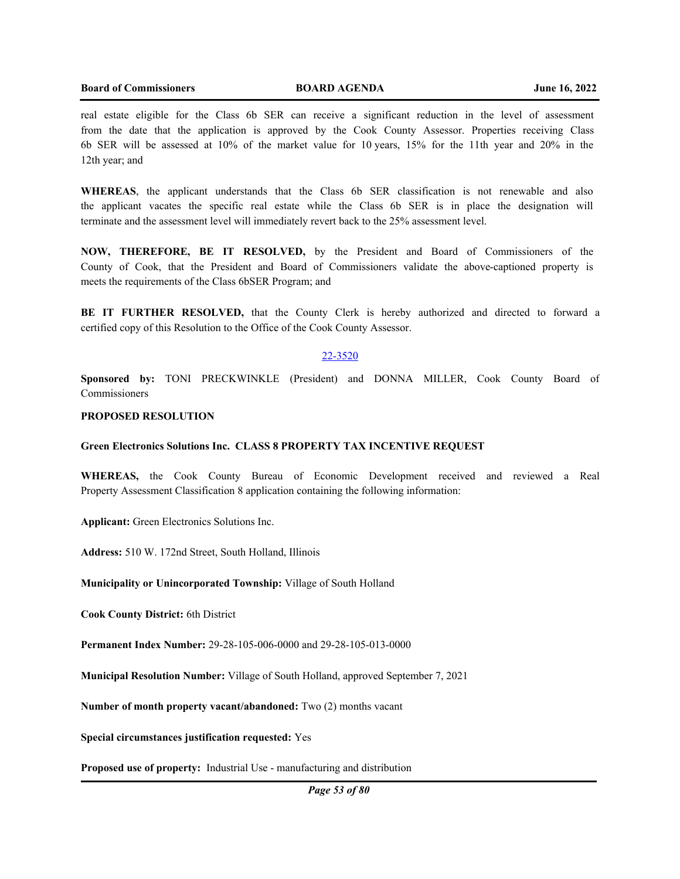real estate eligible for the Class 6b SER can receive a significant reduction in the level of assessment from the date that the application is approved by the Cook County Assessor. Properties receiving Class 6b SER will be assessed at 10% of the market value for 10 years, 15% for the 11th year and 20% in the 12th year; and

**WHEREAS**, the applicant understands that the Class 6b SER classification is not renewable and also the applicant vacates the specific real estate while the Class 6b SER is in place the designation will terminate and the assessment level will immediately revert back to the 25% assessment level.

**NOW, THEREFORE, BE IT RESOLVED,** by the President and Board of Commissioners of the County of Cook, that the President and Board of Commissioners validate the above-captioned property is meets the requirements of the Class 6bSER Program; and

**BE IT FURTHER RESOLVED,** that the County Clerk is hereby authorized and directed to forward a certified copy of this Resolution to the Office of the Cook County Assessor.

22-3520

**Sponsored by:** TONI PRECKWINKLE (President) and DONNA MILLER, Cook County Board of Commissioners

**PROPOSED RESOLUTION**

**Green Electronics Solutions Inc. CLASS 8 PROPERTY TAX INCENTIVE REQUEST**

**WHEREAS,** the Cook County Bureau of Economic Development received and reviewed a Real Property Assessment Classification 8 application containing the following information:

**Applicant:** Green Electronics Solutions Inc.

**Address:** 510 W. 172nd Street, South Holland, Illinois

**Municipality or Unincorporated Township:** Village of South Holland

**Cook County District:** 6th District

**Permanent Index Number:** 29-28-105-006-0000 and 29-28-105-013-0000

**Municipal Resolution Number:** Village of South Holland, approved September 7, 2021

**Number of month property vacant/abandoned:** Two (2) months vacant

**Special circumstances justification requested:** Yes

**Proposed use of property:** Industrial Use - manufacturing and distribution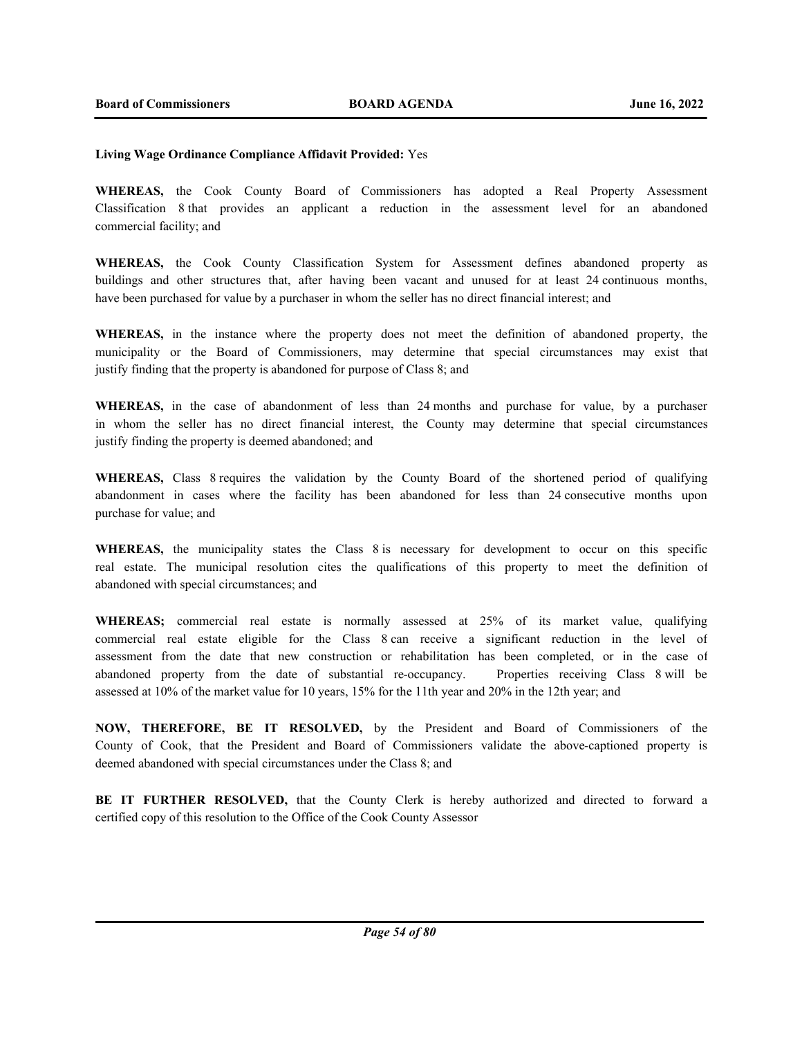**Living Wage Ordinance Compliance Affidavit Provided:** Yes

**WHEREAS,** the Cook County Board of Commissioners has adopted a Real Property Assessment Classification 8 that provides an applicant a reduction in the assessment level for an abandoned commercial facility; and

**WHEREAS,** the Cook County Classification System for Assessment defines abandoned property as buildings and other structures that, after having been vacant and unused for at least 24 continuous months, have been purchased for value by a purchaser in whom the seller has no direct financial interest; and

**WHEREAS,** in the instance where the property does not meet the definition of abandoned property, the municipality or the Board of Commissioners, may determine that special circumstances may exist that justify finding that the property is abandoned for purpose of Class 8; and

**WHEREAS,** in the case of abandonment of less than 24 months and purchase for value, by a purchaser in whom the seller has no direct financial interest, the County may determine that special circumstances justify finding the property is deemed abandoned; and

**WHEREAS,** Class 8 requires the validation by the County Board of the shortened period of qualifying abandonment in cases where the facility has been abandoned for less than 24 consecutive months upon purchase for value; and

**WHEREAS,** the municipality states the Class 8 is necessary for development to occur on this specific real estate. The municipal resolution cites the qualifications of this property to meet the definition of abandoned with special circumstances; and

**WHEREAS;** commercial real estate is normally assessed at 25% of its market value, qualifying commercial real estate eligible for the Class 8 can receive a significant reduction in the level of assessment from the date that new construction or rehabilitation has been completed, or in the case of abandoned property from the date of substantial re-occupancy. Properties receiving Class 8 will be assessed at 10% of the market value for 10 years, 15% for the 11th year and 20% in the 12th year; and

**NOW, THEREFORE, BE IT RESOLVED,** by the President and Board of Commissioners of the County of Cook, that the President and Board of Commissioners validate the above-captioned property is deemed abandoned with special circumstances under the Class 8; and

**BE IT FURTHER RESOLVED,** that the County Clerk is hereby authorized and directed to forward a certified copy of this resolution to the Office of the Cook County Assessor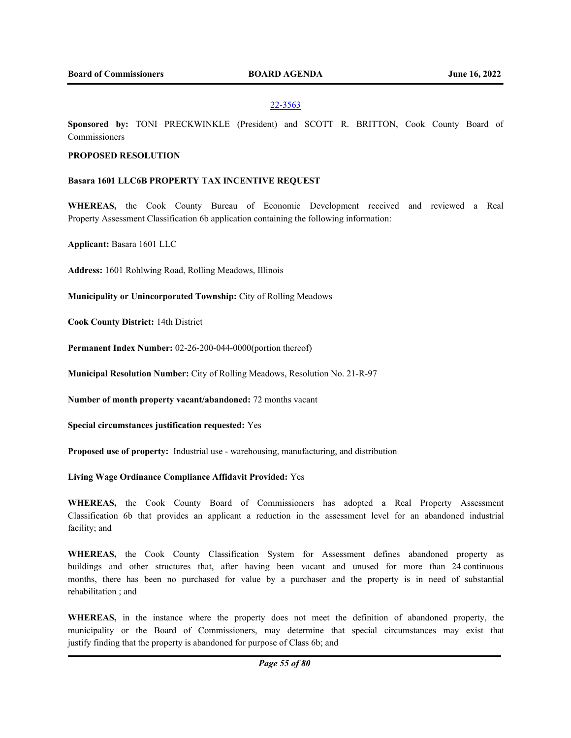22-3563

**Sponsored by:** TONI PRECKWINKLE (President) and SCOTT R. BRITTON, Cook County Board of Commissioners

**PROPOSED RESOLUTION**

**Basara 1601 LLC6B PROPERTY TAX INCENTIVE REQUEST**

**WHEREAS,** the Cook County Bureau of Economic Development received and reviewed a Real Property Assessment Classification 6b application containing the following information:

**Applicant:** Basara 1601 LLC

**Address:** 1601 Rohlwing Road, Rolling Meadows, Illinois

**Municipality or Unincorporated Township:** City of Rolling Meadows

**Cook County District:** 14th District

**Permanent Index Number:** 02-26-200-044-0000(portion thereof)

**Municipal Resolution Number:** City of Rolling Meadows, Resolution No. 21-R-97

**Number of month property vacant/abandoned:** 72 months vacant

**Special circumstances justification requested:** Yes

**Proposed use of property:** Industrial use - warehousing, manufacturing, and distribution

**Living Wage Ordinance Compliance Affidavit Provided:** Yes

**WHEREAS,** the Cook County Board of Commissioners has adopted a Real Property Assessment Classification 6b that provides an applicant a reduction in the assessment level for an abandoned industrial facility; and

**WHEREAS,** the Cook County Classification System for Assessment defines abandoned property as buildings and other structures that, after having been vacant and unused for more than 24 continuous months, there has been no purchased for value by a purchaser and the property is in need of substantial rehabilitation ; and

**WHEREAS,** in the instance where the property does not meet the definition of abandoned property, the municipality or the Board of Commissioners, may determine that special circumstances may exist that justify finding that the property is abandoned for purpose of Class 6b; and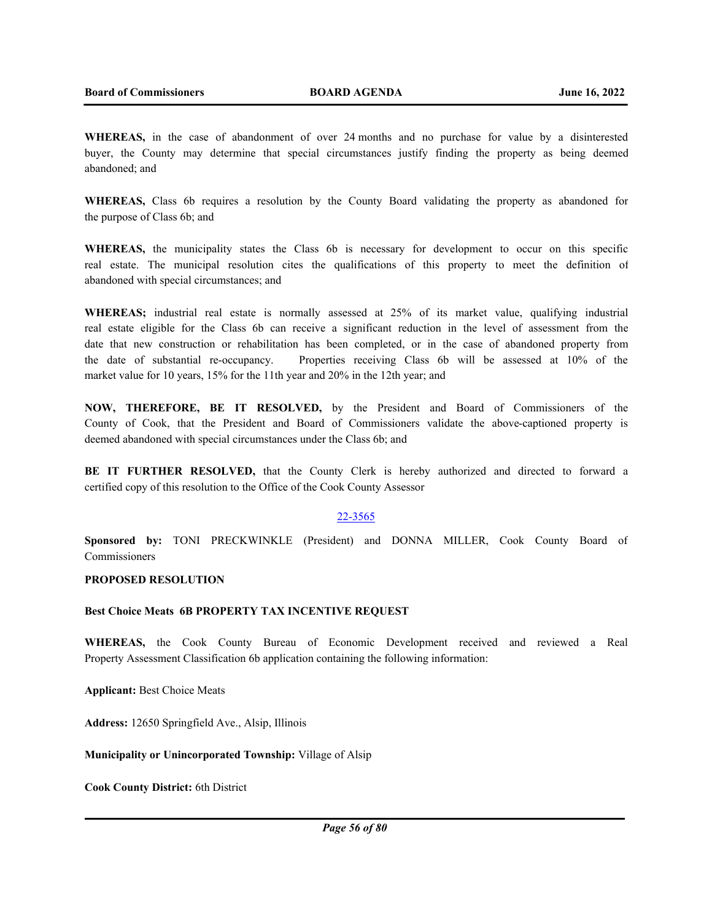**WHEREAS,** in the case of abandonment of over 24 months and no purchase for value by a disinterested buyer, the County may determine that special circumstances justify finding the property as being deemed abandoned; and

**WHEREAS,** Class 6b requires a resolution by the County Board validating the property as abandoned for the purpose of Class 6b; and

**WHEREAS,** the municipality states the Class 6b is necessary for development to occur on this specific real estate. The municipal resolution cites the qualifications of this property to meet the definition of abandoned with special circumstances; and

**WHEREAS;** industrial real estate is normally assessed at 25% of its market value, qualifying industrial real estate eligible for the Class 6b can receive a significant reduction in the level of assessment from the date that new construction or rehabilitation has been completed, or in the case of abandoned property from the date of substantial re-occupancy. Properties receiving Class 6b will be assessed at 10% of the market value for 10 years, 15% for the 11th year and 20% in the 12th year; and

**NOW, THEREFORE, BE IT RESOLVED,** by the President and Board of Commissioners of the County of Cook, that the President and Board of Commissioners validate the above-captioned property is deemed abandoned with special circumstances under the Class 6b; and

**BE IT FURTHER RESOLVED,** that the County Clerk is hereby authorized and directed to forward a certified copy of this resolution to the Office of the Cook County Assessor

22-3565

**Sponsored by:** TONI PRECKWINKLE (President) and DONNA MILLER, Cook County Board of Commissioners

**PROPOSED RESOLUTION**

**Best Choice Meats 6B PROPERTY TAX INCENTIVE REQUEST**

**WHEREAS,** the Cook County Bureau of Economic Development received and reviewed a Real Property Assessment Classification 6b application containing the following information:

**Applicant:** Best Choice Meats

**Address:** 12650 Springfield Ave., Alsip, Illinois

**Municipality or Unincorporated Township:** Village of Alsip

**Cook County District:** 6th District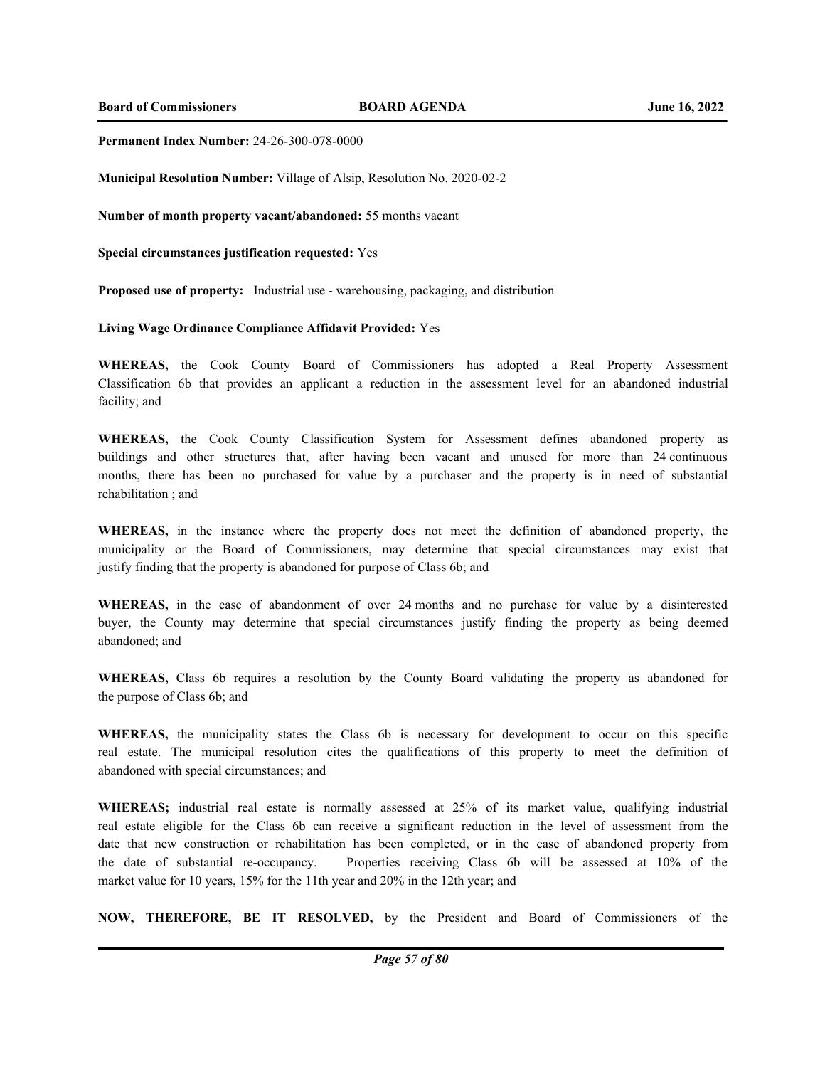**Permanent Index Number:** 24-26-300-078-0000

**Municipal Resolution Number:** Village of Alsip, Resolution No. 2020-02-2

**Number of month property vacant/abandoned:** 55 months vacant

**Special circumstances justification requested:** Yes

**Proposed use of property:** Industrial use - warehousing, packaging, and distribution

**Living Wage Ordinance Compliance Affidavit Provided:** Yes

**WHEREAS,** the Cook County Board of Commissioners has adopted a Real Property Assessment Classification 6b that provides an applicant a reduction in the assessment level for an abandoned industrial facility; and

**WHEREAS,** the Cook County Classification System for Assessment defines abandoned property as buildings and other structures that, after having been vacant and unused for more than 24 continuous months, there has been no purchased for value by a purchaser and the property is in need of substantial rehabilitation ; and

**WHEREAS,** in the instance where the property does not meet the definition of abandoned property, the municipality or the Board of Commissioners, may determine that special circumstances may exist that justify finding that the property is abandoned for purpose of Class 6b; and

**WHEREAS,** in the case of abandonment of over 24 months and no purchase for value by a disinterested buyer, the County may determine that special circumstances justify finding the property as being deemed abandoned; and

**WHEREAS,** Class 6b requires a resolution by the County Board validating the property as abandoned for the purpose of Class 6b; and

**WHEREAS,** the municipality states the Class 6b is necessary for development to occur on this specific real estate. The municipal resolution cites the qualifications of this property to meet the definition of abandoned with special circumstances; and

**WHEREAS;** industrial real estate is normally assessed at 25% of its market value, qualifying industrial real estate eligible for the Class 6b can receive a significant reduction in the level of assessment from the date that new construction or rehabilitation has been completed, or in the case of abandoned property from the date of substantial re-occupancy. Properties receiving Class 6b will be assessed at 10% of the market value for 10 years, 15% for the 11th year and 20% in the 12th year; and

**NOW, THEREFORE, BE IT RESOLVED,** by the President and Board of Commissioners of the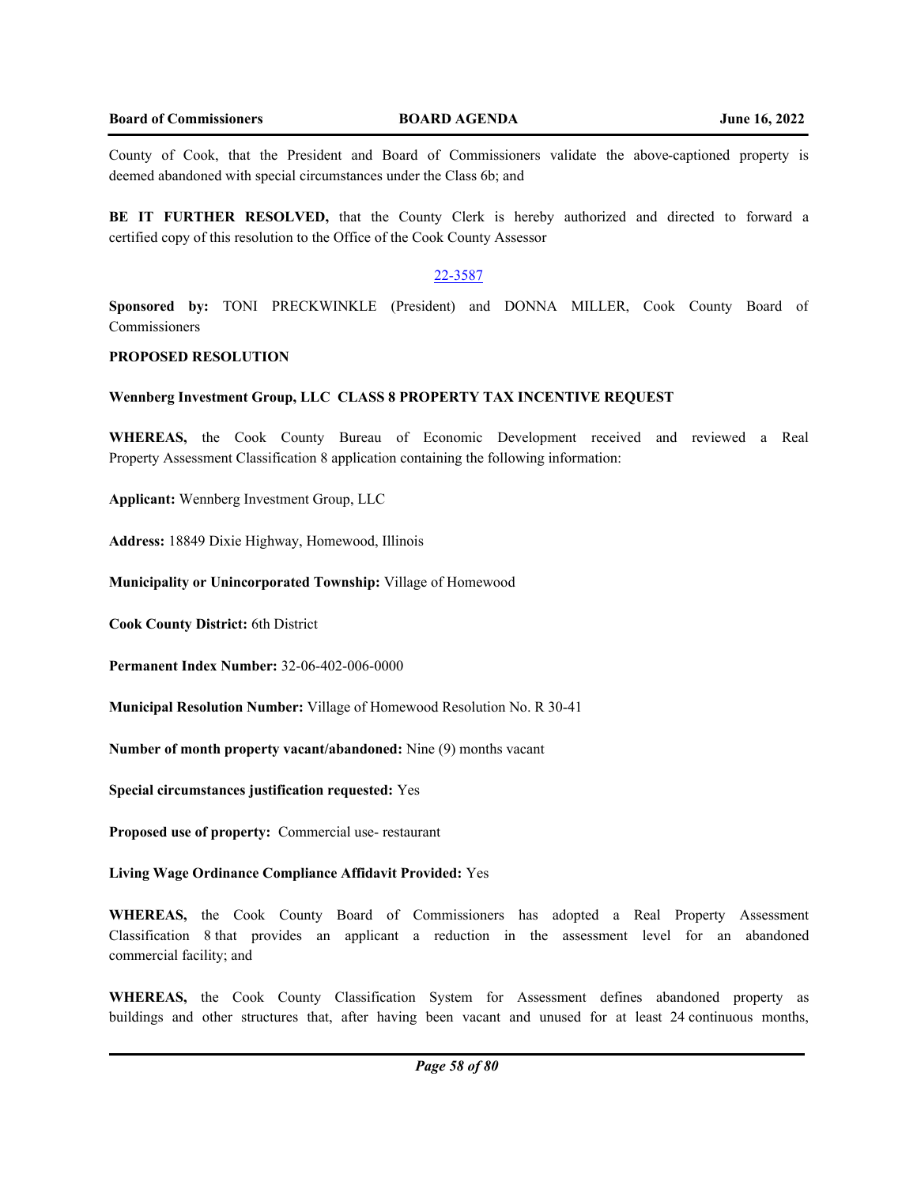County of Cook, that the President and Board of Commissioners validate the above-captioned property is deemed abandoned with special circumstances under the Class 6b; and

**BE IT FURTHER RESOLVED,** that the County Clerk is hereby authorized and directed to forward a certified copy of this resolution to the Office of the Cook County Assessor

22-3587

**Sponsored by:** TONI PRECKWINKLE (President) and DONNA MILLER, Cook County Board of Commissioners

**PROPOSED RESOLUTION**

**Wennberg Investment Group, LLC CLASS 8 PROPERTY TAX INCENTIVE REQUEST**

**WHEREAS,** the Cook County Bureau of Economic Development received and reviewed a Real Property Assessment Classification 8 application containing the following information:

**Applicant:** Wennberg Investment Group, LLC

**Address:** 18849 Dixie Highway, Homewood, Illinois

**Municipality or Unincorporated Township:** Village of Homewood

**Cook County District:** 6th District

**Permanent Index Number:** 32-06-402-006-0000

**Municipal Resolution Number:** Village of Homewood Resolution No. R 30-41

**Number of month property vacant/abandoned:** Nine (9) months vacant

**Special circumstances justification requested:** Yes

**Proposed use of property:** Commercial use- restaurant

**Living Wage Ordinance Compliance Affidavit Provided:** Yes

**WHEREAS,** the Cook County Board of Commissioners has adopted a Real Property Assessment Classification 8 that provides an applicant a reduction in the assessment level for an abandoned commercial facility; and

**WHEREAS,** the Cook County Classification System for Assessment defines abandoned property as buildings and other structures that, after having been vacant and unused for at least 24 continuous months,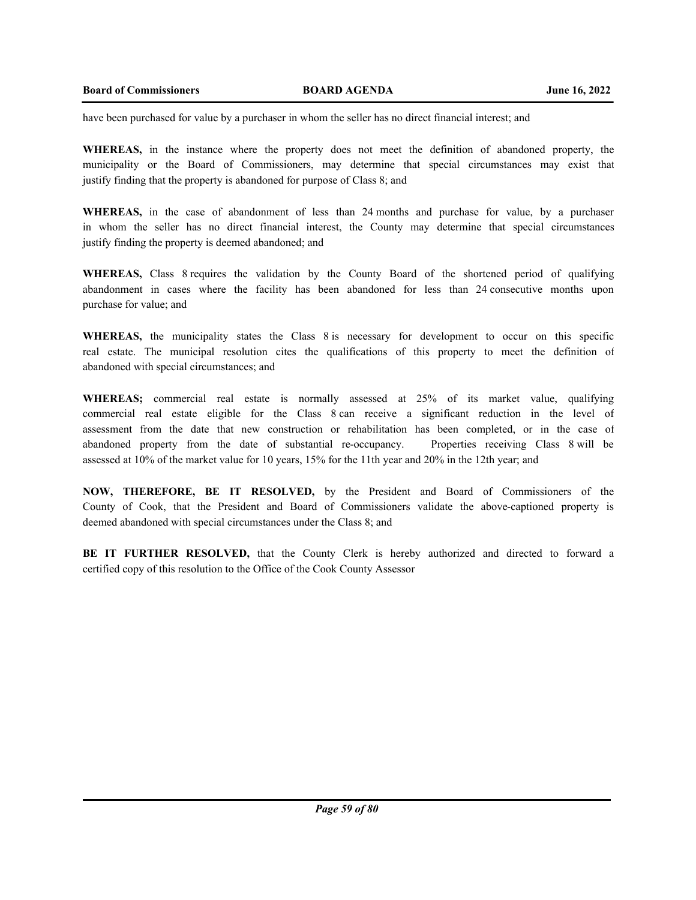have been purchased for value by a purchaser in whom the seller has no direct financial interest; and

**WHEREAS,** in the instance where the property does not meet the definition of abandoned property, the municipality or the Board of Commissioners, may determine that special circumstances may exist that justify finding that the property is abandoned for purpose of Class 8; and

**WHEREAS,** in the case of abandonment of less than 24 months and purchase for value, by a purchaser in whom the seller has no direct financial interest, the County may determine that special circumstances justify finding the property is deemed abandoned; and

**WHEREAS,** Class 8 requires the validation by the County Board of the shortened period of qualifying abandonment in cases where the facility has been abandoned for less than 24 consecutive months upon purchase for value; and

**WHEREAS,** the municipality states the Class 8 is necessary for development to occur on this specific real estate. The municipal resolution cites the qualifications of this property to meet the definition of abandoned with special circumstances; and

**WHEREAS;** commercial real estate is normally assessed at 25% of its market value, qualifying commercial real estate eligible for the Class 8 can receive a significant reduction in the level of assessment from the date that new construction or rehabilitation has been completed, or in the case of abandoned property from the date of substantial re-occupancy. Properties receiving Class 8 will be assessed at 10% of the market value for 10 years, 15% for the 11th year and 20% in the 12th year; and

**NOW, THEREFORE, BE IT RESOLVED,** by the President and Board of Commissioners of the County of Cook, that the President and Board of Commissioners validate the above-captioned property is deemed abandoned with special circumstances under the Class 8; and

**BE IT FURTHER RESOLVED,** that the County Clerk is hereby authorized and directed to forward a certified copy of this resolution to the Office of the Cook County Assessor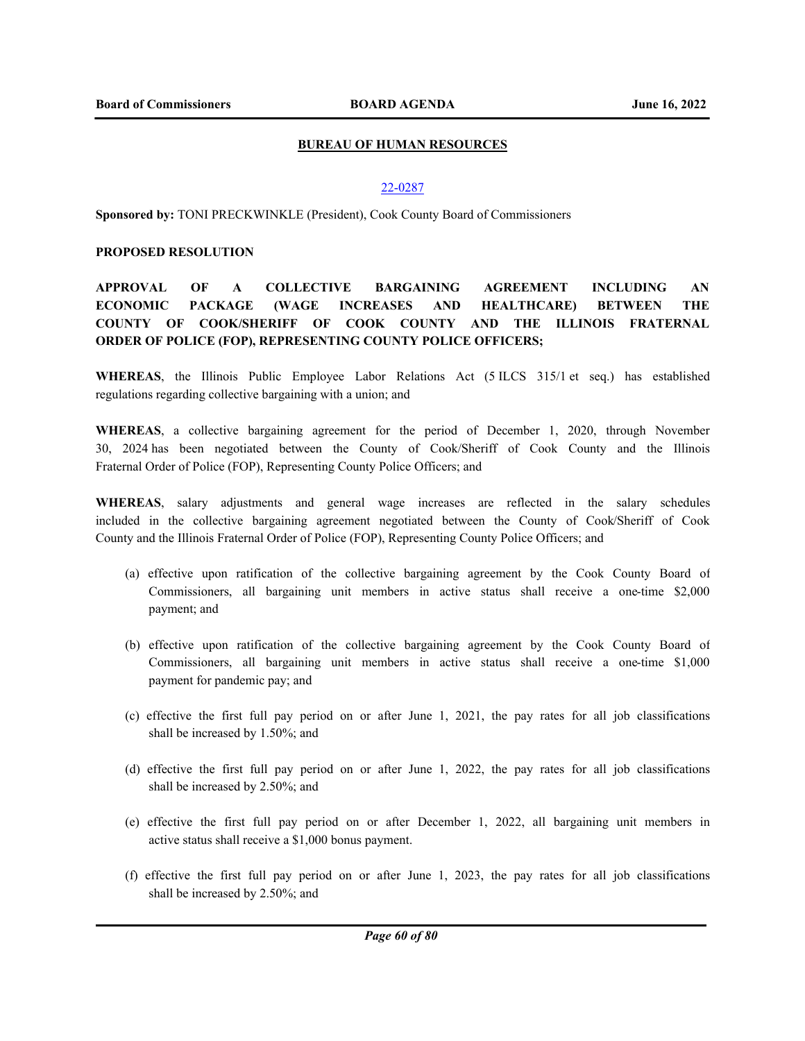## BUREAU OF HUMAN RESOURCES

22-0287

**Sponsored by:** TONI PRECKWINKLE (President), Cook County Board of Commissioners

**PROPOSED RESOLUTION**

**APPROVAL OF A COLLECTIVE BARGAINING AGREEMENT INCLUDING AN ECONOMIC PACKAGE (WAGE INCREASES AND HEALTHCARE) BETWEEN THE COUNTY OF COOK/SHERIFF OF COOK COUNTY AND THE ILLINOIS FRATERNAL ORDER OF POLICE (FOP), REPRESENTING COUNTY POLICE OFFICERS;**

**WHEREAS**, the Illinois Public Employee Labor Relations Act (5 ILCS 315/1 et seq.) has established regulations regarding collective bargaining with a union; and

**WHEREAS**, a collective bargaining agreement for the period of December 1, 2020, through November 30, 2024 has been negotiated between the County of Cook/Sheriff of Cook County and the Illinois Fraternal Order of Police (FOP), Representing County Police Officers; and

**WHEREAS**, salary adjustments and general wage increases are reflected in the salary schedules included in the collective bargaining agreement negotiated between the County of Cook/Sheriff of Cook County and the Illinois Fraternal Order of Police (FOP), Representing County Police Officers; and

(a) effective upon ratification of the collective bargaining agreement by the Cook County Board of Commissioners, all bargaining unit members in active status shall receive a one-time $2,000 payment; and

(b) effective upon ratification of the collective bargaining agreement by the Cook County Board of Commissioners, all bargaining unit members in active status shall receive a one-time $1,000 payment for pandemic pay; and

(c) effective the first full pay period on or after June 1, 2021, the pay rates for all job classifications shall be increased by 1.50%; and

(d) effective the first full pay period on or after June 1, 2022, the pay rates for all job classifications shall be increased by 2.50%; and

(e) effective the first full pay period on or after December 1, 2022, all bargaining unit members in active status shall receive a $1,000 bonus payment.

(f) effective the first full pay period on or after June 1, 2023, the pay rates for all job classifications shall be increased by 2.50%; and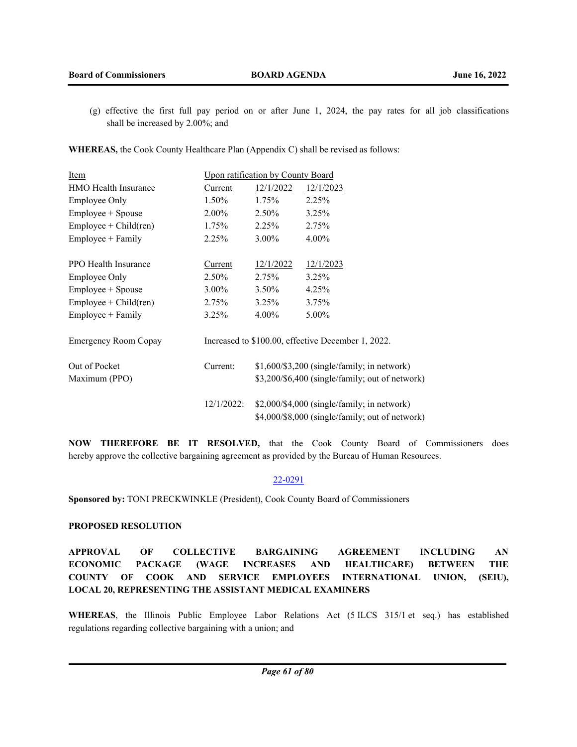(g) effective the first full pay period on or after June 1, 2024, the pay rates for all job classifications shall be increased by 2.00%; and

**WHEREAS,** the Cook County Healthcare Plan (Appendix C) shall be revised as follows:

| Item | Upon ratification by County Board | | |
|---|---|---|---|
| HMO Health Insurance | Current | 12/1/2022 | 12/1/2023 |
| Employee Only | 1.50% | 1.75% | 2.25% |
| Employee + Spouse | 2.00% | 2.50% | 3.25% |
| Employee + Child(ren) | 1.75% | 2.25% | 2.75% |
| Employee + Family | 2.25% | 3.00% | 4.00% |
| | | | |
| PPO Health Insurance | Current | 12/1/2022 | 12/1/2023 |
| Employee Only | 2.50% | 2.75% | 3.25% |
| Employee + Spouse | 3.00% | 3.50% | 4.25% |
| Employee + Child(ren) | 2.75% | 3.25% | 3.75% |
| Employee + Family | 3.25% | 4.00% | 5.00% |
| | | | |
| Emergency Room Copay | Increased to $100.00, effective December 1, 2022. | | |
| | | | |
| Out of Pocket Maximum (PPO) | Current: | $1,600/$3,200 (single/family; in network)<br>$3,200/$6,400 (single/family; out of network) | |
| | 12/1/2022: | $2,000/$4,000 (single/family; in network)<br>$4,000/$8,000 (single/family; out of network) | |

**NOW THEREFORE BE IT RESOLVED,** that the Cook County Board of Commissioners does hereby approve the collective bargaining agreement as provided by the Bureau of Human Resources.

22-0291

**Sponsored by:** TONI PRECKWINKLE (President), Cook County Board of Commissioners

**PROPOSED RESOLUTION**

**APPROVAL OF COLLECTIVE BARGAINING AGREEMENT INCLUDING AN ECONOMIC PACKAGE (WAGE INCREASES AND HEALTHCARE) BETWEEN THE COUNTY OF COOK AND SERVICE EMPLOYEES INTERNATIONAL UNION, (SEIU), LOCAL 20, REPRESENTING THE ASSISTANT MEDICAL EXAMINERS**

**WHEREAS**, the Illinois Public Employee Labor Relations Act (5 ILCS 315/1 et seq.) has established regulations regarding collective bargaining with a union; and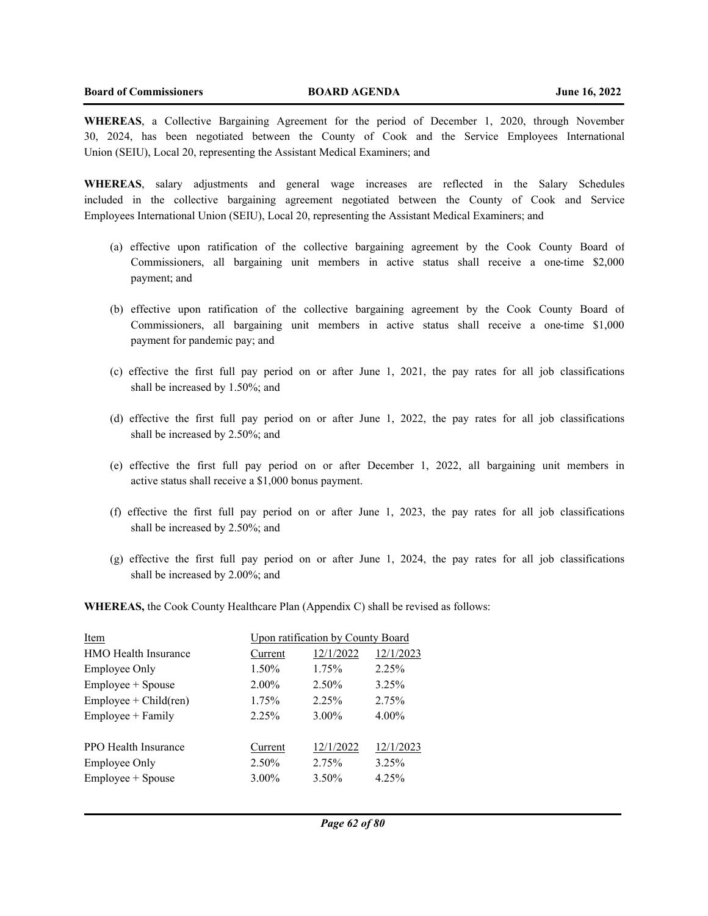**WHEREAS**, a Collective Bargaining Agreement for the period of December 1, 2020, through November 30, 2024, has been negotiated between the County of Cook and the Service Employees International Union (SEIU), Local 20, representing the Assistant Medical Examiners; and

**WHEREAS**, salary adjustments and general wage increases are reflected in the Salary Schedules included in the collective bargaining agreement negotiated between the County of Cook and Service Employees International Union (SEIU), Local 20, representing the Assistant Medical Examiners; and

(a) effective upon ratification of the collective bargaining agreement by the Cook County Board of Commissioners, all bargaining unit members in active status shall receive a one-time $2,000 payment; and

(b) effective upon ratification of the collective bargaining agreement by the Cook County Board of Commissioners, all bargaining unit members in active status shall receive a one-time $1,000 payment for pandemic pay; and

(c) effective the first full pay period on or after June 1, 2021, the pay rates for all job classifications shall be increased by 1.50%; and

(d) effective the first full pay period on or after June 1, 2022, the pay rates for all job classifications shall be increased by 2.50%; and

(e) effective the first full pay period on or after December 1, 2022, all bargaining unit members in active status shall receive a $1,000 bonus payment.

(f) effective the first full pay period on or after June 1, 2023, the pay rates for all job classifications shall be increased by 2.50%; and

(g) effective the first full pay period on or after June 1, 2024, the pay rates for all job classifications shall be increased by 2.00%; and

**WHEREAS,** the Cook County Healthcare Plan (Appendix C) shall be revised as follows:

| Item | Upon ratification by County Board | | |
|---|---|---|---|
| HMO Health Insurance | Current | 12/1/2022 | 12/1/2023 |
| Employee Only | 1.50% | 1.75% | 2.25% |
| Employee + Spouse | 2.00% | 2.50% | 3.25% |
| Employee + Child(ren) | 1.75% | 2.25% | 2.75% |
| Employee + Family | 2.25% | 3.00% | 4.00% |
| | | | |
| PPO Health Insurance | Current | 12/1/2022 | 12/1/2023 |
| Employee Only | 2.50% | 2.75% | 3.25% |
| Employee + Spouse | 3.00% | 3.50% | 4.25% |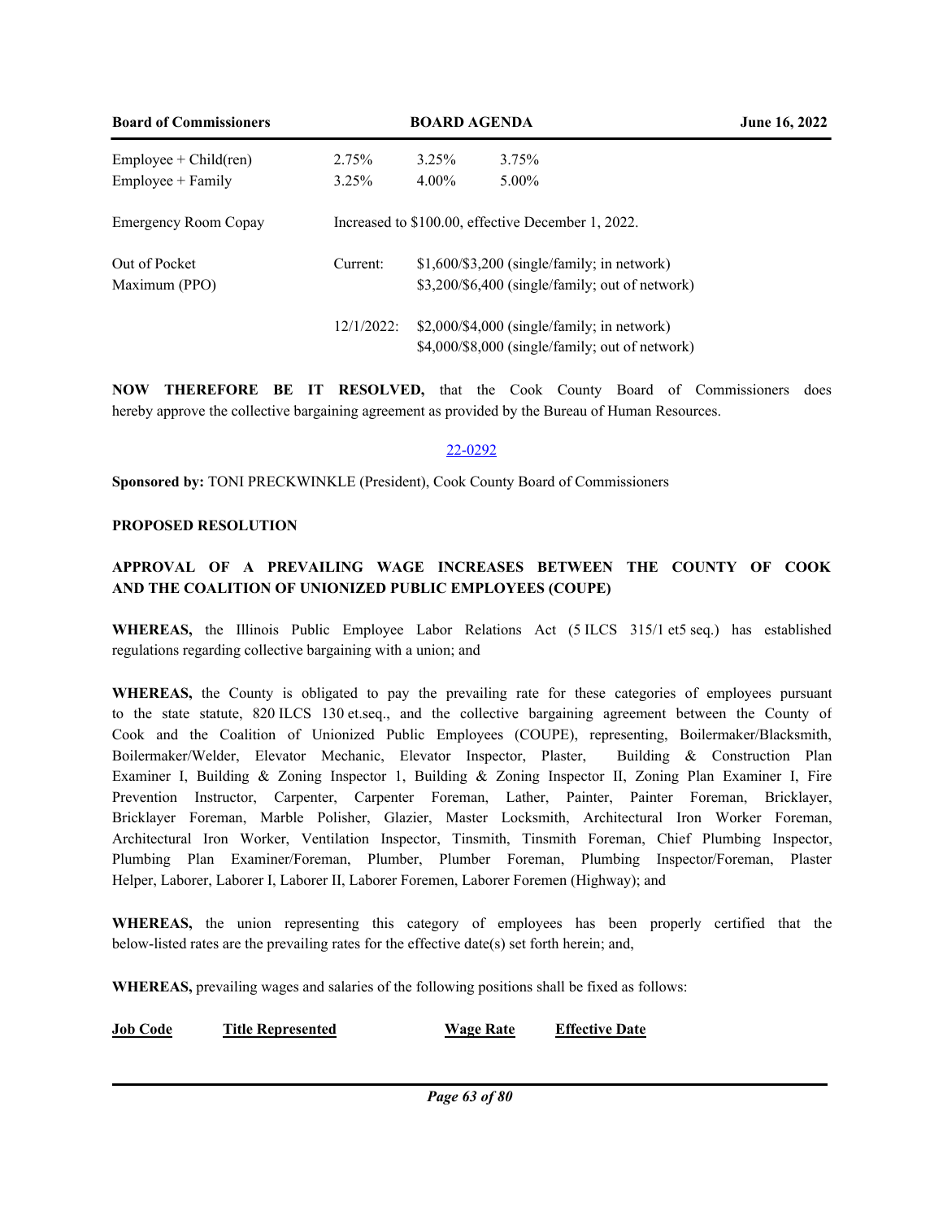| | | | |
|---|---|---|---|
| Employee + Child(ren) | 2.75% | 3.25% | 3.75% |
| Employee + Family | 3.25% | 4.00% | 5.00% |

| | | |
|---|---|---|
| Emergency Room Copay | Increased to $100.00, effective December 1, 2022. | |
| Out of Pocket Maximum (PPO) | Current: | $1,600/$3,200 (single/family; in network)<br>$3,200/$6,400 (single/family; out of network) |
| | 12/1/2022: | $2,000/$4,000 (single/family; in network)<br>$4,000/$8,000 (single/family; out of network) |

**NOW THEREFORE BE IT RESOLVED,** that the Cook County Board of Commissioners does hereby approve the collective bargaining agreement as provided by the Bureau of Human Resources.

22-0292

**Sponsored by:** TONI PRECKWINKLE (President), Cook County Board of Commissioners

**PROPOSED RESOLUTION**

**APPROVAL OF A PREVAILING WAGE INCREASES BETWEEN THE COUNTY OF COOK AND THE COALITION OF UNIONIZED PUBLIC EMPLOYEES (COUPE)**

**WHEREAS,** the Illinois Public Employee Labor Relations Act (5 ILCS 315/1 et5 seq.) has established regulations regarding collective bargaining with a union; and

**WHEREAS,** the County is obligated to pay the prevailing rate for these categories of employees pursuant to the state statute, 820 ILCS 130 et.seq., and the collective bargaining agreement between the County of Cook and the Coalition of Unionized Public Employees (COUPE), representing, Boilermaker/Blacksmith, Boilermaker/Welder, Elevator Mechanic, Elevator Inspector, Plaster, Building & Construction Plan Examiner I, Building & Zoning Inspector 1, Building & Zoning Inspector II, Zoning Plan Examiner I, Fire Prevention Instructor, Carpenter, Carpenter Foreman, Lather, Painter, Painter Foreman, Bricklayer, Bricklayer Foreman, Marble Polisher, Glazier, Master Locksmith, Architectural Iron Worker Foreman, Architectural Iron Worker, Ventilation Inspector, Tinsmith, Tinsmith Foreman, Chief Plumbing Inspector, Plumbing Plan Examiner/Foreman, Plumber, Plumber Foreman, Plumbing Inspector/Foreman, Plaster Helper, Laborer, Laborer I, Laborer II, Laborer Foremen, Laborer Foremen (Highway); and

**WHEREAS,** the union representing this category of employees has been properly certified that the below-listed rates are the prevailing rates for the effective date(s) set forth herein; and,

**WHEREAS,** prevailing wages and salaries of the following positions shall be fixed as follows:

| Job Code | Title Represented | Wage Rate | Effective Date |
|---|---|---|---|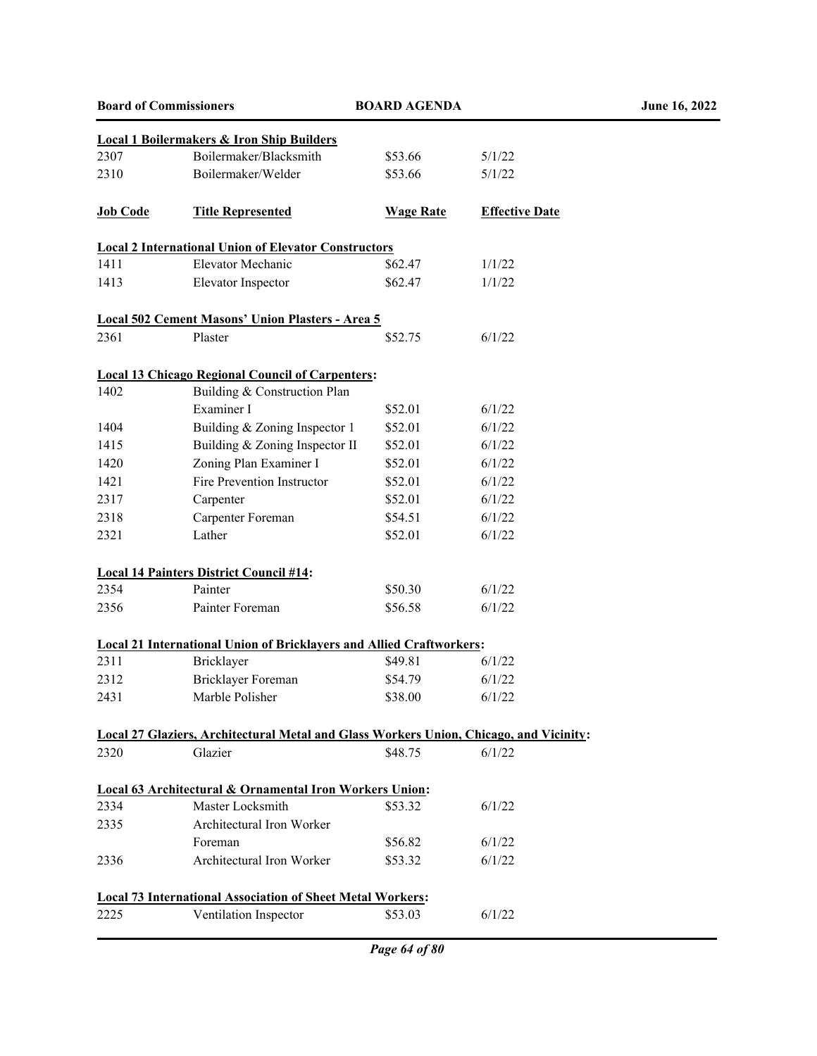**Local 1 Boilermakers & Iron Ship Builders**

| | | | |
|---|---|---|---|
| 2307 | Boilermaker/Blacksmith | $53.66 | 5/1/22 |
| 2310 | Boilermaker/Welder | $53.66 | 5/1/22 |

| **Job Code** | **Title Represented** | **Wage Rate** | **Effective Date** |
|---|---|---|---|
| **Local 2 International Union of Elevator Constructors** | | | |
| 1411 | Elevator Mechanic | $62.47 | 1/1/22 |
| 1413 | Elevator Inspector | $62.47 | 1/1/22 |
| **Local 502 Cement Masons' Union Plasters - Area 5** | | | |
| 2361 | Plaster | $52.75 | 6/1/22 |
| **Local 13 Chicago Regional Council of Carpenters:** | | | |
| 1402 | Building & Construction Plan Examiner I | $52.01 | 6/1/22 |
| 1404 | Building & Zoning Inspector 1 | $52.01 | 6/1/22 |
| 1415 | Building & Zoning Inspector II | $52.01 | 6/1/22 |
| 1420 | Zoning Plan Examiner I | $52.01 | 6/1/22 |
| 1421 | Fire Prevention Instructor | $52.01 | 6/1/22 |
| 2317 | Carpenter | $52.01 | 6/1/22 |
| 2318 | Carpenter Foreman | $54.51 | 6/1/22 |
| 2321 | Lather | $52.01 | 6/1/22 |
| **Local 14 Painters District Council #14:** | | | |
| 2354 | Painter | $50.30 | 6/1/22 |
| 2356 | Painter Foreman | $56.58 | 6/1/22 |
| **Local 21 International Union of Bricklayers and Allied Craftworkers:** | | | |
| 2311 | Bricklayer | $49.81 | 6/1/22 |
| 2312 | Bricklayer Foreman | $54.79 | 6/1/22 |
| 2431 | Marble Polisher | $38.00 | 6/1/22 |
| **Local 27 Glaziers, Architectural Metal and Glass Workers Union, Chicago, and Vicinity:** | | | |
| 2320 | Glazier | $48.75 | 6/1/22 |
| **Local 63 Architectural & Ornamental Iron Workers Union:** | | | |
| 2334 | Master Locksmith | $53.32 | 6/1/22 |
| 2335 | Architectural Iron Worker Foreman | $56.82 | 6/1/22 |
| 2336 | Architectural Iron Worker | $53.32 | 6/1/22 |
| **Local 73 International Association of Sheet Metal Workers:** | | | |
| 2225 | Ventilation Inspector | $53.03 | 6/1/22 |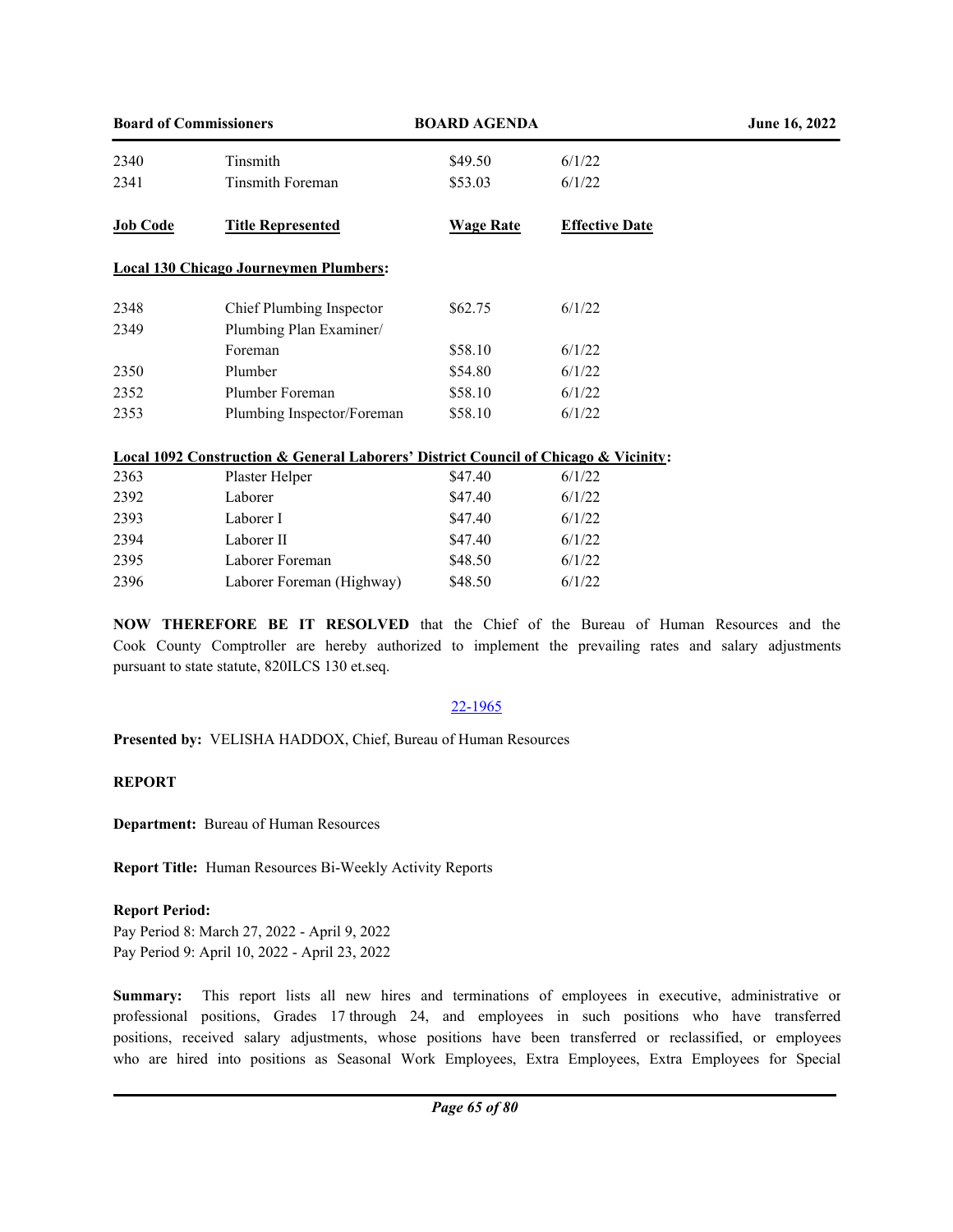| Job Code | Title Represented | Wage Rate | Effective Date |
|---|---|---|---|
| 2340 | Tinsmith | $49.50 | 6/1/22 |
| 2341 | Tinsmith Foreman | $53.03 | 6/1/22 |

| **Job Code** | **Title Represented** | **Wage Rate** | **Effective Date** |
|---|---|---|---|
| **Local 130 Chicago Journeymen Plumbers:** | | | |
| 2348 | Chief Plumbing Inspector | $62.75 | 6/1/22 |
| 2349 | Plumbing Plan Examiner/ Foreman | $58.10 | 6/1/22 |
| 2350 | Plumber | $54.80 | 6/1/22 |
| 2352 | Plumber Foreman | $58.10 | 6/1/22 |
| 2353 | Plumbing Inspector/Foreman | $58.10 | 6/1/22 |
| **Local 1092 Construction & General Laborers' District Council of Chicago & Vicinity:** | | | |
| 2363 | Plaster Helper | $47.40 | 6/1/22 |
| 2392 | Laborer | $47.40 | 6/1/22 |
| 2393 | Laborer I | $47.40 | 6/1/22 |
| 2394 | Laborer II | $47.40 | 6/1/22 |
| 2395 | Laborer Foreman | $48.50 | 6/1/22 |
| 2396 | Laborer Foreman (Highway) | $48.50 | 6/1/22 |

**NOW THEREFORE BE IT RESOLVED** that the Chief of the Bureau of Human Resources and the Cook County Comptroller are hereby authorized to implement the prevailing rates and salary adjustments pursuant to state statute, 820ILCS 130 et.seq.

22-1965

**Presented by:** VELISHA HADDOX, Chief, Bureau of Human Resources

**REPORT**

**Department:** Bureau of Human Resources

**Report Title:** Human Resources Bi-Weekly Activity Reports

**Report Period:**
Pay Period 8: March 27, 2022 - April 9, 2022
Pay Period 9: April 10, 2022 - April 23, 2022

**Summary:** This report lists all new hires and terminations of employees in executive, administrative or professional positions, Grades 17 through 24, and employees in such positions who have transferred positions, received salary adjustments, whose positions have been transferred or reclassified, or employees who are hired into positions as Seasonal Work Employees, Extra Employees, Extra Employees for Special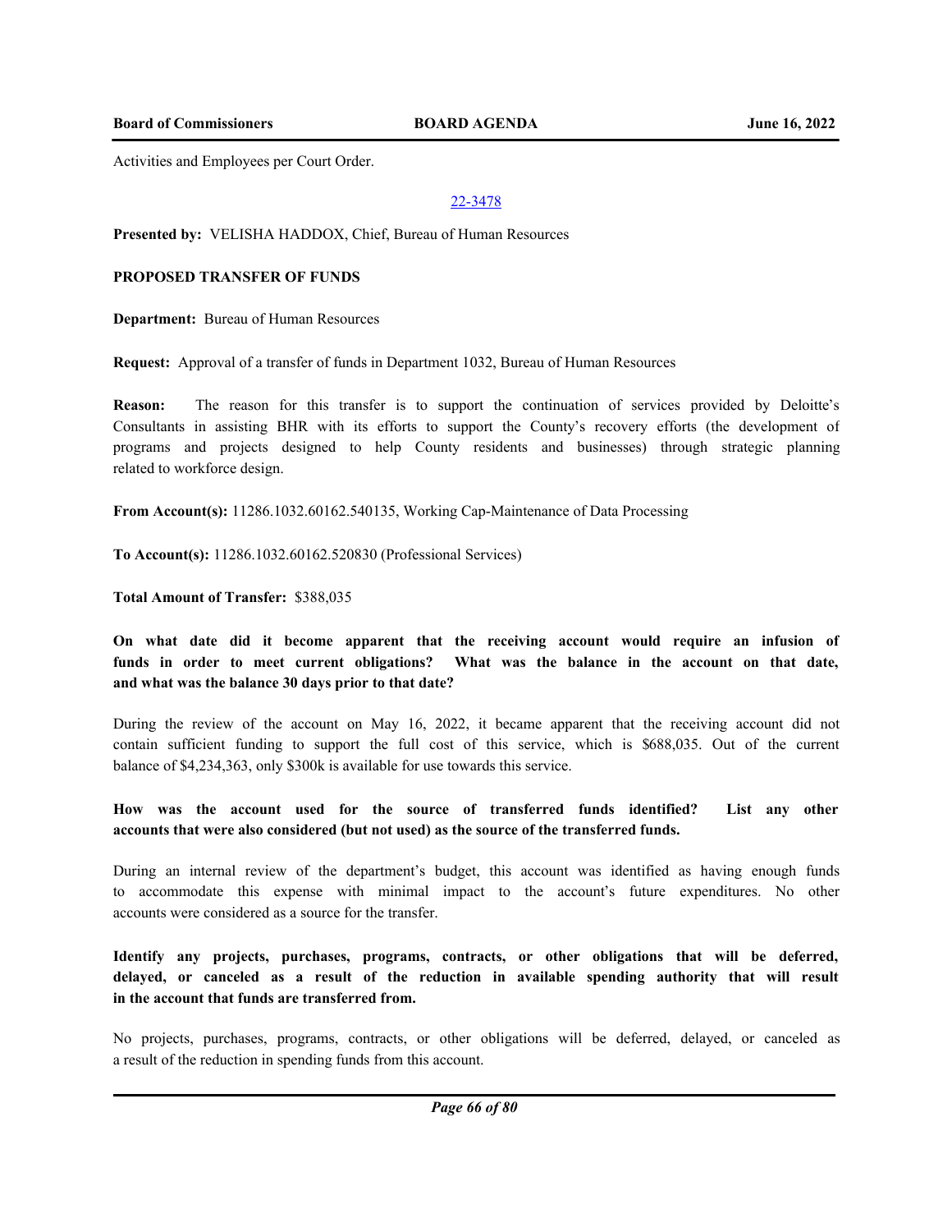Activities and Employees per Court Order.

22-3478

**Presented by:** VELISHA HADDOX, Chief, Bureau of Human Resources

**PROPOSED TRANSFER OF FUNDS**

**Department:** Bureau of Human Resources

**Request:** Approval of a transfer of funds in Department 1032, Bureau of Human Resources

**Reason:** The reason for this transfer is to support the continuation of services provided by Deloitte's Consultants in assisting BHR with its efforts to support the County's recovery efforts (the development of programs and projects designed to help County residents and businesses) through strategic planning related to workforce design.

**From Account(s):** 11286.1032.60162.540135, Working Cap-Maintenance of Data Processing

**To Account(s):** 11286.1032.60162.520830 (Professional Services)

**Total Amount of Transfer:** $388,035

**On what date did it become apparent that the receiving account would require an infusion of funds in order to meet current obligations? What was the balance in the account on that date, and what was the balance 30 days prior to that date?**

During the review of the account on May 16, 2022, it became apparent that the receiving account did not contain sufficient funding to support the full cost of this service, which is $688,035. Out of the current balance of $4,234,363, only $300k is available for use towards this service.

**How was the account used for the source of transferred funds identified? List any other accounts that were also considered (but not used) as the source of the transferred funds.**

During an internal review of the department's budget, this account was identified as having enough funds to accommodate this expense with minimal impact to the account's future expenditures. No other accounts were considered as a source for the transfer.

**Identify any projects, purchases, programs, contracts, or other obligations that will be deferred, delayed, or canceled as a result of the reduction in available spending authority that will result in the account that funds are transferred from.**

No projects, purchases, programs, contracts, or other obligations will be deferred, delayed, or canceled as a result of the reduction in spending funds from this account.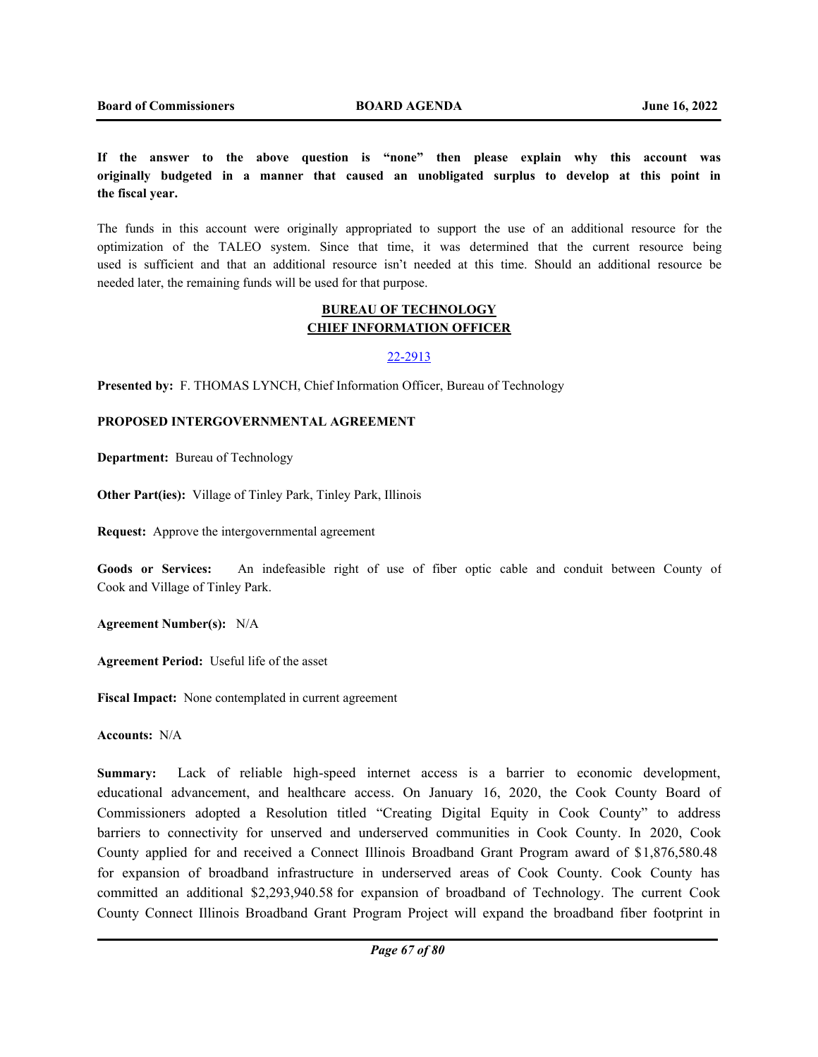**If the answer to the above question is "none" then please explain why this account was originally budgeted in a manner that caused an unobligated surplus to develop at this point in the fiscal year.**

The funds in this account were originally appropriated to support the use of an additional resource for the optimization of the TALEO system. Since that time, it was determined that the current resource being used is sufficient and that an additional resource isn't needed at this time. Should an additional resource be needed later, the remaining funds will be used for that purpose.

## BUREAU OF TECHNOLOGY
## CHIEF INFORMATION OFFICER

22-2913

**Presented by:** F. THOMAS LYNCH, Chief Information Officer, Bureau of Technology

**PROPOSED INTERGOVERNMENTAL AGREEMENT**

**Department:** Bureau of Technology

**Other Part(ies):** Village of Tinley Park, Tinley Park, Illinois

**Request:** Approve the intergovernmental agreement

**Goods or Services:** An indefeasible right of use of fiber optic cable and conduit between County of Cook and Village of Tinley Park.

**Agreement Number(s):** N/A

**Agreement Period:** Useful life of the asset

**Fiscal Impact:** None contemplated in current agreement

**Accounts:** N/A

**Summary:** Lack of reliable high-speed internet access is a barrier to economic development, educational advancement, and healthcare access. On January 16, 2020, the Cook County Board of Commissioners adopted a Resolution titled "Creating Digital Equity in Cook County" to address barriers to connectivity for unserved and underserved communities in Cook County. In 2020, Cook County applied for and received a Connect Illinois Broadband Grant Program award of $1,876,580.48 for expansion of broadband infrastructure in underserved areas of Cook County. Cook County has committed an additional $2,293,940.58 for expansion of broadband of Technology. The current Cook County Connect Illinois Broadband Grant Program Project will expand the broadband fiber footprint in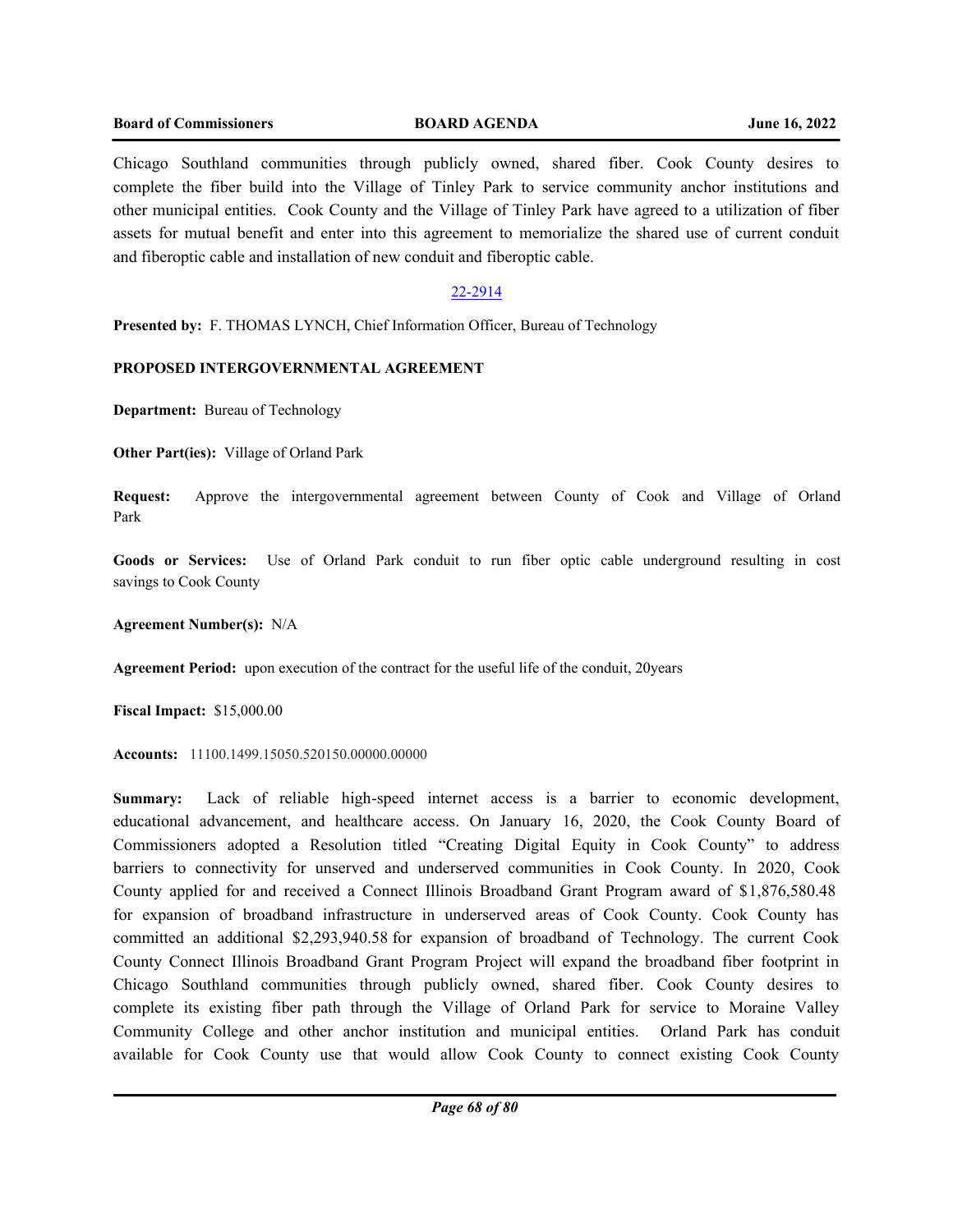Chicago Southland communities through publicly owned, shared fiber. Cook County desires to complete the fiber build into the Village of Tinley Park to service community anchor institutions and other municipal entities. Cook County and the Village of Tinley Park have agreed to a utilization of fiber assets for mutual benefit and enter into this agreement to memorialize the shared use of current conduit and fiberoptic cable and installation of new conduit and fiberoptic cable.

22-2914

**Presented by:** F. THOMAS LYNCH, Chief Information Officer, Bureau of Technology

**PROPOSED INTERGOVERNMENTAL AGREEMENT**

**Department:** Bureau of Technology

**Other Part(ies):** Village of Orland Park

**Request:** Approve the intergovernmental agreement between County of Cook and Village of Orland Park

**Goods or Services:** Use of Orland Park conduit to run fiber optic cable underground resulting in cost savings to Cook County

**Agreement Number(s):** N/A

**Agreement Period:** upon execution of the contract for the useful life of the conduit, 20years

**Fiscal Impact:** $15,000.00

**Accounts:** 11100.1499.15050.520150.00000.00000

**Summary:** Lack of reliable high-speed internet access is a barrier to economic development, educational advancement, and healthcare access. On January 16, 2020, the Cook County Board of Commissioners adopted a Resolution titled "Creating Digital Equity in Cook County" to address barriers to connectivity for unserved and underserved communities in Cook County. In 2020, Cook County applied for and received a Connect Illinois Broadband Grant Program award of $1,876,580.48 for expansion of broadband infrastructure in underserved areas of Cook County. Cook County has committed an additional $2,293,940.58 for expansion of broadband of Technology. The current Cook County Connect Illinois Broadband Grant Program Project will expand the broadband fiber footprint in Chicago Southland communities through publicly owned, shared fiber. Cook County desires to complete its existing fiber path through the Village of Orland Park for service to Moraine Valley Community College and other anchor institution and municipal entities. Orland Park has conduit available for Cook County use that would allow Cook County to connect existing Cook County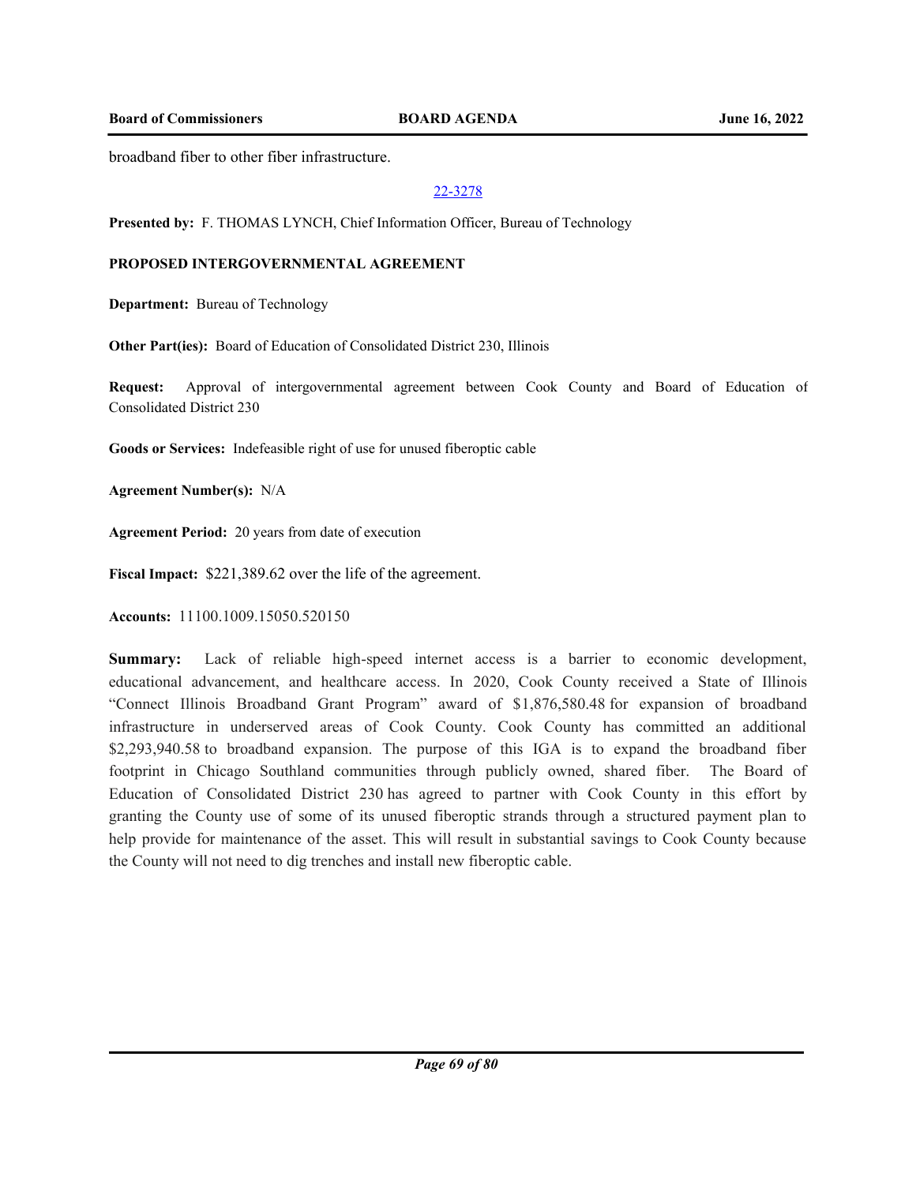broadband fiber to other fiber infrastructure.

22-3278

**Presented by:** F. THOMAS LYNCH, Chief Information Officer, Bureau of Technology

**PROPOSED INTERGOVERNMENTAL AGREEMENT**

**Department:** Bureau of Technology

**Other Part(ies):** Board of Education of Consolidated District 230, Illinois

**Request:** Approval of intergovernmental agreement between Cook County and Board of Education of Consolidated District 230

**Goods or Services:** Indefeasible right of use for unused fiberoptic cable

**Agreement Number(s):** N/A

**Agreement Period:** 20 years from date of execution

**Fiscal Impact:** $221,389.62 over the life of the agreement.

**Accounts:** 11100.1009.15050.520150

**Summary:** Lack of reliable high-speed internet access is a barrier to economic development, educational advancement, and healthcare access. In 2020, Cook County received a State of Illinois "Connect Illinois Broadband Grant Program" award of $1,876,580.48 for expansion of broadband infrastructure in underserved areas of Cook County. Cook County has committed an additional $2,293,940.58 to broadband expansion. The purpose of this IGA is to expand the broadband fiber footprint in Chicago Southland communities through publicly owned, shared fiber. The Board of Education of Consolidated District 230 has agreed to partner with Cook County in this effort by granting the County use of some of its unused fiberoptic strands through a structured payment plan to help provide for maintenance of the asset. This will result in substantial savings to Cook County because the County will not need to dig trenches and install new fiberoptic cable.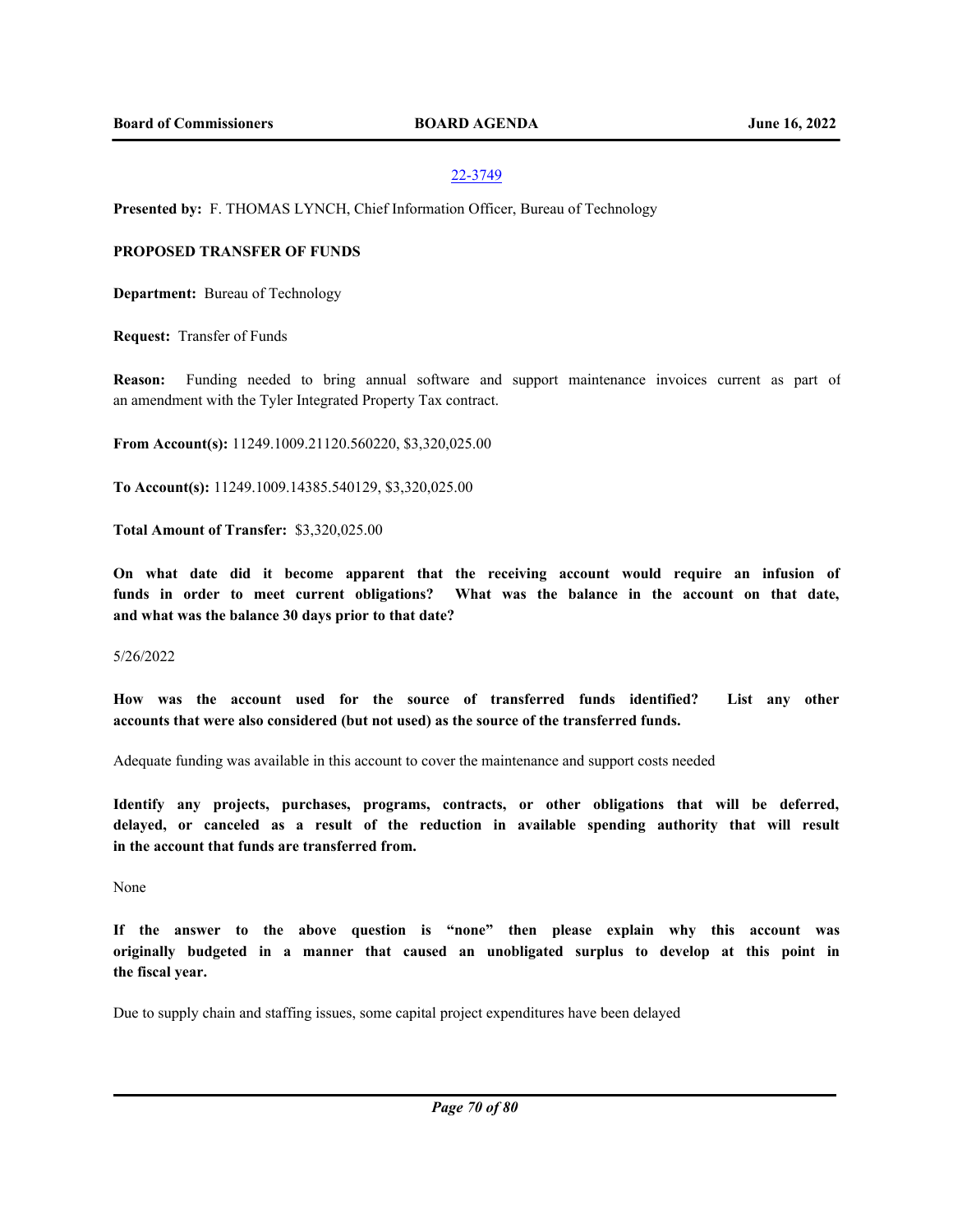22-3749

**Presented by:** F. THOMAS LYNCH, Chief Information Officer, Bureau of Technology

**PROPOSED TRANSFER OF FUNDS**

**Department:** Bureau of Technology

**Request:** Transfer of Funds

**Reason:** Funding needed to bring annual software and support maintenance invoices current as part of an amendment with the Tyler Integrated Property Tax contract.

**From Account(s):** 11249.1009.21120.560220, $3,320,025.00

**To Account(s):** 11249.1009.14385.540129, $3,320,025.00

**Total Amount of Transfer:** $3,320,025.00

**On what date did it become apparent that the receiving account would require an infusion of funds in order to meet current obligations? What was the balance in the account on that date, and what was the balance 30 days prior to that date?**

5/26/2022

**How was the account used for the source of transferred funds identified? List any other accounts that were also considered (but not used) as the source of the transferred funds.**

Adequate funding was available in this account to cover the maintenance and support costs needed

**Identify any projects, purchases, programs, contracts, or other obligations that will be deferred, delayed, or canceled as a result of the reduction in available spending authority that will result in the account that funds are transferred from.**

None

**If the answer to the above question is "none" then please explain why this account was originally budgeted in a manner that caused an unobligated surplus to develop at this point in the fiscal year.**

Due to supply chain and staffing issues, some capital project expenditures have been delayed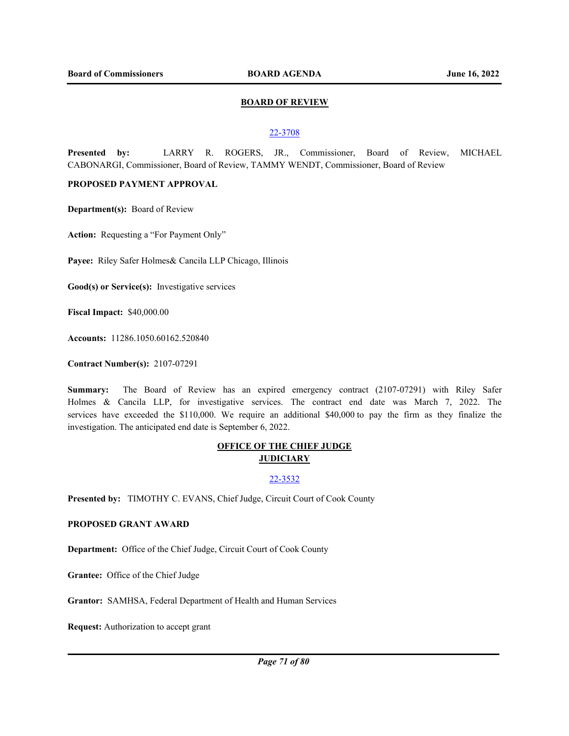## BOARD OF REVIEW

22-3708

**Presented by:** LARRY R. ROGERS, JR., Commissioner, Board of Review, MICHAEL CABONARGI, Commissioner, Board of Review, TAMMY WENDT, Commissioner, Board of Review

**PROPOSED PAYMENT APPROVAL**

**Department(s):** Board of Review

**Action:** Requesting a "For Payment Only"

**Payee:** Riley Safer Holmes& Cancila LLP Chicago, Illinois

**Good(s) or Service(s):** Investigative services

**Fiscal Impact:** $40,000.00

**Accounts:** 11286.1050.60162.520840

**Contract Number(s):** 2107-07291

**Summary:** The Board of Review has an expired emergency contract (2107-07291) with Riley Safer Holmes & Cancila LLP, for investigative services. The contract end date was March 7, 2022. The services have exceeded the $110,000. We require an additional $40,000 to pay the firm as they finalize the investigation. The anticipated end date is September 6, 2022.

## OFFICE OF THE CHIEF JUDGE JUDICIARY

22-3532

**Presented by:** TIMOTHY C. EVANS, Chief Judge, Circuit Court of Cook County

**PROPOSED GRANT AWARD**

**Department:** Office of the Chief Judge, Circuit Court of Cook County

**Grantee:** Office of the Chief Judge

**Grantor:** SAMHSA, Federal Department of Health and Human Services

**Request:** Authorization to accept grant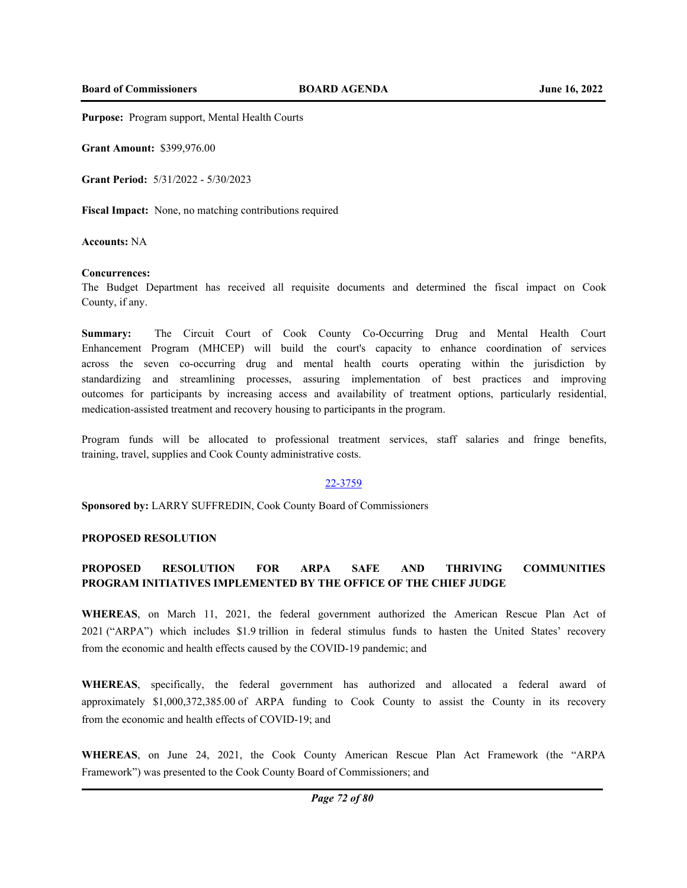**Purpose:** Program support, Mental Health Courts

**Grant Amount:** $399,976.00

**Grant Period:** 5/31/2022 - 5/30/2023

**Fiscal Impact:** None, no matching contributions required

**Accounts:** NA

**Concurrences:**
The Budget Department has received all requisite documents and determined the fiscal impact on Cook County, if any.

**Summary:** The Circuit Court of Cook County Co-Occurring Drug and Mental Health Court Enhancement Program (MHCEP) will build the court's capacity to enhance coordination of services across the seven co-occurring drug and mental health courts operating within the jurisdiction by standardizing and streamlining processes, assuring implementation of best practices and improving outcomes for participants by increasing access and availability of treatment options, particularly residential, medication-assisted treatment and recovery housing to participants in the program.

Program funds will be allocated to professional treatment services, staff salaries and fringe benefits, training, travel, supplies and Cook County administrative costs.

22-3759

**Sponsored by:** LARRY SUFFREDIN, Cook County Board of Commissioners

**PROPOSED RESOLUTION**

**PROPOSED RESOLUTION FOR ARPA SAFE AND THRIVING COMMUNITIES PROGRAM INITIATIVES IMPLEMENTED BY THE OFFICE OF THE CHIEF JUDGE**

**WHEREAS**, on March 11, 2021, the federal government authorized the American Rescue Plan Act of 2021 ("ARPA") which includes $1.9 trillion in federal stimulus funds to hasten the United States' recovery from the economic and health effects caused by the COVID-19 pandemic; and

**WHEREAS**, specifically, the federal government has authorized and allocated a federal award of approximately $1,000,372,385.00 of ARPA funding to Cook County to assist the County in its recovery from the economic and health effects of COVID-19; and

**WHEREAS**, on June 24, 2021, the Cook County American Rescue Plan Act Framework (the "ARPA Framework") was presented to the Cook County Board of Commissioners; and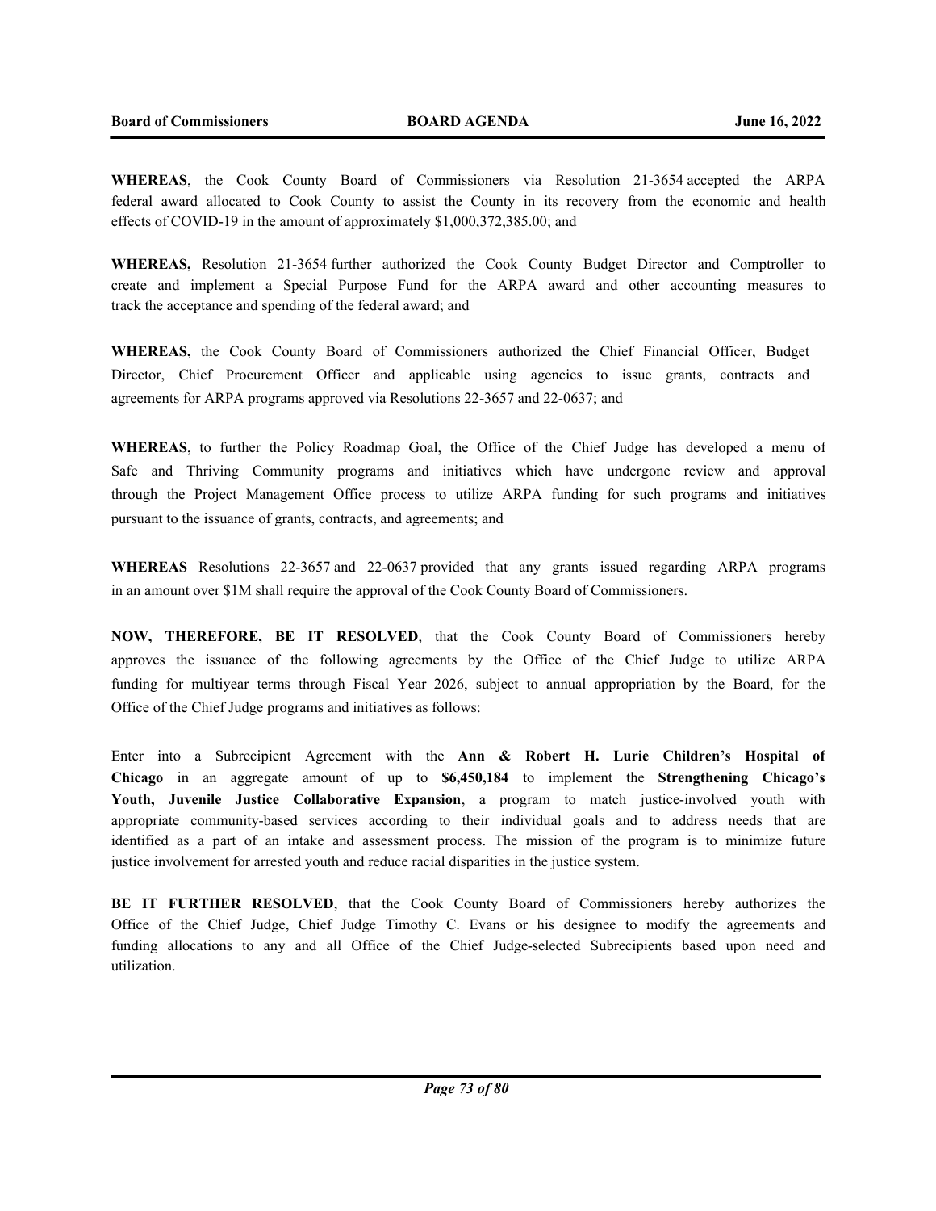**WHEREAS**, the Cook County Board of Commissioners via Resolution 21-3654 accepted the ARPA federal award allocated to Cook County to assist the County in its recovery from the economic and health effects of COVID-19 in the amount of approximately $1,000,372,385.00; and

**WHEREAS,** Resolution 21-3654 further authorized the Cook County Budget Director and Comptroller to create and implement a Special Purpose Fund for the ARPA award and other accounting measures to track the acceptance and spending of the federal award; and

**WHEREAS,** the Cook County Board of Commissioners authorized the Chief Financial Officer, Budget Director, Chief Procurement Officer and applicable using agencies to issue grants, contracts and agreements for ARPA programs approved via Resolutions 22-3657 and 22-0637; and

**WHEREAS**, to further the Policy Roadmap Goal, the Office of the Chief Judge has developed a menu of Safe and Thriving Community programs and initiatives which have undergone review and approval through the Project Management Office process to utilize ARPA funding for such programs and initiatives pursuant to the issuance of grants, contracts, and agreements; and

**WHEREAS** Resolutions 22-3657 and 22-0637 provided that any grants issued regarding ARPA programs in an amount over $1M shall require the approval of the Cook County Board of Commissioners.

**NOW, THEREFORE, BE IT RESOLVED**, that the Cook County Board of Commissioners hereby approves the issuance of the following agreements by the Office of the Chief Judge to utilize ARPA funding for multiyear terms through Fiscal Year 2026, subject to annual appropriation by the Board, for the Office of the Chief Judge programs and initiatives as follows:

Enter into a Subrecipient Agreement with the **Ann & Robert H. Lurie Children's Hospital of Chicago** in an aggregate amount of up to **$6,450,184** to implement the **Strengthening Chicago's Youth, Juvenile Justice Collaborative Expansion**, a program to match justice-involved youth with appropriate community-based services according to their individual goals and to address needs that are identified as a part of an intake and assessment process. The mission of the program is to minimize future justice involvement for arrested youth and reduce racial disparities in the justice system.

**BE IT FURTHER RESOLVED**, that the Cook County Board of Commissioners hereby authorizes the Office of the Chief Judge, Chief Judge Timothy C. Evans or his designee to modify the agreements and funding allocations to any and all Office of the Chief Judge-selected Subrecipients based upon need and utilization.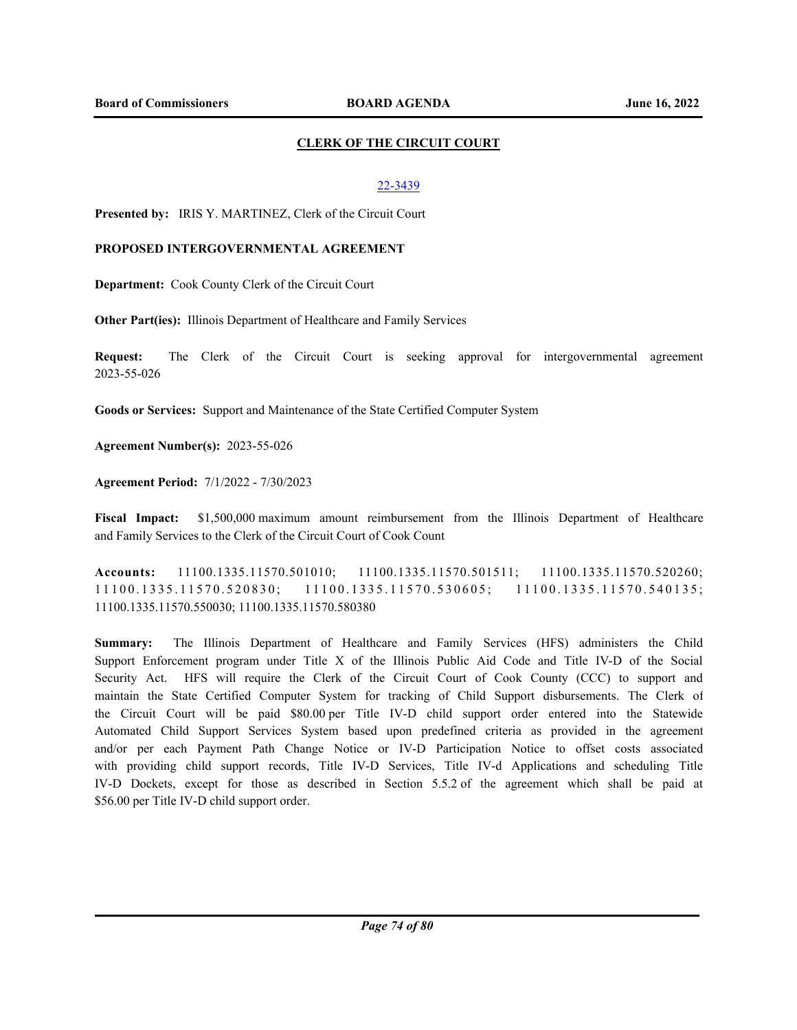## CLERK OF THE CIRCUIT COURT

22-3439

**Presented by:** IRIS Y. MARTINEZ, Clerk of the Circuit Court

**PROPOSED INTERGOVERNMENTAL AGREEMENT**

**Department:** Cook County Clerk of the Circuit Court

**Other Part(ies):** Illinois Department of Healthcare and Family Services

**Request:** The Clerk of the Circuit Court is seeking approval for intergovernmental agreement 2023-55-026

**Goods or Services:** Support and Maintenance of the State Certified Computer System

**Agreement Number(s):** 2023-55-026

**Agreement Period:** 7/1/2022 - 7/30/2023

**Fiscal Impact:** $1,500,000 maximum amount reimbursement from the Illinois Department of Healthcare and Family Services to the Clerk of the Circuit Court of Cook Count

**Accounts:** 11100.1335.11570.501010; 11100.1335.11570.501511; 11100.1335.11570.520260; 11100.1335.11570.520830; 11100.1335.11570.530605; 11100.1335.11570.540135; 11100.1335.11570.550030; 11100.1335.11570.580380

**Summary:** The Illinois Department of Healthcare and Family Services (HFS) administers the Child Support Enforcement program under Title X of the Illinois Public Aid Code and Title IV-D of the Social Security Act. HFS will require the Clerk of the Circuit Court of Cook County (CCC) to support and maintain the State Certified Computer System for tracking of Child Support disbursements. The Clerk of the Circuit Court will be paid $80.00 per Title IV-D child support order entered into the Statewide Automated Child Support Services System based upon predefined criteria as provided in the agreement and/or per each Payment Path Change Notice or IV-D Participation Notice to offset costs associated with providing child support records, Title IV-D Services, Title IV-d Applications and scheduling Title IV-D Dockets, except for those as described in Section 5.5.2 of the agreement which shall be paid at $56.00 per Title IV-D child support order.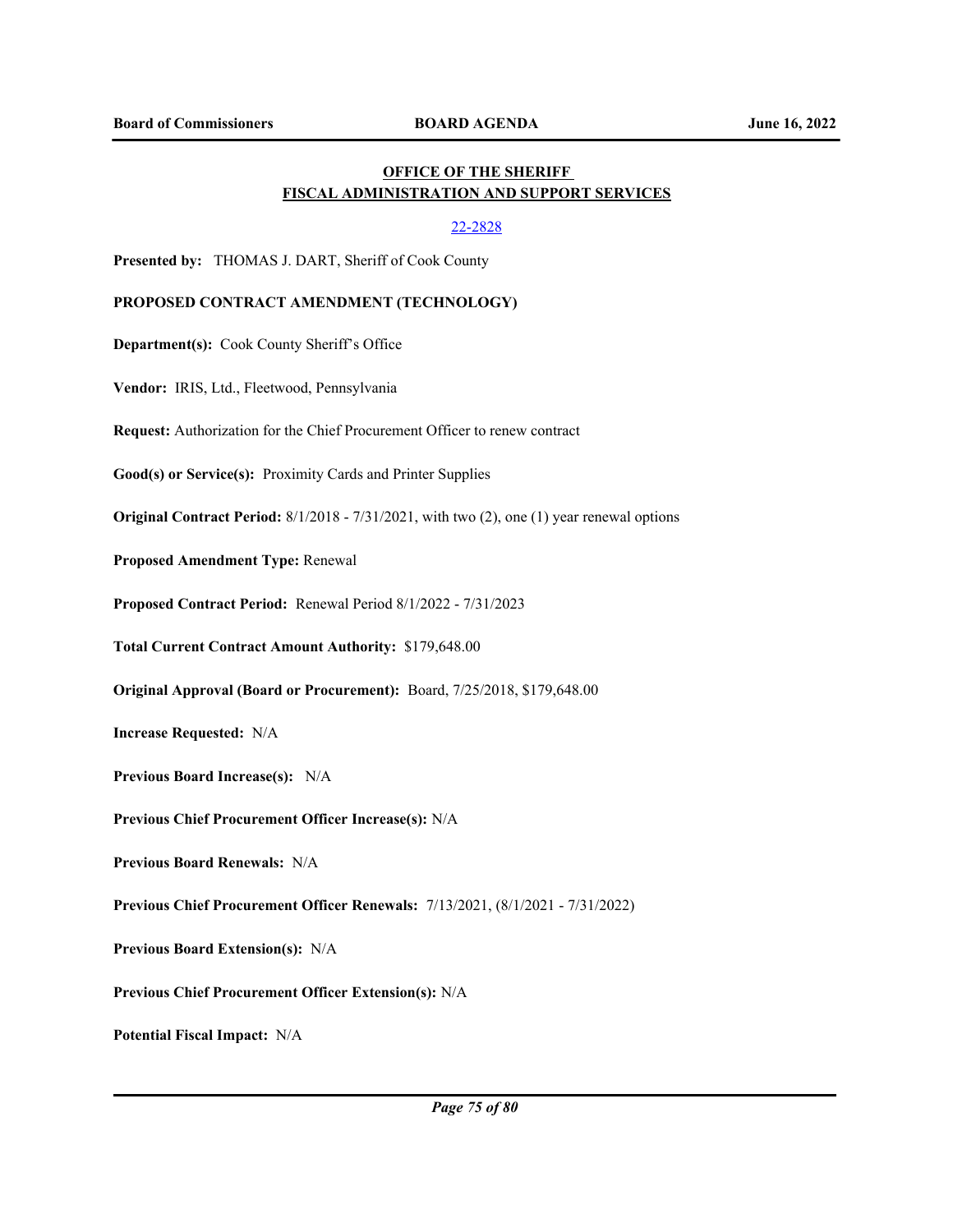## OFFICE OF THE SHERIFF
## FISCAL ADMINISTRATION AND SUPPORT SERVICES

22-2828

**Presented by:** THOMAS J. DART, Sheriff of Cook County

**PROPOSED CONTRACT AMENDMENT (TECHNOLOGY)**

**Department(s):** Cook County Sheriff's Office

**Vendor:** IRIS, Ltd., Fleetwood, Pennsylvania

**Request:** Authorization for the Chief Procurement Officer to renew contract

**Good(s) or Service(s):** Proximity Cards and Printer Supplies

**Original Contract Period:** 8/1/2018 - 7/31/2021, with two (2), one (1) year renewal options

**Proposed Amendment Type:** Renewal

**Proposed Contract Period:** Renewal Period 8/1/2022 - 7/31/2023

**Total Current Contract Amount Authority:** $179,648.00

**Original Approval (Board or Procurement):** Board, 7/25/2018, $179,648.00

**Increase Requested:** N/A

**Previous Board Increase(s):** N/A

**Previous Chief Procurement Officer Increase(s):** N/A

**Previous Board Renewals:** N/A

**Previous Chief Procurement Officer Renewals:** 7/13/2021, (8/1/2021 - 7/31/2022)

**Previous Board Extension(s):** N/A

**Previous Chief Procurement Officer Extension(s):** N/A

**Potential Fiscal Impact:** N/A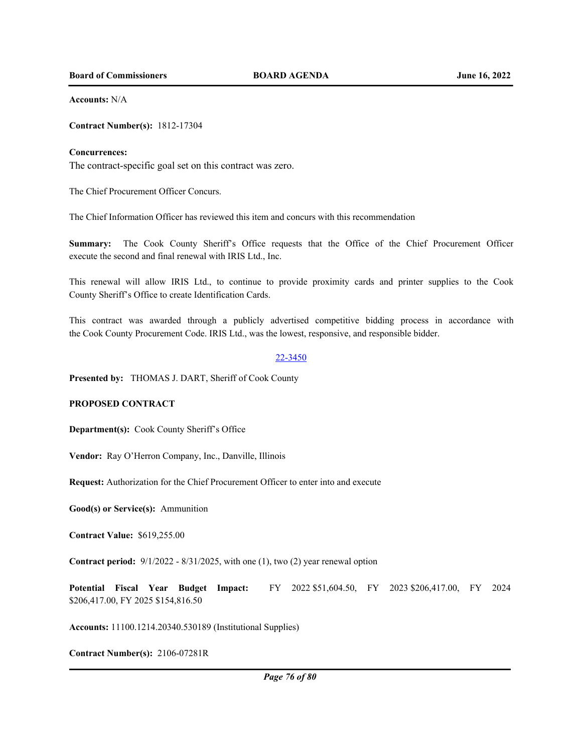**Accounts:** N/A

**Contract Number(s):** 1812-17304

**Concurrences:**

The contract-specific goal set on this contract was zero.

The Chief Procurement Officer Concurs.

The Chief Information Officer has reviewed this item and concurs with this recommendation

**Summary:** The Cook County Sheriff's Office requests that the Office of the Chief Procurement Officer execute the second and final renewal with IRIS Ltd., Inc.

This renewal will allow IRIS Ltd., to continue to provide proximity cards and printer supplies to the Cook County Sheriff's Office to create Identification Cards.

This contract was awarded through a publicly advertised competitive bidding process in accordance with the Cook County Procurement Code. IRIS Ltd., was the lowest, responsive, and responsible bidder.

22-3450

**Presented by:** THOMAS J. DART, Sheriff of Cook County

**PROPOSED CONTRACT**

**Department(s):** Cook County Sheriff's Office

**Vendor:** Ray O'Herron Company, Inc., Danville, Illinois

**Request:** Authorization for the Chief Procurement Officer to enter into and execute

**Good(s) or Service(s):** Ammunition

**Contract Value:** $619,255.00

**Contract period:** 9/1/2022 - 8/31/2025, with one (1), two (2) year renewal option

**Potential Fiscal Year Budget Impact:** FY 2022 $51,604.50, FY 2023 $206,417.00, FY 2024 $206,417.00, FY 2025 $154,816.50

**Accounts:** 11100.1214.20340.530189 (Institutional Supplies)

**Contract Number(s):** 2106-07281R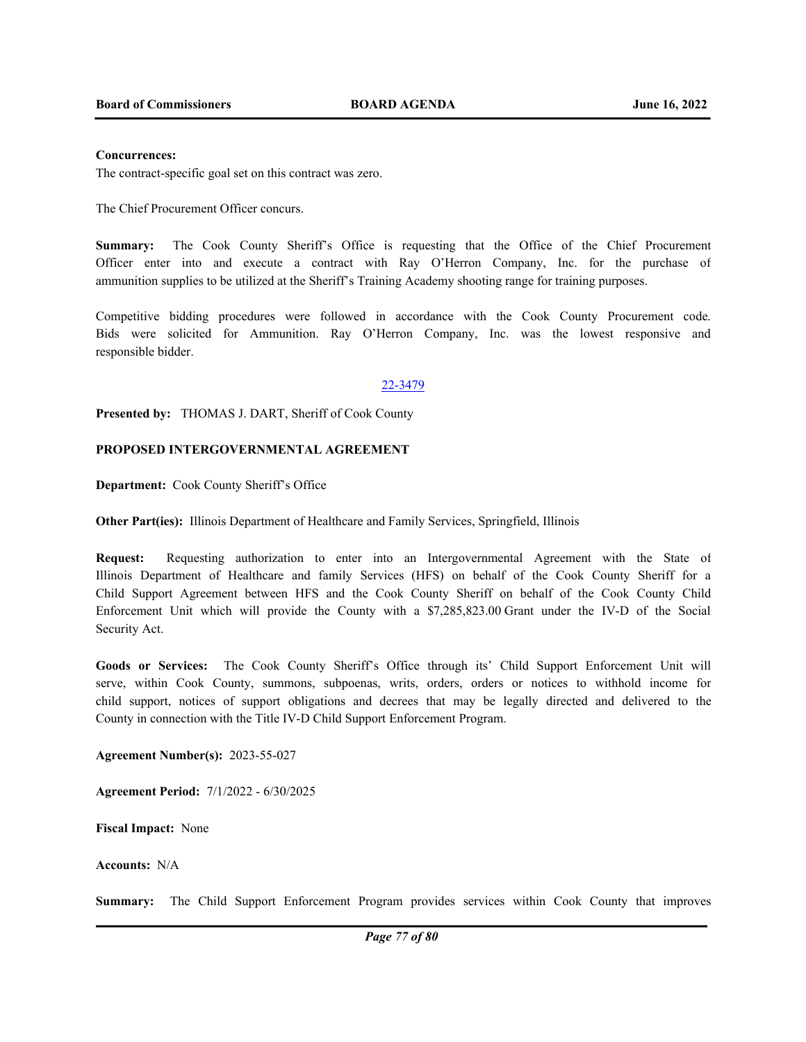**Concurrences:**
The contract-specific goal set on this contract was zero.

The Chief Procurement Officer concurs.

**Summary:** The Cook County Sheriff's Office is requesting that the Office of the Chief Procurement Officer enter into and execute a contract with Ray O'Herron Company, Inc. for the purchase of ammunition supplies to be utilized at the Sheriff's Training Academy shooting range for training purposes.

Competitive bidding procedures were followed in accordance with the Cook County Procurement code. Bids were solicited for Ammunition. Ray O'Herron Company, Inc. was the lowest responsive and responsible bidder.

22-3479

**Presented by:** THOMAS J. DART, Sheriff of Cook County

**PROPOSED INTERGOVERNMENTAL AGREEMENT**

**Department:** Cook County Sheriff's Office

**Other Part(ies):** Illinois Department of Healthcare and Family Services, Springfield, Illinois

**Request:** Requesting authorization to enter into an Intergovernmental Agreement with the State of Illinois Department of Healthcare and family Services (HFS) on behalf of the Cook County Sheriff for a Child Support Agreement between HFS and the Cook County Sheriff on behalf of the Cook County Child Enforcement Unit which will provide the County with a $7,285,823.00 Grant under the IV-D of the Social Security Act.

**Goods or Services:** The Cook County Sheriff's Office through its' Child Support Enforcement Unit will serve, within Cook County, summons, subpoenas, writs, orders, orders or notices to withhold income for child support, notices of support obligations and decrees that may be legally directed and delivered to the County in connection with the Title IV-D Child Support Enforcement Program.

**Agreement Number(s):** 2023-55-027

**Agreement Period:** 7/1/2022 - 6/30/2025

**Fiscal Impact:** None

**Accounts:** N/A

**Summary:** The Child Support Enforcement Program provides services within Cook County that improves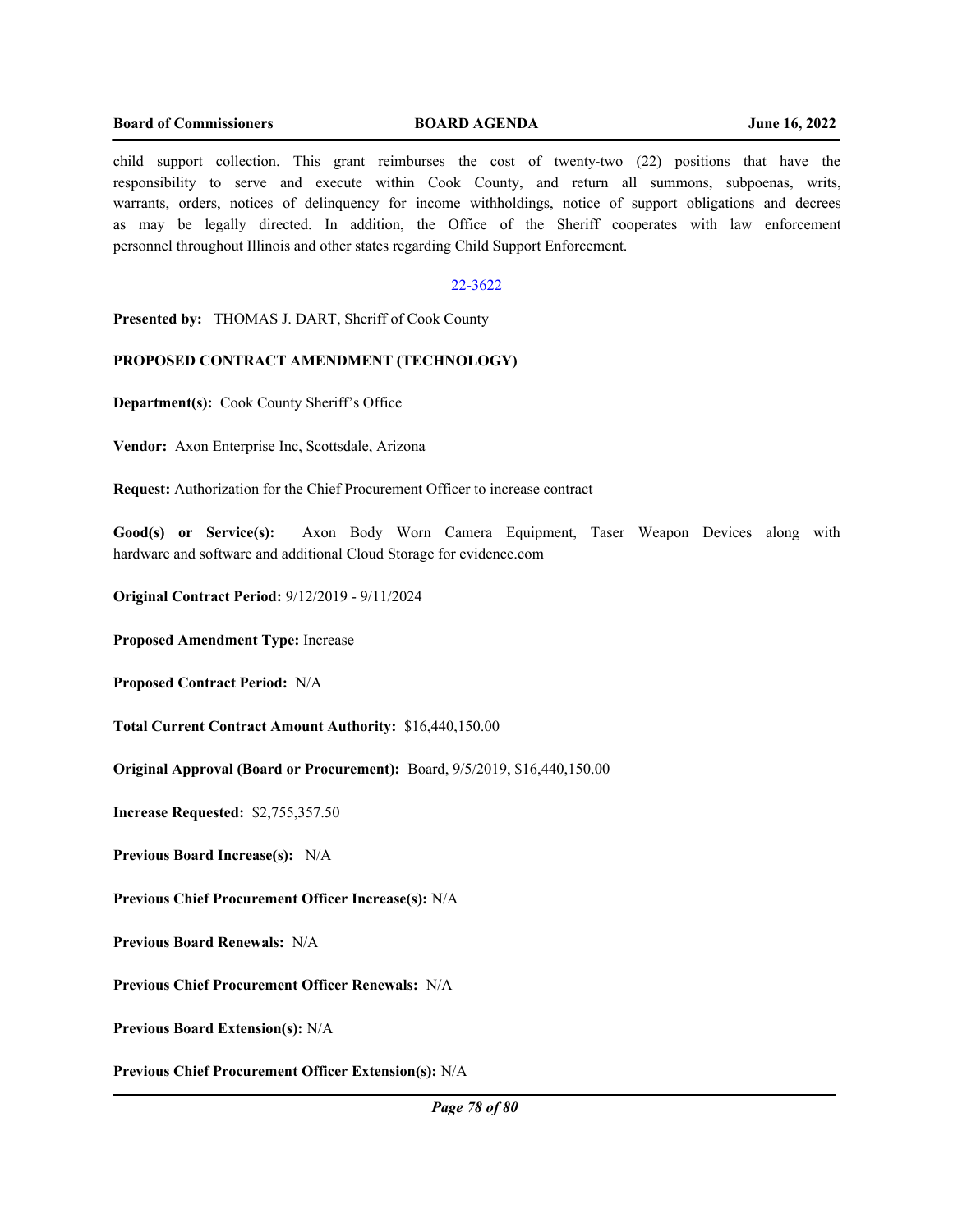child support collection. This grant reimburses the cost of twenty-two (22) positions that have the responsibility to serve and execute within Cook County, and return all summons, subpoenas, writs, warrants, orders, notices of delinquency for income withholdings, notice of support obligations and decrees as may be legally directed. In addition, the Office of the Sheriff cooperates with law enforcement personnel throughout Illinois and other states regarding Child Support Enforcement.

22-3622

**Presented by:** THOMAS J. DART, Sheriff of Cook County

**PROPOSED CONTRACT AMENDMENT (TECHNOLOGY)**

**Department(s):** Cook County Sheriff's Office

**Vendor:** Axon Enterprise Inc, Scottsdale, Arizona

**Request:** Authorization for the Chief Procurement Officer to increase contract

**Good(s) or Service(s):** Axon Body Worn Camera Equipment, Taser Weapon Devices along with hardware and software and additional Cloud Storage for evidence.com

**Original Contract Period:** 9/12/2019 - 9/11/2024

**Proposed Amendment Type:** Increase

**Proposed Contract Period:** N/A

**Total Current Contract Amount Authority:** $16,440,150.00

**Original Approval (Board or Procurement):** Board, 9/5/2019, $16,440,150.00

**Increase Requested:** $2,755,357.50

**Previous Board Increase(s):** N/A

**Previous Chief Procurement Officer Increase(s):** N/A

**Previous Board Renewals:** N/A

**Previous Chief Procurement Officer Renewals:** N/A

**Previous Board Extension(s):** N/A

**Previous Chief Procurement Officer Extension(s):** N/A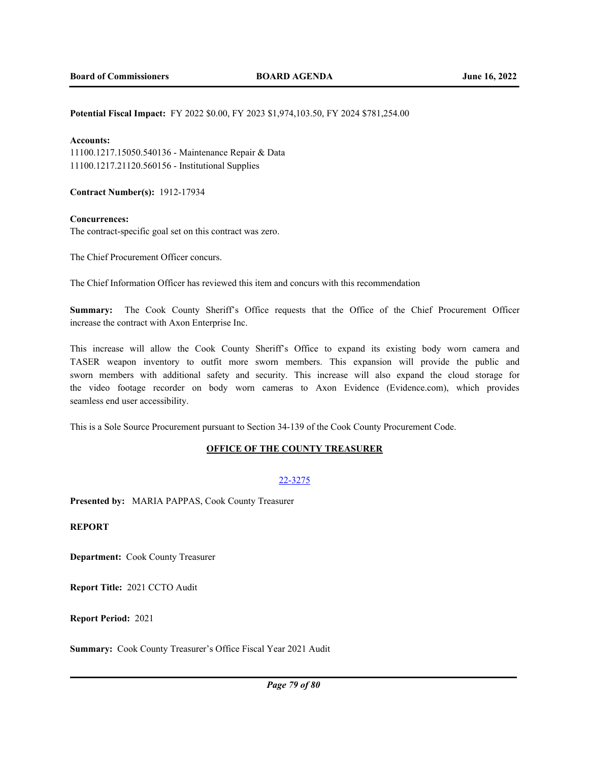**Potential Fiscal Impact:** FY 2022 $0.00, FY 2023 $1,974,103.50, FY 2024 $781,254.00

**Accounts:**
11100.1217.15050.540136 - Maintenance Repair & Data
11100.1217.21120.560156 - Institutional Supplies

**Contract Number(s):** 1912-17934

**Concurrences:**
The contract-specific goal set on this contract was zero.

The Chief Procurement Officer concurs.

The Chief Information Officer has reviewed this item and concurs with this recommendation

**Summary:** The Cook County Sheriff's Office requests that the Office of the Chief Procurement Officer increase the contract with Axon Enterprise Inc.

This increase will allow the Cook County Sheriff's Office to expand its existing body worn camera and TASER weapon inventory to outfit more sworn members. This expansion will provide the public and sworn members with additional safety and security. This increase will also expand the cloud storage for the video footage recorder on body worn cameras to Axon Evidence (Evidence.com), which provides seamless end user accessibility.

This is a Sole Source Procurement pursuant to Section 34-139 of the Cook County Procurement Code.

## OFFICE OF THE COUNTY TREASURER

22-3275

**Presented by:** MARIA PAPPAS, Cook County Treasurer

**REPORT**

**Department:** Cook County Treasurer

**Report Title:** 2021 CCTO Audit

**Report Period:** 2021

**Summary:** Cook County Treasurer's Office Fiscal Year 2021 Audit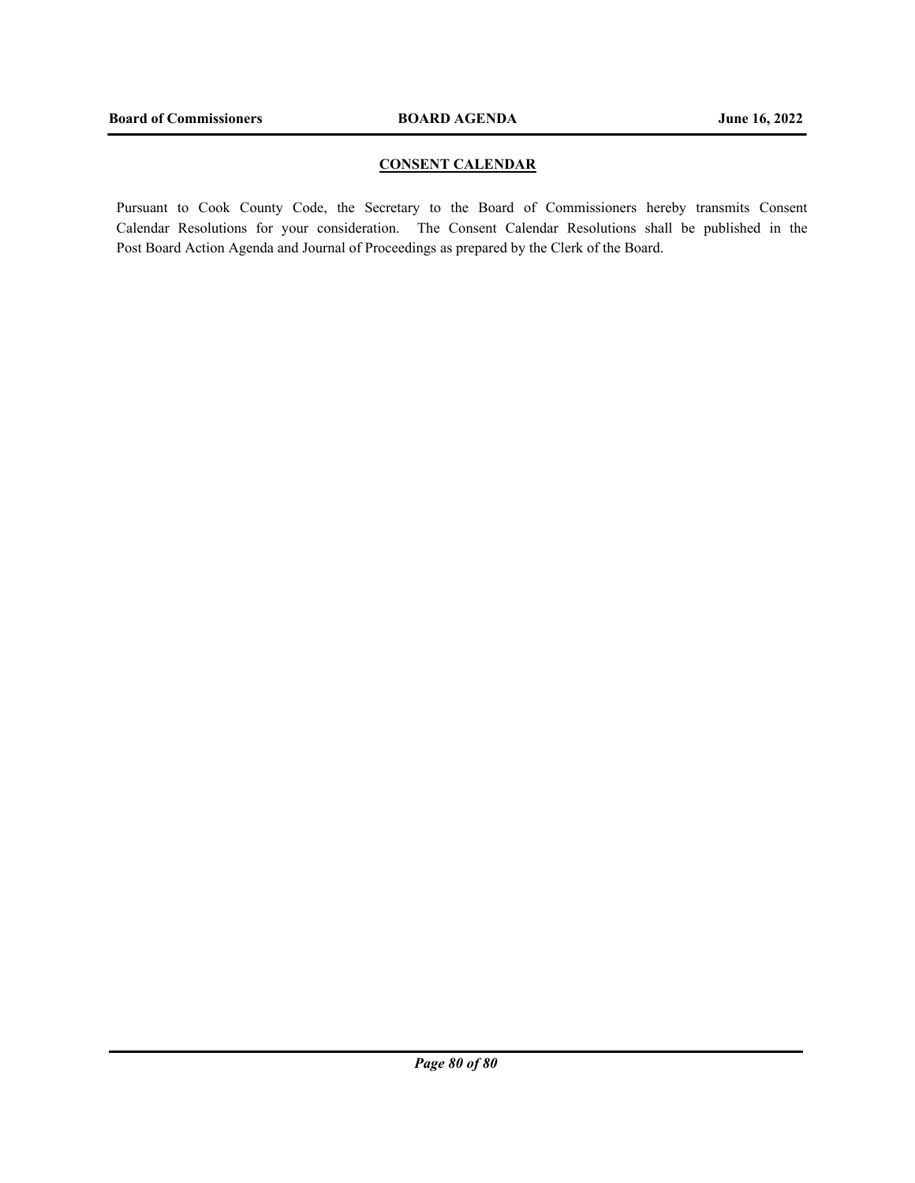## CONSENT CALENDAR

Pursuant to Cook County Code, the Secretary to the Board of Commissioners hereby transmits Consent Calendar Resolutions for your consideration. The Consent Calendar Resolutions shall be published in the Post Board Action Agenda and Journal of Proceedings as prepared by the Clerk of the Board.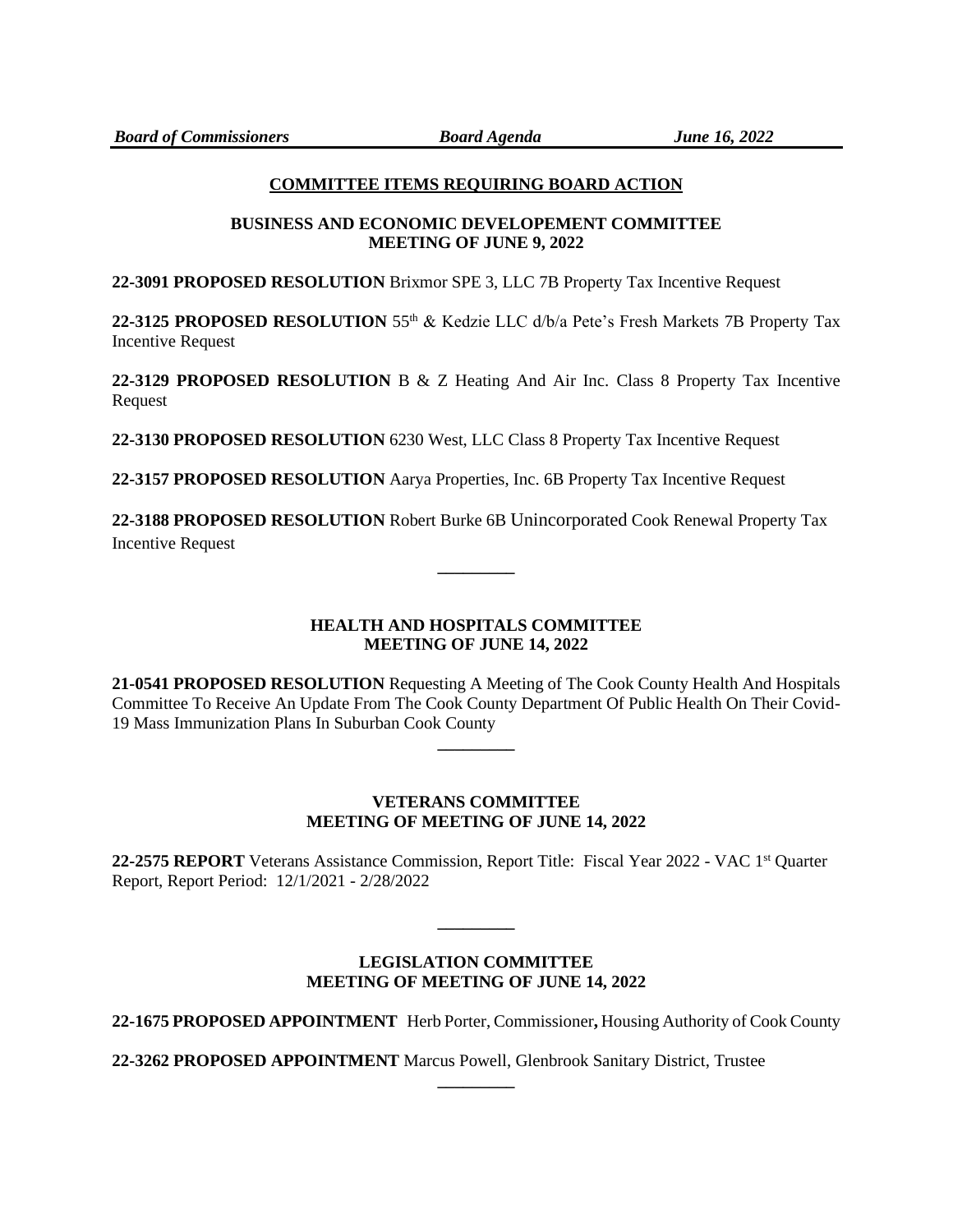## COMMITTEE ITEMS REQUIRING BOARD ACTION

### BUSINESS AND ECONOMIC DEVELOPEMENT COMMITTEE MEETING OF JUNE 9, 2022

**22-3091 PROPOSED RESOLUTION** Brixmor SPE 3, LLC 7B Property Tax Incentive Request

**22-3125 PROPOSED RESOLUTION** 55th & Kedzie LLC d/b/a Pete's Fresh Markets 7B Property Tax Incentive Request

**22-3129 PROPOSED RESOLUTION** B & Z Heating And Air Inc. Class 8 Property Tax Incentive Request

**22-3130 PROPOSED RESOLUTION** 6230 West, LLC Class 8 Property Tax Incentive Request

**22-3157 PROPOSED RESOLUTION** Aarya Properties, Inc. 6B Property Tax Incentive Request

**22-3188 PROPOSED RESOLUTION** Robert Burke 6B Unincorporated Cook Renewal Property Tax Incentive Request

---

### HEALTH AND HOSPITALS COMMITTEE MEETING OF JUNE 14, 2022

**21-0541 PROPOSED RESOLUTION** Requesting A Meeting of The Cook County Health And Hospitals Committee To Receive An Update From The Cook County Department Of Public Health On Their Covid-19 Mass Immunization Plans In Suburban Cook County

---

### VETERANS COMMITTEE MEETING OF MEETING OF JUNE 14, 2022

**22-2575 REPORT** Veterans Assistance Commission, Report Title: Fiscal Year 2022 - VAC 1st Quarter Report, Report Period: 12/1/2021 - 2/28/2022

---

### LEGISLATION COMMITTEE MEETING OF MEETING OF JUNE 14, 2022

**22-1675 PROPOSED APPOINTMENT** Herb Porter, Commissioner**,** Housing Authority of Cook County

**22-3262 PROPOSED APPOINTMENT** Marcus Powell, Glenbrook Sanitary District, Trustee

---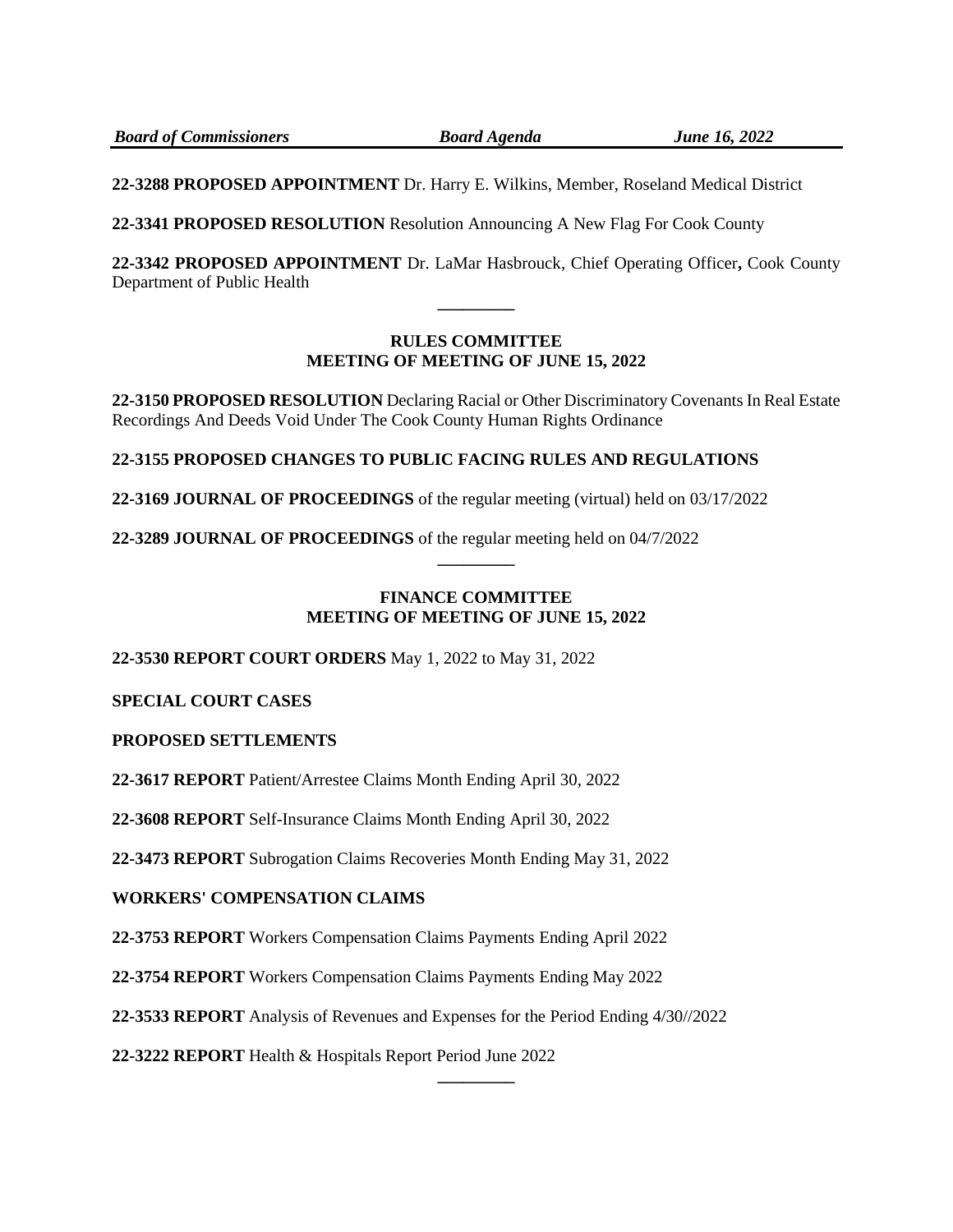**22-3288 PROPOSED APPOINTMENT** Dr. Harry E. Wilkins, Member, Roseland Medical District

**22-3341 PROPOSED RESOLUTION** Resolution Announcing A New Flag For Cook County

**22-3342 PROPOSED APPOINTMENT** Dr. LaMar Hasbrouck, Chief Operating Officer**,** Cook County Department of Public Health

---

**RULES COMMITTEE**
**MEETING OF MEETING OF JUNE 15, 2022**

**22-3150 PROPOSED RESOLUTION** Declaring Racial or Other Discriminatory Covenants In Real Estate Recordings And Deeds Void Under The Cook County Human Rights Ordinance

**22-3155 PROPOSED CHANGES TO PUBLIC FACING RULES AND REGULATIONS**

**22-3169 JOURNAL OF PROCEEDINGS** of the regular meeting (virtual) held on 03/17/2022

**22-3289 JOURNAL OF PROCEEDINGS** of the regular meeting held on 04/7/2022

---

**FINANCE COMMITTEE**
**MEETING OF MEETING OF JUNE 15, 2022**

**22-3530 REPORT COURT ORDERS** May 1, 2022 to May 31, 2022

**SPECIAL COURT CASES**

**PROPOSED SETTLEMENTS**

**22-3617 REPORT** Patient/Arrestee Claims Month Ending April 30, 2022

**22-3608 REPORT** Self-Insurance Claims Month Ending April 30, 2022

**22-3473 REPORT** Subrogation Claims Recoveries Month Ending May 31, 2022

**WORKERS' COMPENSATION CLAIMS**

**22-3753 REPORT** Workers Compensation Claims Payments Ending April 2022

**22-3754 REPORT** Workers Compensation Claims Payments Ending May 2022

**22-3533 REPORT** Analysis of Revenues and Expenses for the Period Ending 4/30//2022

**22-3222 REPORT** Health & Hospitals Report Period June 2022

---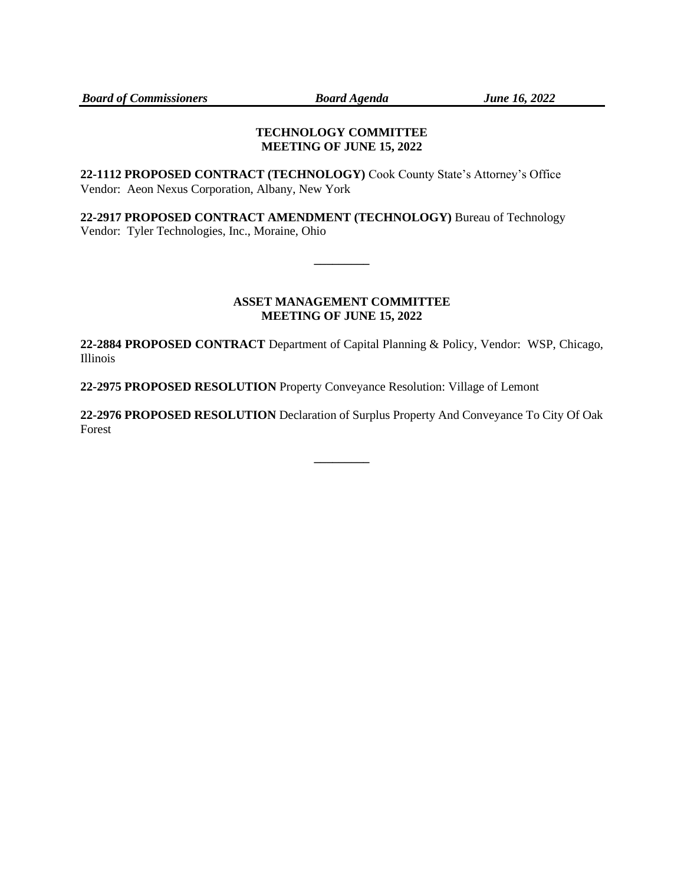## TECHNOLOGY COMMITTEE
## MEETING OF JUNE 15, 2022

**22-1112 PROPOSED CONTRACT (TECHNOLOGY)** Cook County State's Attorney's Office
Vendor: Aeon Nexus Corporation, Albany, New York

**22-2917 PROPOSED CONTRACT AMENDMENT (TECHNOLOGY)** Bureau of Technology
Vendor: Tyler Technologies, Inc., Moraine, Ohio

---

## ASSET MANAGEMENT COMMITTEE
## MEETING OF JUNE 15, 2022

**22-2884 PROPOSED CONTRACT** Department of Capital Planning & Policy, Vendor: WSP, Chicago, Illinois

**22-2975 PROPOSED RESOLUTION** Property Conveyance Resolution: Village of Lemont

**22-2976 PROPOSED RESOLUTION** Declaration of Surplus Property And Conveyance To City Of Oak Forest

---